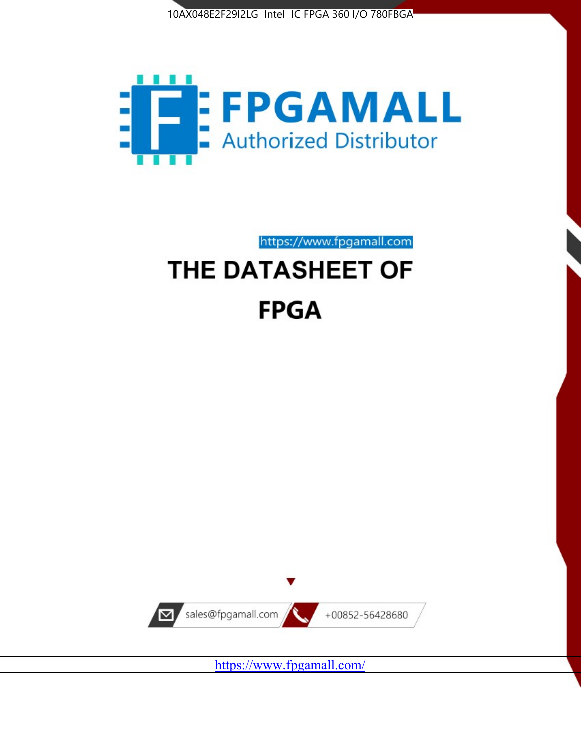10AX048E2F29I2LG Intel IC FPGA 360 I/O 780FBGA

FPGAMALL
Authorized Distributor

https://www.fpgamall.com

# THE DATASHEET OF FPGA

sales@fpgamall.com

+00852-56428680

https://www.fpgamall.com/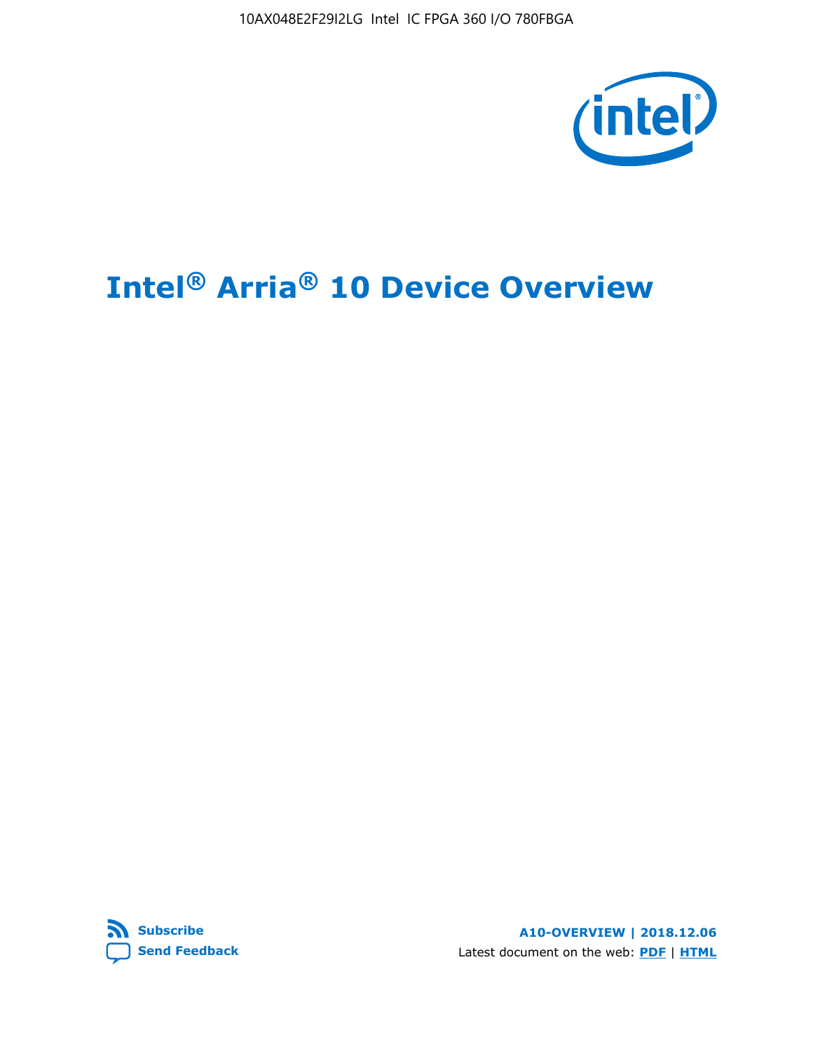10AX048E2F29I2LG Intel IC FPGA 360 I/O 780FBGA

# Intel® Arria® 10 Device Overview

Subscribe

Send Feedback

**A10-OVERVIEW | 2018.12.06**

Latest document on the web: PDF | HTML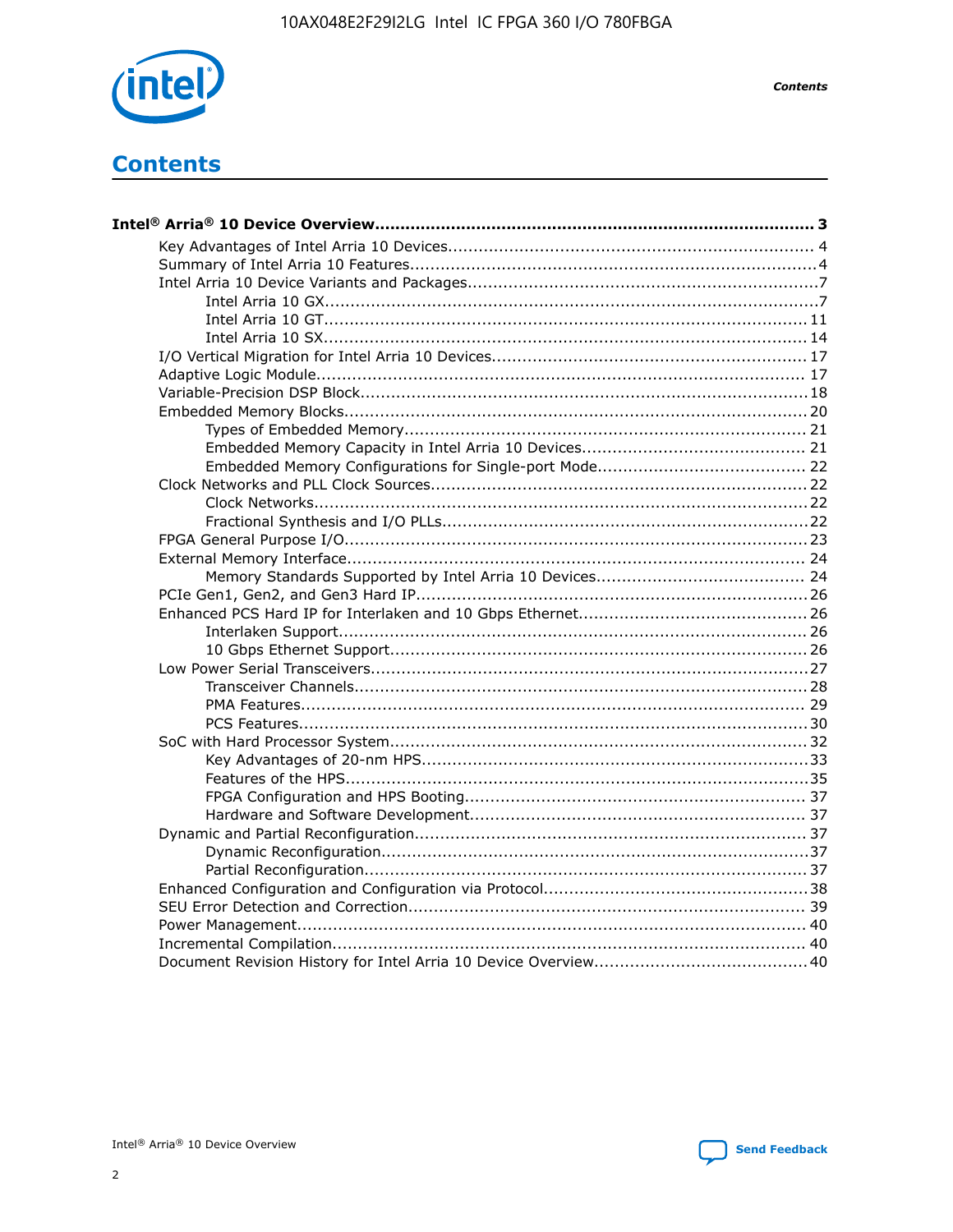# Contents

**Intel® Arria® 10 Device Overview....................................................................................... 3**

- Key Advantages of Intel Arria 10 Devices....................................................................... 4
- Summary of Intel Arria 10 Features................................................................................4
- Intel Arria 10 Device Variants and Packages.....................................................................7
  - Intel Arria 10 GX................................................................................................7
  - Intel Arria 10 GT.............................................................................................. 11
  - Intel Arria 10 SX.............................................................................................. 14
- I/O Vertical Migration for Intel Arria 10 Devices............................................................. 17
- Adaptive Logic Module................................................................................................ 17
- Variable-Precision DSP Block.......................................................................................18
- Embedded Memory Blocks.......................................................................................... 20
  - Types of Embedded Memory.............................................................................. 21
  - Embedded Memory Capacity in Intel Arria 10 Devices........................................... 21
  - Embedded Memory Configurations for Single-port Mode......................................... 22
- Clock Networks and PLL Clock Sources.........................................................................22
  - Clock Networks................................................................................................22
  - Fractional Synthesis and I/O PLLs.......................................................................22
- FPGA General Purpose I/O..........................................................................................23
- External Memory Interface......................................................................................... 24
  - Memory Standards Supported by Intel Arria 10 Devices........................................ 24
- PCIe Gen1, Gen2, and Gen3 Hard IP............................................................................26
- Enhanced PCS Hard IP for Interlaken and 10 Gbps Ethernet.............................................26
  - Interlaken Support........................................................................................... 26
  - 10 Gbps Ethernet Support................................................................................. 26
- Low Power Serial Transceivers.....................................................................................27
  - Transceiver Channels........................................................................................28
  - PMA Features.................................................................................................. 29
  - PCS Features...................................................................................................30
- SoC with Hard Processor System..................................................................................32
  - Key Advantages of 20-nm HPS...........................................................................33
  - Features of the HPS..........................................................................................35
  - FPGA Configuration and HPS Booting.................................................................. 37
  - Hardware and Software Development................................................................. 37
- Dynamic and Partial Reconfiguration............................................................................ 37
  - Dynamic Reconfiguration...................................................................................37
  - Partial Reconfiguration......................................................................................37
- Enhanced Configuration and Configuration via Protocol...................................................38
- SEU Error Detection and Correction............................................................................. 39
- Power Management.................................................................................................... 40
- Incremental Compilation............................................................................................. 40
- Document Revision History for Intel Arria 10 Device Overview......................................... 40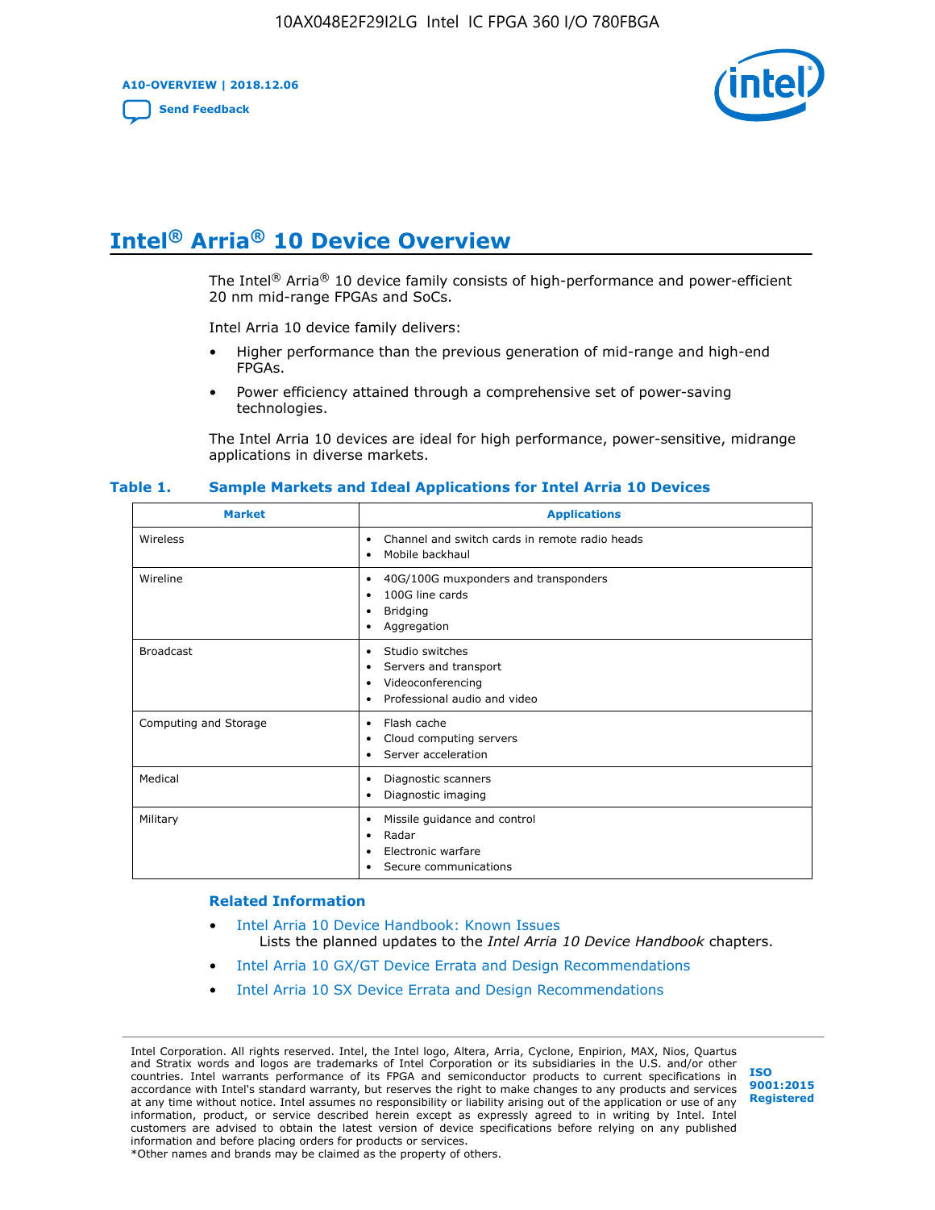# Intel® Arria® 10 Device Overview

The Intel® Arria® 10 device family consists of high-performance and power-efficient 20 nm mid-range FPGAs and SoCs.

Intel Arria 10 device family delivers:

- Higher performance than the previous generation of mid-range and high-end FPGAs.
- Power efficiency attained through a comprehensive set of power-saving technologies.

The Intel Arria 10 devices are ideal for high performance, power-sensitive, midrange applications in diverse markets.

**Table 1. Sample Markets and Ideal Applications for Intel Arria 10 Devices**

| Market | Applications |
|---|---|
| Wireless | • Channel and switch cards in remote radio heads<br>• Mobile backhaul |
| Wireline | • 40G/100G muxponders and transponders<br>• 100G line cards<br>• Bridging<br>• Aggregation |
| Broadcast | • Studio switches<br>• Servers and transport<br>• Videoconferencing<br>• Professional audio and video |
| Computing and Storage | • Flash cache<br>• Cloud computing servers<br>• Server acceleration |
| Medical | • Diagnostic scanners<br>• Diagnostic imaging |
| Military | • Missile guidance and control<br>• Radar<br>• Electronic warfare<br>• Secure communications |

### Related Information

- Intel Arria 10 Device Handbook: Known Issues
  Lists the planned updates to the *Intel Arria 10 Device Handbook* chapters.
- Intel Arria 10 GX/GT Device Errata and Design Recommendations
- Intel Arria 10 SX Device Errata and Design Recommendations

Intel Corporation. All rights reserved. Intel, the Intel logo, Altera, Arria, Cyclone, Enpirion, MAX, Nios, Quartus and Stratix words and logos are trademarks of Intel Corporation or its subsidiaries in the U.S. and/or other countries. Intel warrants performance of its FPGA and semiconductor products to current specifications in accordance with Intel's standard warranty, but reserves the right to make changes to any products and services at any time without notice. Intel assumes no responsibility or liability arising out of the application or use of any information, product, or service described herein except as expressly agreed to in writing by Intel. Intel customers are advised to obtain the latest version of device specifications before relying on any published information and before placing orders for products or services.
*Other names and brands may be claimed as the property of others.

ISO 9001:2015 Registered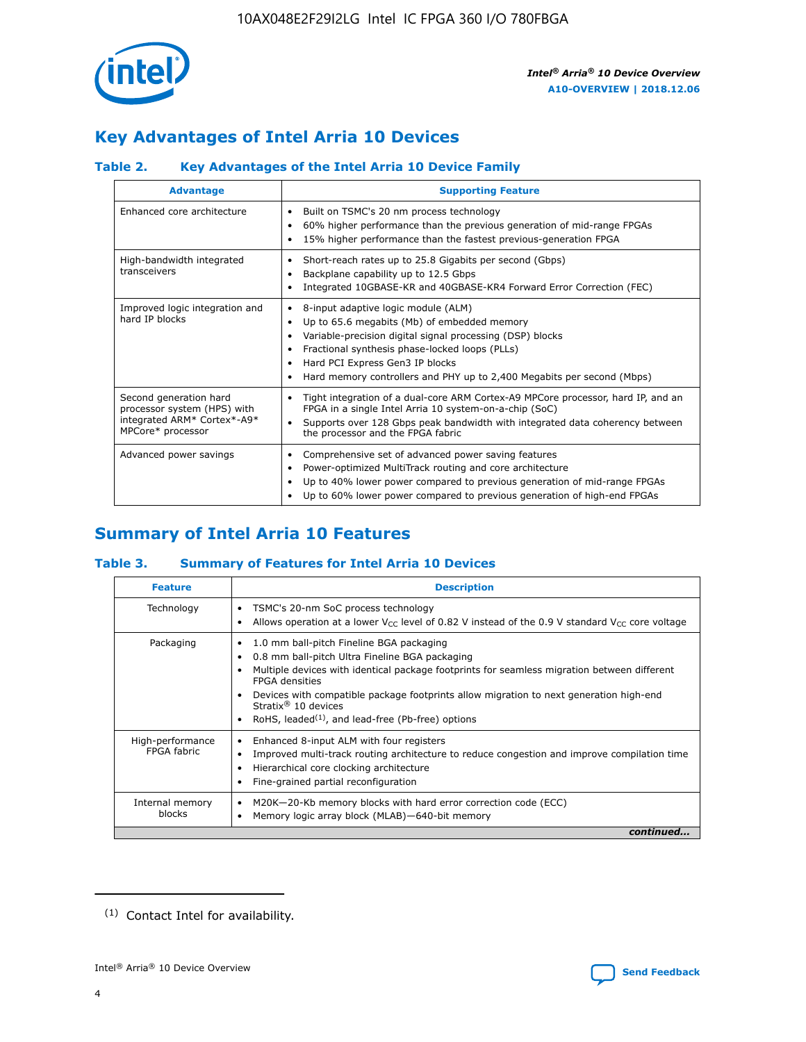# Key Advantages of Intel Arria 10 Devices

### Table 2. Key Advantages of the Intel Arria 10 Device Family

| Advantage | Supporting Feature |
|---|---|
| Enhanced core architecture | • Built on TSMC's 20 nm process technology<br>• 60% higher performance than the previous generation of mid-range FPGAs<br>• 15% higher performance than the fastest previous-generation FPGA |
| High-bandwidth integrated transceivers | • Short-reach rates up to 25.8 Gigabits per second (Gbps)<br>• Backplane capability up to 12.5 Gbps<br>• Integrated 10GBASE-KR and 40GBASE-KR4 Forward Error Correction (FEC) |
| Improved logic integration and hard IP blocks | • 8-input adaptive logic module (ALM)<br>• Up to 65.6 megabits (Mb) of embedded memory<br>• Variable-precision digital signal processing (DSP) blocks<br>• Fractional synthesis phase-locked loops (PLLs)<br>• Hard PCI Express Gen3 IP blocks<br>• Hard memory controllers and PHY up to 2,400 Megabits per second (Mbps) |
| Second generation hard processor system (HPS) with integrated ARM* Cortex*-A9* MPCore* processor | • Tight integration of a dual-core ARM Cortex-A9 MPCore processor, hard IP, and an FPGA in a single Intel Arria 10 system-on-a-chip (SoC)<br>• Supports over 128 Gbps peak bandwidth with integrated data coherency between the processor and the FPGA fabric |
| Advanced power savings | • Comprehensive set of advanced power saving features<br>• Power-optimized MultiTrack routing and core architecture<br>• Up to 40% lower power compared to previous generation of mid-range FPGAs<br>• Up to 60% lower power compared to previous generation of high-end FPGAs |

# Summary of Intel Arria 10 Features

### Table 3. Summary of Features for Intel Arria 10 Devices

| Feature | Description |
|---|---|
| Technology | • TSMC's 20-nm SoC process technology<br>• Allows operation at a lower $V_{CC}$ level of 0.82 V instead of the 0.9 V standard $V_{CC}$ core voltage |
| Packaging | • 1.0 mm ball-pitch Fineline BGA packaging<br>• 0.8 mm ball-pitch Ultra Fineline BGA packaging<br>• Multiple devices with identical package footprints for seamless migration between different FPGA densities<br>• Devices with compatible package footprints allow migration to next generation high-end Stratix® 10 devices<br>• RoHS, leaded[1], and lead-free (Pb-free) options |
| High-performance FPGA fabric | • Enhanced 8-input ALM with four registers<br>• Improved multi-track routing architecture to reduce congestion and improve compilation time<br>• Hierarchical core clocking architecture<br>• Fine-grained partial reconfiguration |
| Internal memory blocks | • M20K—20-Kb memory blocks with hard error correction code (ECC)<br>• Memory logic array block (MLAB)—640-bit memory |

*continued...*

(1) Contact Intel for availability.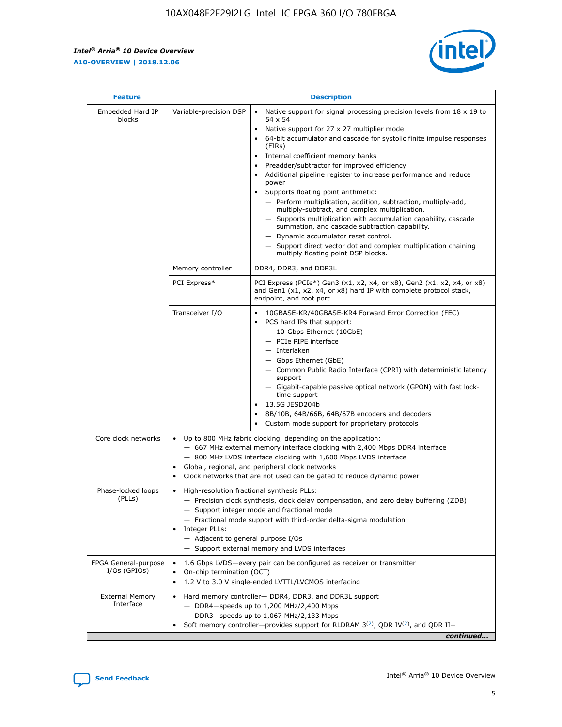| Feature | Description | |
|---|---|---|
| Embedded Hard IP blocks | Variable-precision DSP | • Native support for signal processing precision levels from 18 x 19 to 54 x 54<br>• Native support for 27 x 27 multiplier mode<br>• 64-bit accumulator and cascade for systolic finite impulse responses (FIRs)<br>• Internal coefficient memory banks<br>• Preadder/subtractor for improved efficiency<br>• Additional pipeline register to increase performance and reduce power<br>• Supports floating point arithmetic:<br>— Perform multiplication, addition, subtraction, multiply-add, multiply-subtract, and complex multiplication.<br>— Supports multiplication with accumulation capability, cascade summation, and cascade subtraction capability.<br>— Dynamic accumulator reset control.<br>— Support direct vector dot and complex multiplication chaining multiply floating point DSP blocks. |
| | Memory controller | DDR4, DDR3, and DDR3L |
| | PCI Express* | PCI Express (PCIe*) Gen3 (x1, x2, x4, or x8), Gen2 (x1, x2, x4, or x8) and Gen1 (x1, x2, x4, or x8) hard IP with complete protocol stack, endpoint, and root port |
| | Transceiver I/O | • 10GBASE-KR/40GBASE-KR4 Forward Error Correction (FEC)<br>• PCS hard IPs that support:<br>— 10-Gbps Ethernet (10GbE)<br>— PCIe PIPE interface<br>— Interlaken<br>— Gbps Ethernet (GbE)<br>— Common Public Radio Interface (CPRI) with deterministic latency support<br>— Gigabit-capable passive optical network (GPON) with fast lock-time support<br>• 13.5G JESD204b<br>• 8B/10B, 64B/66B, 64B/67B encoders and decoders<br>• Custom mode support for proprietary protocols |
| Core clock networks | • Up to 800 MHz fabric clocking, depending on the application:<br>— 667 MHz external memory interface clocking with 2,400 Mbps DDR4 interface<br>— 800 MHz LVDS interface clocking with 1,600 Mbps LVDS interface<br>• Global, regional, and peripheral clock networks<br>• Clock networks that are not used can be gated to reduce dynamic power | |
| Phase-locked loops (PLLs) | • High-resolution fractional synthesis PLLs:<br>— Precision clock synthesis, clock delay compensation, and zero delay buffering (ZDB)<br>— Support integer mode and fractional mode<br>— Fractional mode support with third-order delta-sigma modulation<br>• Integer PLLs:<br>— Adjacent to general purpose I/Os<br>— Support external memory and LVDS interfaces | |
| FPGA General-purpose I/Os (GPIOs) | • 1.6 Gbps LVDS—every pair can be configured as receiver or transmitter<br>• On-chip termination (OCT)<br>• 1.2 V to 3.0 V single-ended LVTTL/LVCMOS interfacing | |
| External Memory Interface | • Hard memory controller— DDR4, DDR3, and DDR3L support<br>— DDR4—speeds up to 1,200 MHz/2,400 Mbps<br>— DDR3—speeds up to 1,067 MHz/2,133 Mbps<br>• Soft memory controller—provides support for RLDRAM 3[(2)], QDR IV[(2)], and QDR II+ | |

*continued...*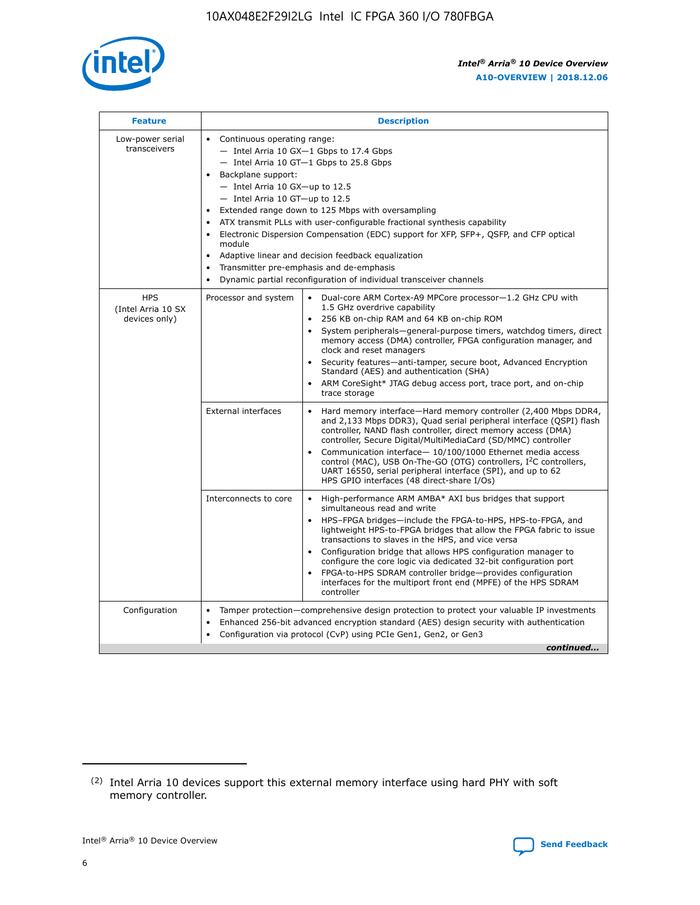| Feature | Description | |
|---|---|---|
| Low-power serial transceivers | • Continuous operating range:<br>— Intel Arria 10 GX—1 Gbps to 17.4 Gbps<br>— Intel Arria 10 GT—1 Gbps to 25.8 Gbps<br>• Backplane support:<br>— Intel Arria 10 GX—up to 12.5<br>— Intel Arria 10 GT—up to 12.5<br>• Extended range down to 125 Mbps with oversampling<br>• ATX transmit PLLs with user-configurable fractional synthesis capability<br>• Electronic Dispersion Compensation (EDC) support for XFP, SFP+, QSFP, and CFP optical module<br>• Adaptive linear and decision feedback equalization<br>• Transmitter pre-emphasis and de-emphasis<br>• Dynamic partial reconfiguration of individual transceiver channels | |
| HPS (Intel Arria 10 SX devices only) | Processor and system | • Dual-core ARM Cortex-A9 MPCore processor—1.2 GHz CPU with 1.5 GHz overdrive capability<br>• 256 KB on-chip RAM and 64 KB on-chip ROM<br>• System peripherals—general-purpose timers, watchdog timers, direct memory access (DMA) controller, FPGA configuration manager, and clock and reset managers<br>• Security features—anti-tamper, secure boot, Advanced Encryption Standard (AES) and authentication (SHA)<br>• ARM CoreSight* JTAG debug access port, trace port, and on-chip trace storage |
| | External interfaces | • Hard memory interface—Hard memory controller (2,400 Mbps DDR4, and 2,133 Mbps DDR3), Quad serial peripheral interface (QSPI) flash controller, NAND flash controller, direct memory access (DMA) controller, Secure Digital/MultiMediaCard (SD/MMC) controller<br>• Communication interface— 10/100/1000 Ethernet media access control (MAC), USB On-The-GO (OTG) controllers, I$^2$C controllers, UART 16550, serial peripheral interface (SPI), and up to 62 HPS GPIO interfaces (48 direct-share I/Os) |
| | Interconnects to core | • High-performance ARM AMBA* AXI bus bridges that support simultaneous read and write<br>• HPS–FPGA bridges—include the FPGA-to-HPS, HPS-to-FPGA, and lightweight HPS-to-FPGA bridges that allow the FPGA fabric to issue transactions to slaves in the HPS, and vice versa<br>• Configuration bridge that allows HPS configuration manager to configure the core logic via dedicated 32-bit configuration port<br>• FPGA-to-HPS SDRAM controller bridge—provides configuration interfaces for the multiport front end (MPFE) of the HPS SDRAM controller |
| Configuration | • Tamper protection—comprehensive design protection to protect your valuable IP investments<br>• Enhanced 256-bit advanced encryption standard (AES) design security with authentication<br>• Configuration via protocol (CvP) using PCIe Gen1, Gen2, or Gen3 | |

*continued...*

(2) Intel Arria 10 devices support this external memory interface using hard PHY with soft memory controller.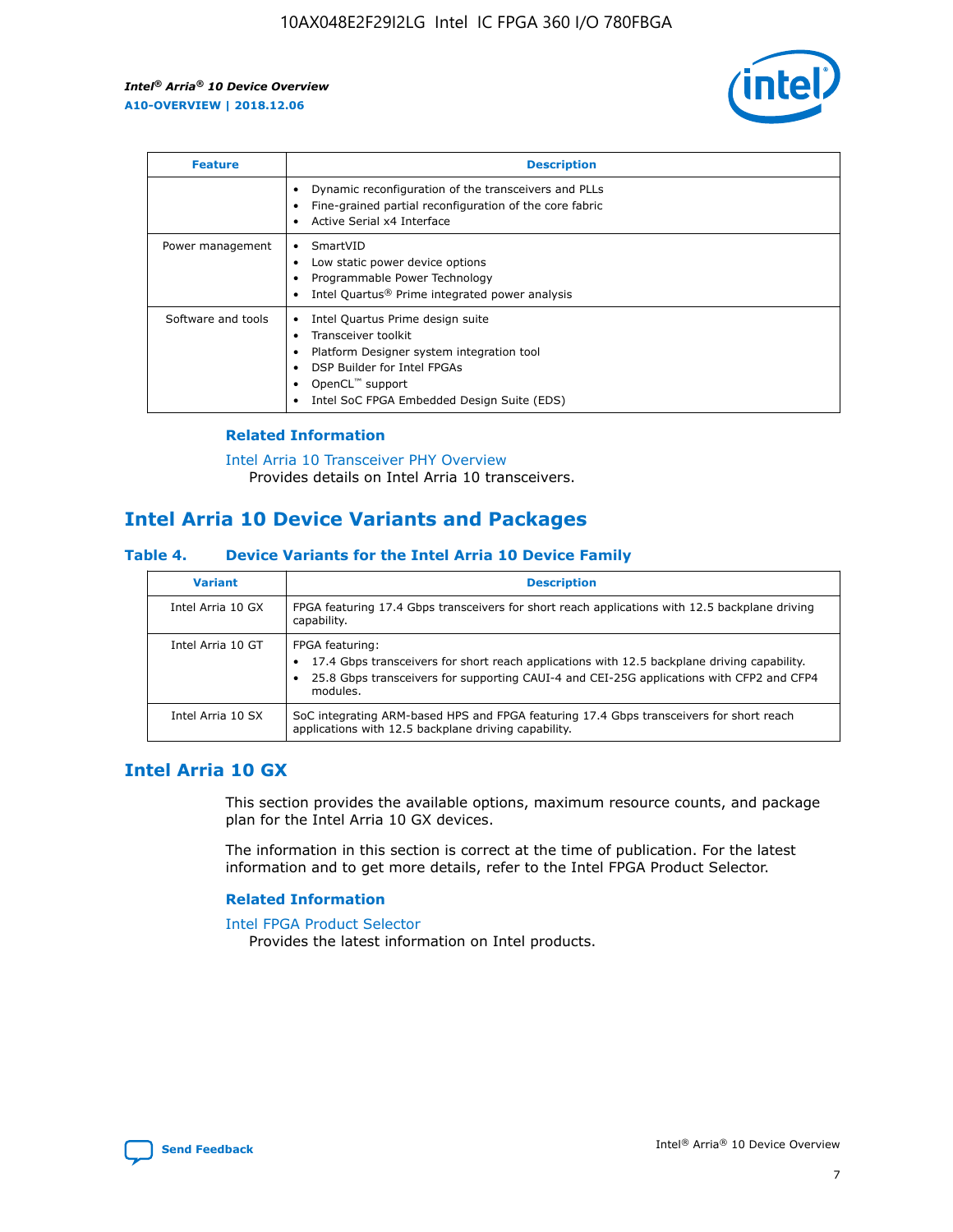| Feature | Description |
| --- | --- |
|  | • Dynamic reconfiguration of the transceivers and PLLs<br>• Fine-grained partial reconfiguration of the core fabric<br>• Active Serial x4 Interface |
| Power management | • SmartVID<br>• Low static power device options<br>• Programmable Power Technology<br>• Intel Quartus® Prime integrated power analysis |
| Software and tools | • Intel Quartus Prime design suite<br>• Transceiver toolkit<br>• Platform Designer system integration tool<br>• DSP Builder for Intel FPGAs<br>• OpenCL™ support<br>• Intel SoC FPGA Embedded Design Suite (EDS) |

### Related Information

Intel Arria 10 Transceiver PHY Overview
Provides details on Intel Arria 10 transceivers.

## Intel Arria 10 Device Variants and Packages

### Table 4. Device Variants for the Intel Arria 10 Device Family

| Variant | Description |
| --- | --- |
| Intel Arria 10 GX | FPGA featuring 17.4 Gbps transceivers for short reach applications with 12.5 backplane driving capability. |
| Intel Arria 10 GT | FPGA featuring:<br>• 17.4 Gbps transceivers for short reach applications with 12.5 backplane driving capability.<br>• 25.8 Gbps transceivers for supporting CAUI-4 and CEI-25G applications with CFP2 and CFP4 modules. |
| Intel Arria 10 SX | SoC integrating ARM-based HPS and FPGA featuring 17.4 Gbps transceivers for short reach applications with 12.5 backplane driving capability. |

## Intel Arria 10 GX

This section provides the available options, maximum resource counts, and package plan for the Intel Arria 10 GX devices.

The information in this section is correct at the time of publication. For the latest information and to get more details, refer to the Intel FPGA Product Selector.

### Related Information

Intel FPGA Product Selector
Provides the latest information on Intel products.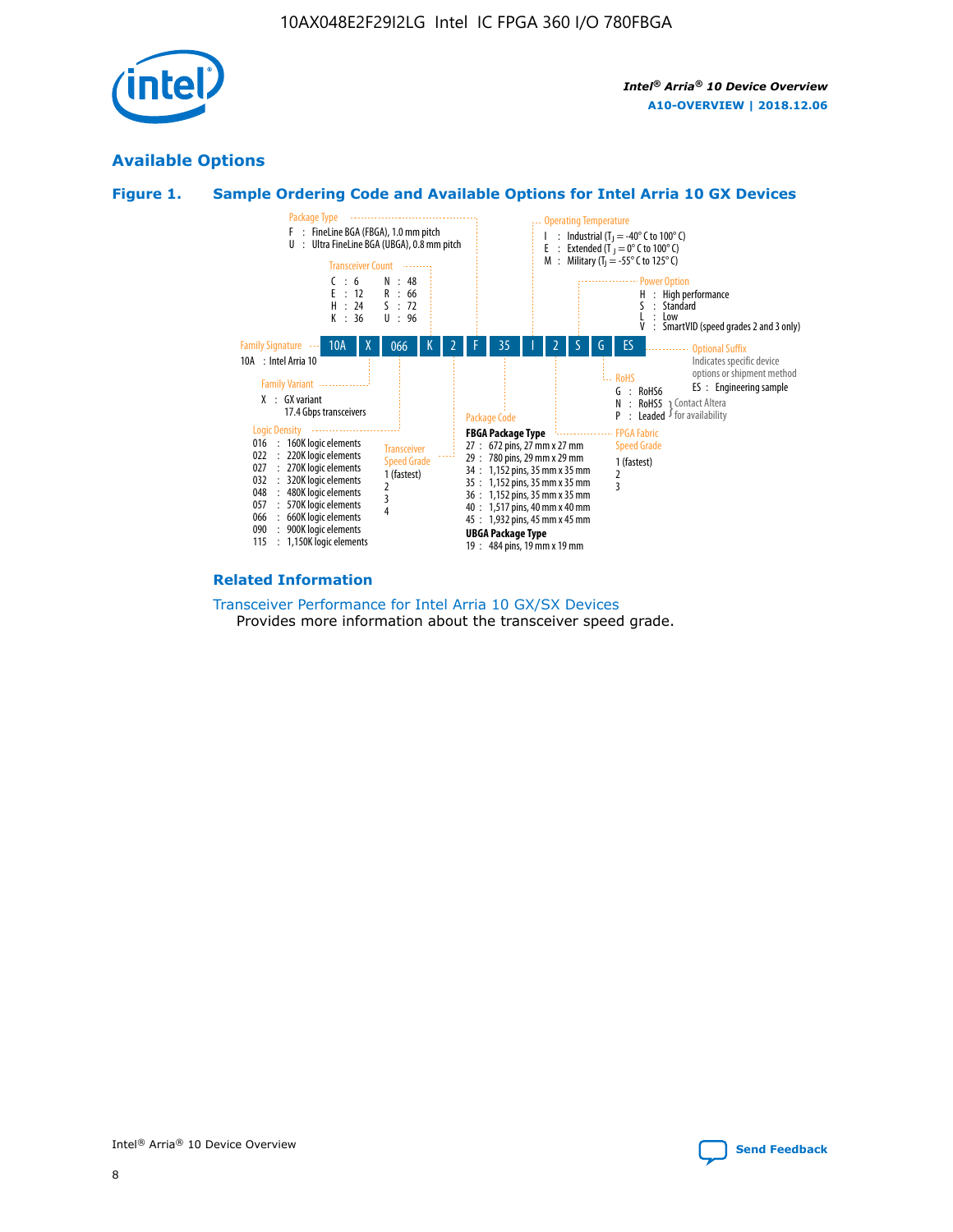## Available Options

### Figure 1. Sample Ordering Code and Available Options for Intel Arria 10 GX Devices

| 10A | X | 066 | K | 2 | F | 35 | I | 2 | S | G | ES |
|---|---|---|---|---|---|---|---|---|---|---|---|

**Family Signature**
- 10A : Intel Arria 10

**Family Variant**
- X : GX variant 17.4 Gbps transceivers

**Logic Density**
- 016 : 160K logic elements
- 022 : 220K logic elements
- 027 : 270K logic elements
- 032 : 320K logic elements
- 048 : 480K logic elements
- 057 : 570K logic elements
- 066 : 660K logic elements
- 090 : 900K logic elements
- 115 : 1,150K logic elements

**Transceiver Count**
- C : 6
- E : 12
- H : 24
- K : 36
- N : 48
- R : 66
- S : 72
- U : 96

**Transceiver Speed Grade**
- 1 (fastest)
- 2
- 3
- 4

**Package Type**
- F : FineLine BGA (FBGA), 1.0 mm pitch
- U : Ultra FineLine BGA (UBGA), 0.8 mm pitch

**Package Code**

**FBGA Package Type**
- 27 : 672 pins, 27 mm x 27 mm
- 29 : 780 pins, 29 mm x 29 mm
- 34 : 1,152 pins, 35 mm x 35 mm
- 35 : 1,152 pins, 35 mm x 35 mm
- 36 : 1,152 pins, 35 mm x 35 mm
- 40 : 1,517 pins, 40 mm x 40 mm
- 45 : 1,932 pins, 45 mm x 45 mm

**UBGA Package Type**
- 19 : 484 pins, 19 mm x 19 mm

**Operating Temperature**
- I : Industrial ($T_J$ = -40° C to 100° C)
- E : Extended ($T_J$ = 0° C to 100° C)
- M : Military ($T_J$ = -55° C to 125° C)

**FPGA Fabric Speed Grade**
- 1 (fastest)
- 2
- 3

**Power Option**
- H : High performance
- S : Standard
- L : Low
- V : SmartVID (speed grades 2 and 3 only)

**RoHS**
- G : RoHS6
- N : RoHS5 (Contact Altera for availability)
- P : Leaded (Contact Altera for availability)

**Optional Suffix**

Indicates specific device options or shipment method
- ES : Engineering sample

### Related Information

Transceiver Performance for Intel Arria 10 GX/SX Devices
Provides more information about the transceiver speed grade.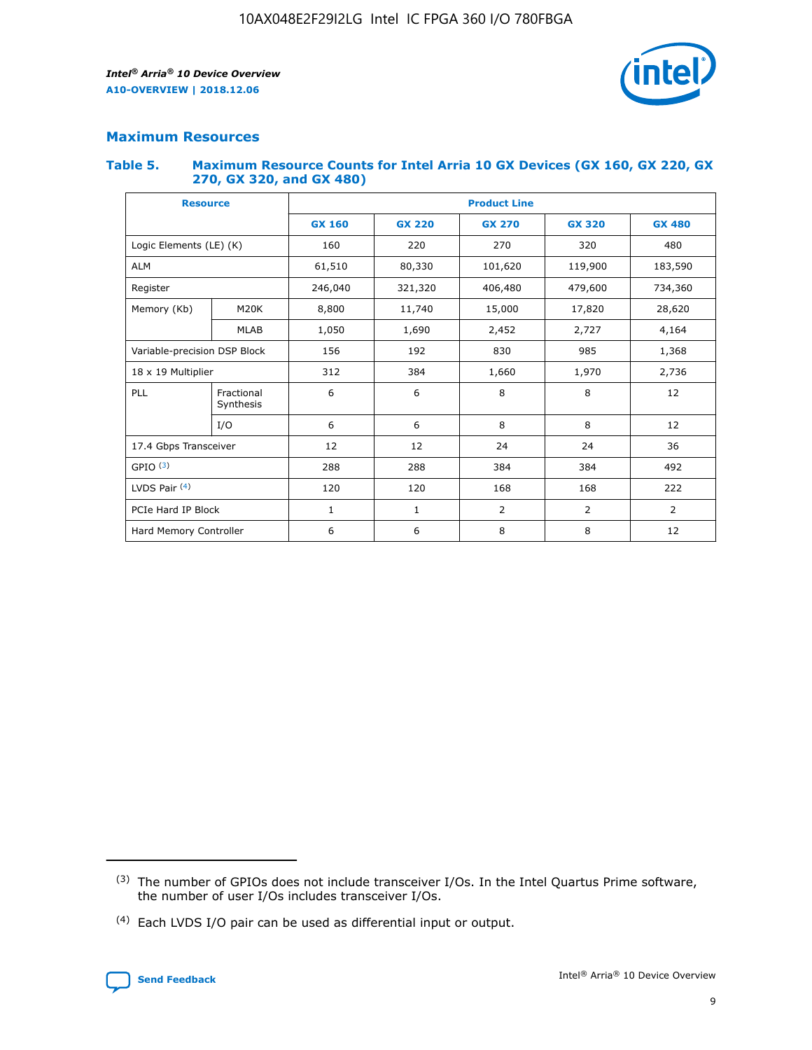## Maximum Resources

### Table 5. Maximum Resource Counts for Intel Arria 10 GX Devices (GX 160, GX 220, GX 270, GX 320, and GX 480)

| Resource | | Product Line | | | | |
|---|---|---|---|---|---|---|
| | | GX 160 | GX 220 | GX 270 | GX 320 | GX 480 |
| Logic Elements (LE) (K) | | 160 | 220 | 270 | 320 | 480 |
| ALM | | 61,510 | 80,330 | 101,620 | 119,900 | 183,590 |
| Register | | 246,040 | 321,320 | 406,480 | 479,600 | 734,360 |
| Memory (Kb) | M20K | 8,800 | 11,740 | 15,000 | 17,820 | 28,620 |
| | MLAB | 1,050 | 1,690 | 2,452 | 2,727 | 4,164 |
| Variable-precision DSP Block | | 156 | 192 | 830 | 985 | 1,368 |
| 18 x 19 Multiplier | | 312 | 384 | 1,660 | 1,970 | 2,736 |
| PLL | Fractional Synthesis | 6 | 6 | 8 | 8 | 12 |
| | I/O | 6 | 6 | 8 | 8 | 12 |
| 17.4 Gbps Transceiver | | 12 | 12 | 24 | 24 | 36 |
| GPIO [(3)] | | 288 | 288 | 384 | 384 | 492 |
| LVDS Pair [(4)] | | 120 | 120 | 168 | 168 | 222 |
| PCIe Hard IP Block | | 1 | 1 | 2 | 2 | 2 |
| Hard Memory Controller | | 6 | 6 | 8 | 8 | 12 |

(3) The number of GPIOs does not include transceiver I/Os. In the Intel Quartus Prime software, the number of user I/Os includes transceiver I/Os.

(4) Each LVDS I/O pair can be used as differential input or output.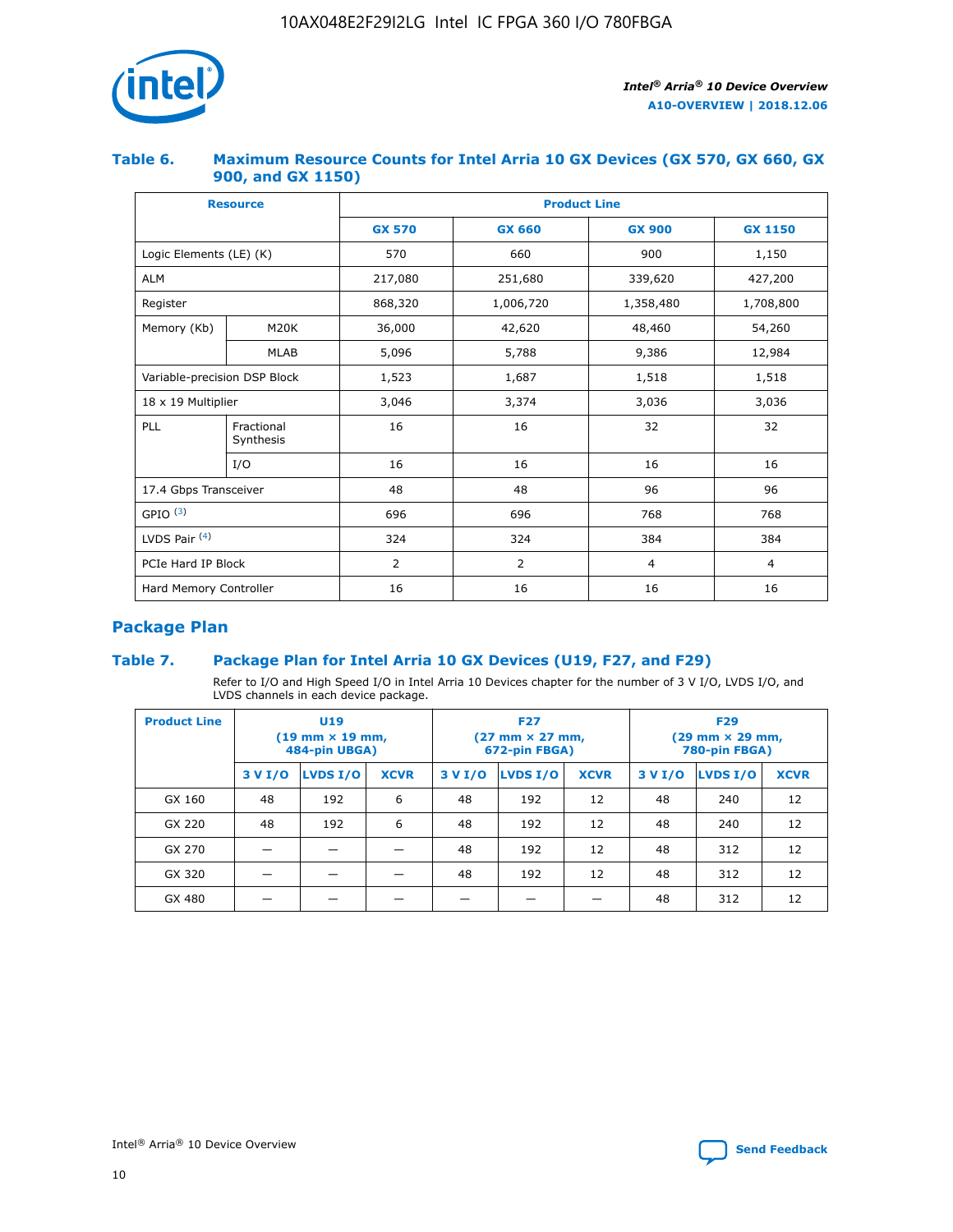### Table 6. Maximum Resource Counts for Intel Arria 10 GX Devices (GX 570, GX 660, GX 900, and GX 1150)

| Resource | | Product Line | | | |
|---|---|---|---|---|---|
| | | GX 570 | GX 660 | GX 900 | GX 1150 |
| Logic Elements (LE) (K) | | 570 | 660 | 900 | 1,150 |
| ALM | | 217,080 | 251,680 | 339,620 | 427,200 |
| Register | | 868,320 | 1,006,720 | 1,358,480 | 1,708,800 |
| Memory (Kb) | M20K | 36,000 | 42,620 | 48,460 | 54,260 |
| | MLAB | 5,096 | 5,788 | 9,386 | 12,984 |
| Variable-precision DSP Block | | 1,523 | 1,687 | 1,518 | 1,518 |
| 18 x 19 Multiplier | | 3,046 | 3,374 | 3,036 | 3,036 |
| PLL | Fractional Synthesis | 16 | 16 | 32 | 32 |
| | I/O | 16 | 16 | 16 | 16 |
| 17.4 Gbps Transceiver | | 48 | 48 | 96 | 96 |
| GPIO [(3)] | | 696 | 696 | 768 | 768 |
| LVDS Pair [(4)] | | 324 | 324 | 384 | 384 |
| PCIe Hard IP Block | | 2 | 2 | 4 | 4 |
| Hard Memory Controller | | 16 | 16 | 16 | 16 |

## Package Plan

### Table 7. Package Plan for Intel Arria 10 GX Devices (U19, F27, and F29)

Refer to I/O and High Speed I/O in Intel Arria 10 Devices chapter for the number of 3 V I/O, LVDS I/O, and LVDS channels in each device package.

| Product Line | U19 (19 mm × 19 mm, 484-pin UBGA) | | | F27 (27 mm × 27 mm, 672-pin FBGA) | | | F29 (29 mm × 29 mm, 780-pin FBGA) | | |
|---|---|---|---|---|---|---|---|---|---|
| | 3 V I/O | LVDS I/O | XCVR | 3 V I/O | LVDS I/O | XCVR | 3 V I/O | LVDS I/O | XCVR |
| GX 160 | 48 | 192 | 6 | 48 | 192 | 12 | 48 | 240 | 12 |
| GX 220 | 48 | 192 | 6 | 48 | 192 | 12 | 48 | 240 | 12 |
| GX 270 | — | — | — | 48 | 192 | 12 | 48 | 312 | 12 |
| GX 320 | — | — | — | 48 | 192 | 12 | 48 | 312 | 12 |
| GX 480 | — | — | — | — | — | — | 48 | 312 | 12 |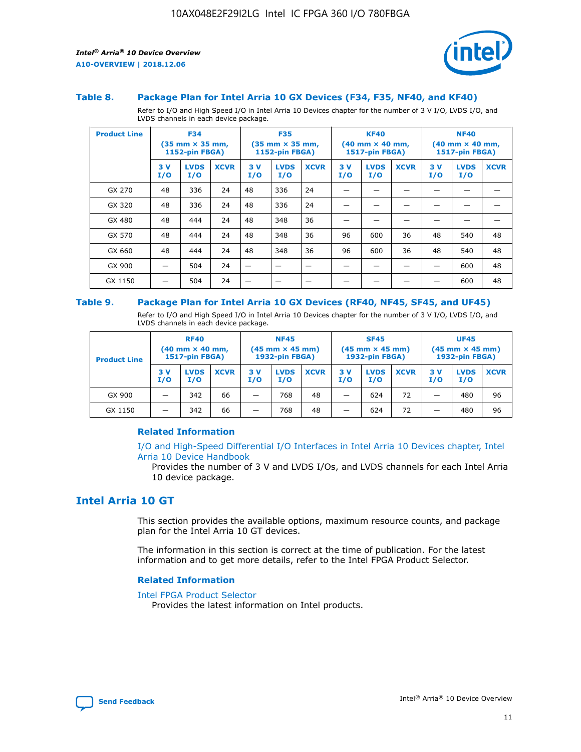### Table 8. Package Plan for Intel Arria 10 GX Devices (F34, F35, NF40, and KF40)

Refer to I/O and High Speed I/O in Intel Arria 10 Devices chapter for the number of 3 V I/O, LVDS I/O, and LVDS channels in each device package.

| Product Line | F34 (35 mm × 35 mm, 1152-pin FBGA) | | | F35 (35 mm × 35 mm, 1152-pin FBGA) | | | KF40 (40 mm × 40 mm, 1517-pin FBGA) | | | NF40 (40 mm × 40 mm, 1517-pin FBGA) | | |
|---|---|---|---|---|---|---|---|---|---|---|---|---|
| | 3 V I/O | LVDS I/O | XCVR | 3 V I/O | LVDS I/O | XCVR | 3 V I/O | LVDS I/O | XCVR | 3 V I/O | LVDS I/O | XCVR |
| GX 270 | 48 | 336 | 24 | 48 | 336 | 24 | — | — | — | — | — | — |
| GX 320 | 48 | 336 | 24 | 48 | 336 | 24 | — | — | — | — | — | — |
| GX 480 | 48 | 444 | 24 | 48 | 348 | 36 | — | — | — | — | — | — |
| GX 570 | 48 | 444 | 24 | 48 | 348 | 36 | 96 | 600 | 36 | 48 | 540 | 48 |
| GX 660 | 48 | 444 | 24 | 48 | 348 | 36 | 96 | 600 | 36 | 48 | 540 | 48 |
| GX 900 | — | 504 | 24 | — | — | — | — | — | — | — | 600 | 48 |
| GX 1150 | — | 504 | 24 | — | — | — | — | — | — | — | 600 | 48 |

### Table 9. Package Plan for Intel Arria 10 GX Devices (RF40, NF45, SF45, and UF45)

Refer to I/O and High Speed I/O in Intel Arria 10 Devices chapter for the number of 3 V I/O, LVDS I/O, and LVDS channels in each device package.

| Product Line | RF40 (40 mm × 40 mm, 1517-pin FBGA) | | | NF45 (45 mm × 45 mm) 1932-pin FBGA) | | | SF45 (45 mm × 45 mm) 1932-pin FBGA) | | | UF45 (45 mm × 45 mm) 1932-pin FBGA) | | |
|---|---|---|---|---|---|---|---|---|---|---|---|---|
| | 3 V I/O | LVDS I/O | XCVR | 3 V I/O | LVDS I/O | XCVR | 3 V I/O | LVDS I/O | XCVR | 3 V I/O | LVDS I/O | XCVR |
| GX 900 | — | 342 | 66 | — | 768 | 48 | — | 624 | 72 | — | 480 | 96 |
| GX 1150 | — | 342 | 66 | — | 768 | 48 | — | 624 | 72 | — | 480 | 96 |

#### Related Information

I/O and High-Speed Differential I/O Interfaces in Intel Arria 10 Devices chapter, Intel Arria 10 Device Handbook

Provides the number of 3 V and LVDS I/Os, and LVDS channels for each Intel Arria 10 device package.

## Intel Arria 10 GT

This section provides the available options, maximum resource counts, and package plan for the Intel Arria 10 GT devices.

The information in this section is correct at the time of publication. For the latest information and to get more details, refer to the Intel FPGA Product Selector.

#### Related Information

Intel FPGA Product Selector

Provides the latest information on Intel products.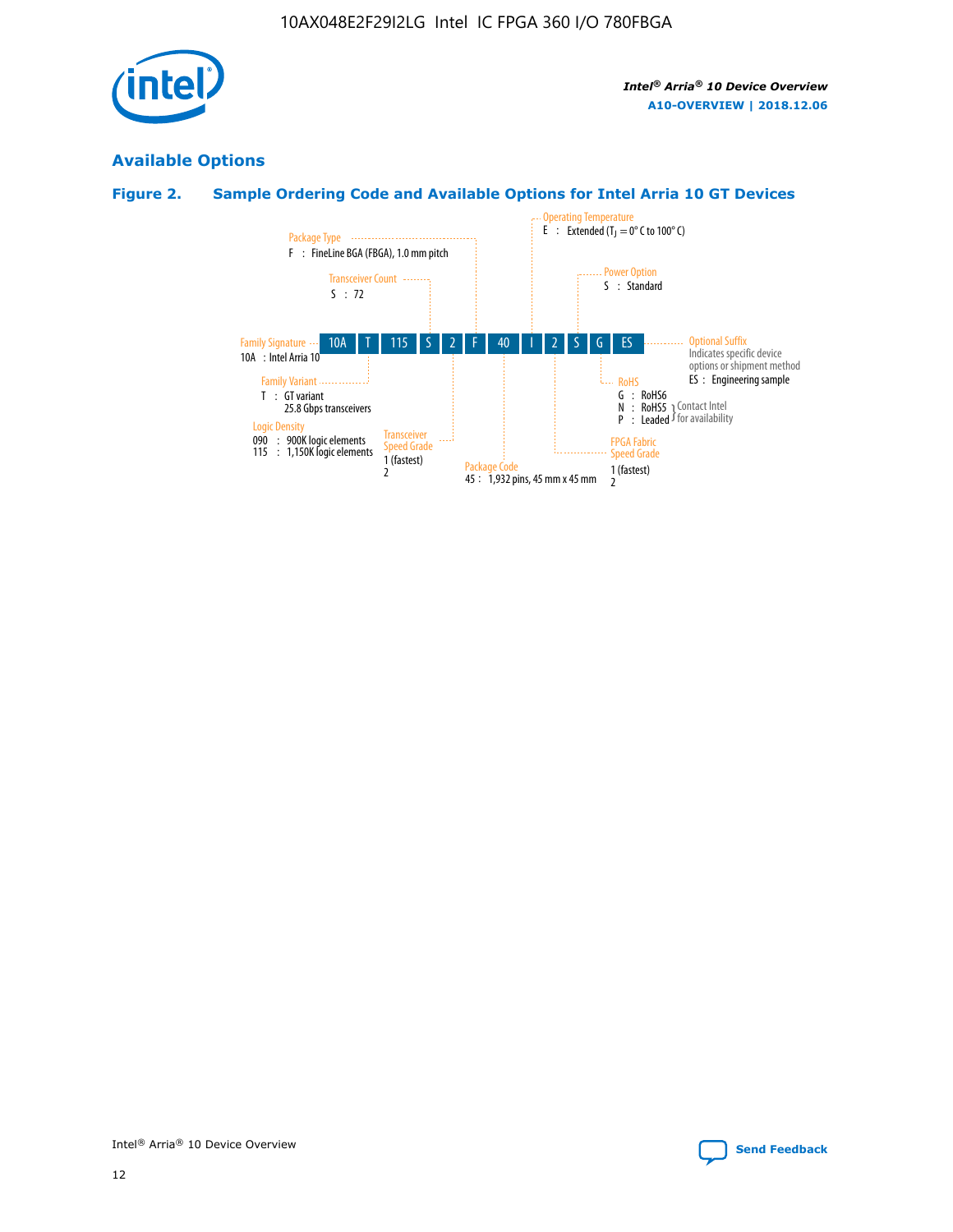## Available Options

### Figure 2. Sample Ordering Code and Available Options for Intel Arria 10 GT Devices

| 10A | T | 115 | S | 2 | F | 40 | I | 2 | S | G | ES |
|---|---|---|---|---|---|---|---|---|---|---|---|

**Family Signature**
10A : Intel Arria 10

**Family Variant**
T : GT variant
25.8 Gbps transceivers

**Logic Density**
090 : 900K logic elements
115 : 1,150K logic elements

**Transceiver Count**
S : 72

**Transceiver Speed Grade**
1 (fastest)
2

**Package Type**
F : FineLine BGA (FBGA), 1.0 mm pitch

**Package Code**
45 : 1,932 pins, 45 mm x 45 mm

**Operating Temperature**
E : Extended ($T_J$ = 0° C to 100° C)

**FPGA Fabric Speed Grade**
1 (fastest)
2

**Power Option**
S : Standard

**RoHS**
G : RoHS6
N : RoHS5 } Contact Intel for availability
P : Leaded } Contact Intel for availability

**Optional Suffix**
Indicates specific device options or shipment method
ES : Engineering sample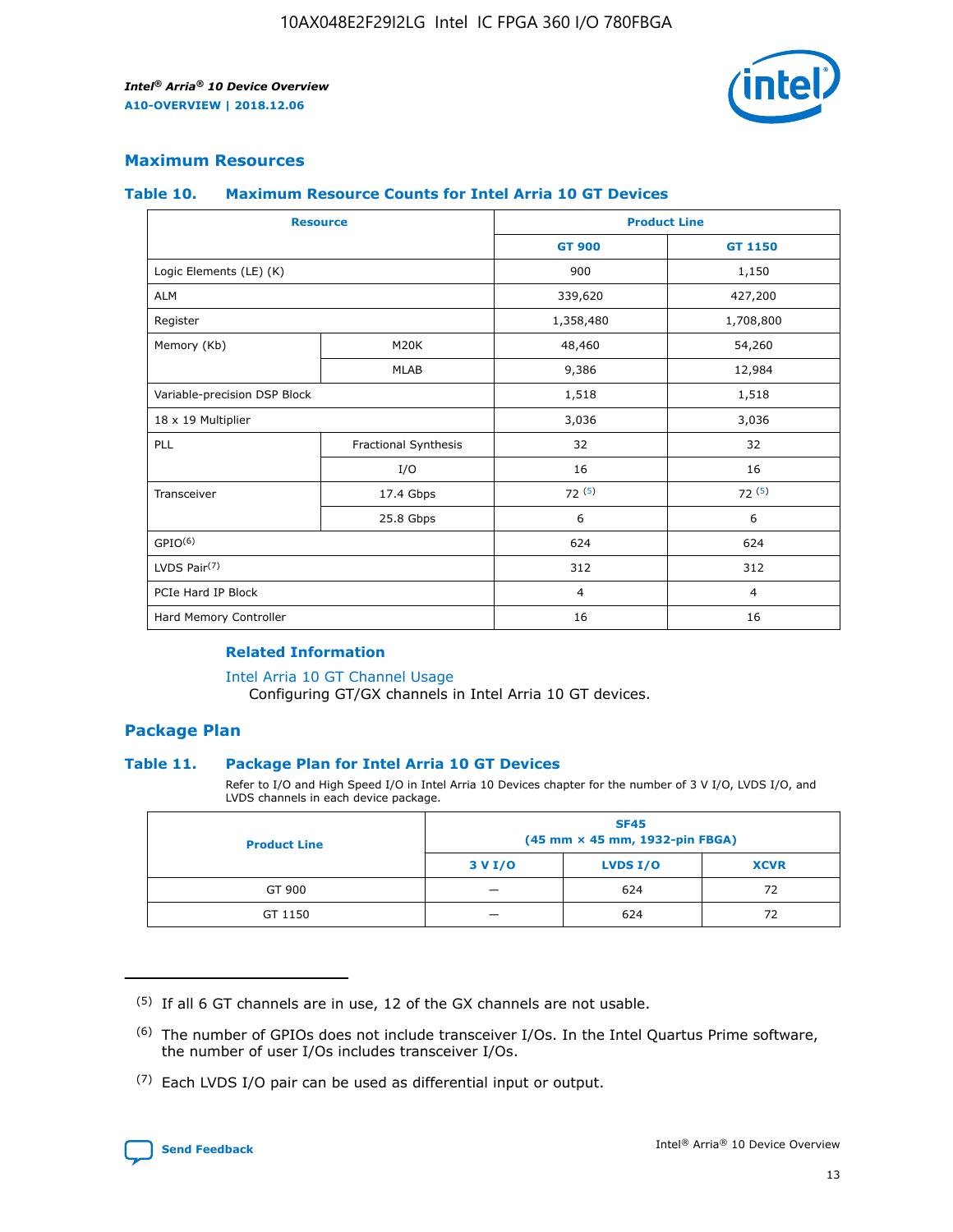## Maximum Resources

### Table 10. Maximum Resource Counts for Intel Arria 10 GT Devices

| Resource | | Product Line | |
|---|---|---|---|
| | | GT 900 | GT 1150 |
| Logic Elements (LE) (K) | | 900 | 1,150 |
| ALM | | 339,620 | 427,200 |
| Register | | 1,358,480 | 1,708,800 |
| Memory (Kb) | M20K | 48,460 | 54,260 |
| | MLAB | 9,386 | 12,984 |
| Variable-precision DSP Block | | 1,518 | 1,518 |
| 18 x 19 Multiplier | | 3,036 | 3,036 |
| PLL | Fractional Synthesis | 32 | 32 |
| | I/O | 16 | 16 |
| Transceiver | 17.4 Gbps | 72 [(5)] | 72 [(5)] |
| | 25.8 Gbps | 6 | 6 |
| GPIO[(6)] | | 624 | 624 |
| LVDS Pair[(7)] | | 312 | 312 |
| PCIe Hard IP Block | | 4 | 4 |
| Hard Memory Controller | | 16 | 16 |

#### Related Information

Intel Arria 10 GT Channel Usage
Configuring GT/GX channels in Intel Arria 10 GT devices.

## Package Plan

### Table 11. Package Plan for Intel Arria 10 GT Devices

Refer to I/O and High Speed I/O in Intel Arria 10 Devices chapter for the number of 3 V I/O, LVDS I/O, and LVDS channels in each device package.

| Product Line | SF45 (45 mm × 45 mm, 1932-pin FBGA) | | |
|---|---|---|---|
| | 3 V I/O | LVDS I/O | XCVR |
| GT 900 | — | 624 | 72 |
| GT 1150 | — | 624 | 72 |

(5) If all 6 GT channels are in use, 12 of the GX channels are not usable.

(6) The number of GPIOs does not include transceiver I/Os. In the Intel Quartus Prime software, the number of user I/Os includes transceiver I/Os.

(7) Each LVDS I/O pair can be used as differential input or output.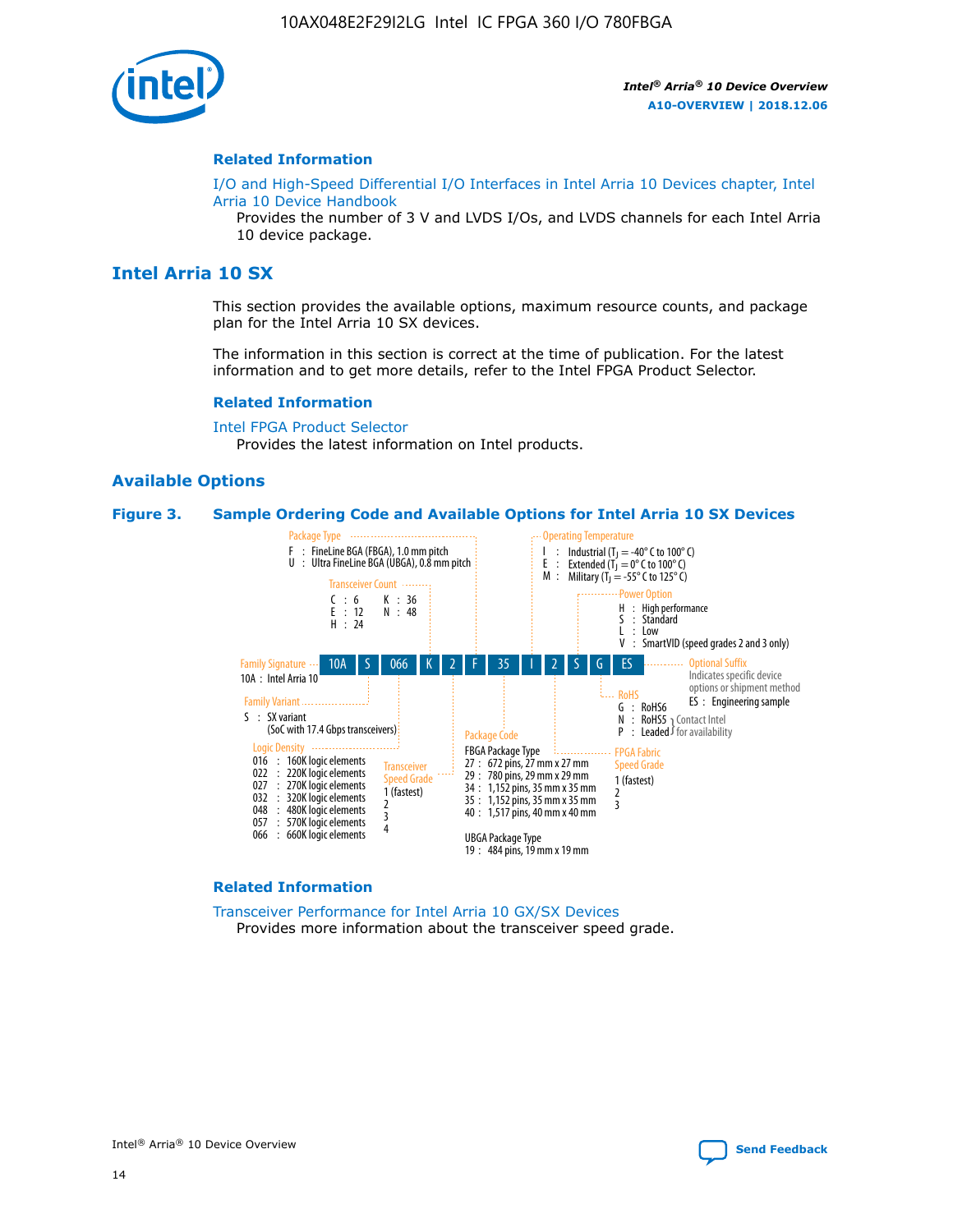### Related Information

I/O and High-Speed Differential I/O Interfaces in Intel Arria 10 Devices chapter, Intel Arria 10 Device Handbook

Provides the number of 3 V and LVDS I/Os, and LVDS channels for each Intel Arria 10 device package.

## Intel Arria 10 SX

This section provides the available options, maximum resource counts, and package plan for the Intel Arria 10 SX devices.

The information in this section is correct at the time of publication. For the latest information and to get more details, refer to the Intel FPGA Product Selector.

### Related Information

Intel FPGA Product Selector

Provides the latest information on Intel products.

### Available Options

**Figure 3. Sample Ordering Code and Available Options for Intel Arria 10 SX Devices**

Sample ordering code: 10A S 066 K 2 F 35 I 2 S G ES

**Family Signature**
- 10A : Intel Arria 10

**Family Variant**
- S : SX variant (SoC with 17.4 Gbps transceivers)

**Logic Density**
- 016 : 160K logic elements
- 022 : 220K logic elements
- 027 : 270K logic elements
- 032 : 320K logic elements
- 048 : 480K logic elements
- 057 : 570K logic elements
- 066 : 660K logic elements

**Transceiver Count**
- C : 6
- E : 12
- H : 24
- K : 36
- N : 48

**Transceiver Speed Grade**
- 1 (fastest)
- 2
- 3
- 4

**Package Type**
- F : FineLine BGA (FBGA), 1.0 mm pitch
- U : Ultra FineLine BGA (UBGA), 0.8 mm pitch

**Package Code**

FBGA Package Type
- 27 : 672 pins, 27 mm x 27 mm
- 29 : 780 pins, 29 mm x 29 mm
- 34 : 1,152 pins, 35 mm x 35 mm
- 35 : 1,152 pins, 35 mm x 35 mm
- 40 : 1,517 pins, 40 mm x 40 mm

UBGA Package Type
- 19 : 484 pins, 19 mm x 19 mm

**Operating Temperature**
- I : Industrial ($T_J$ = -40° C to 100° C)
- E : Extended ($T_J$ = 0° C to 100° C)
- M : Military ($T_J$ = -55° C to 125° C)

**FPGA Fabric Speed Grade**
- 1 (fastest)
- 2
- 3

**Power Option**
- H : High performance
- S : Standard
- L : Low
- V : SmartVID (speed grades 2 and 3 only)

**RoHS**
- G : RoHS6
- N : RoHS5 (Contact Intel for availability)
- P : Leaded (Contact Intel for availability)

**Optional Suffix**

Indicates specific device options or shipment method
- ES : Engineering sample

### Related Information

Transceiver Performance for Intel Arria 10 GX/SX Devices

Provides more information about the transceiver speed grade.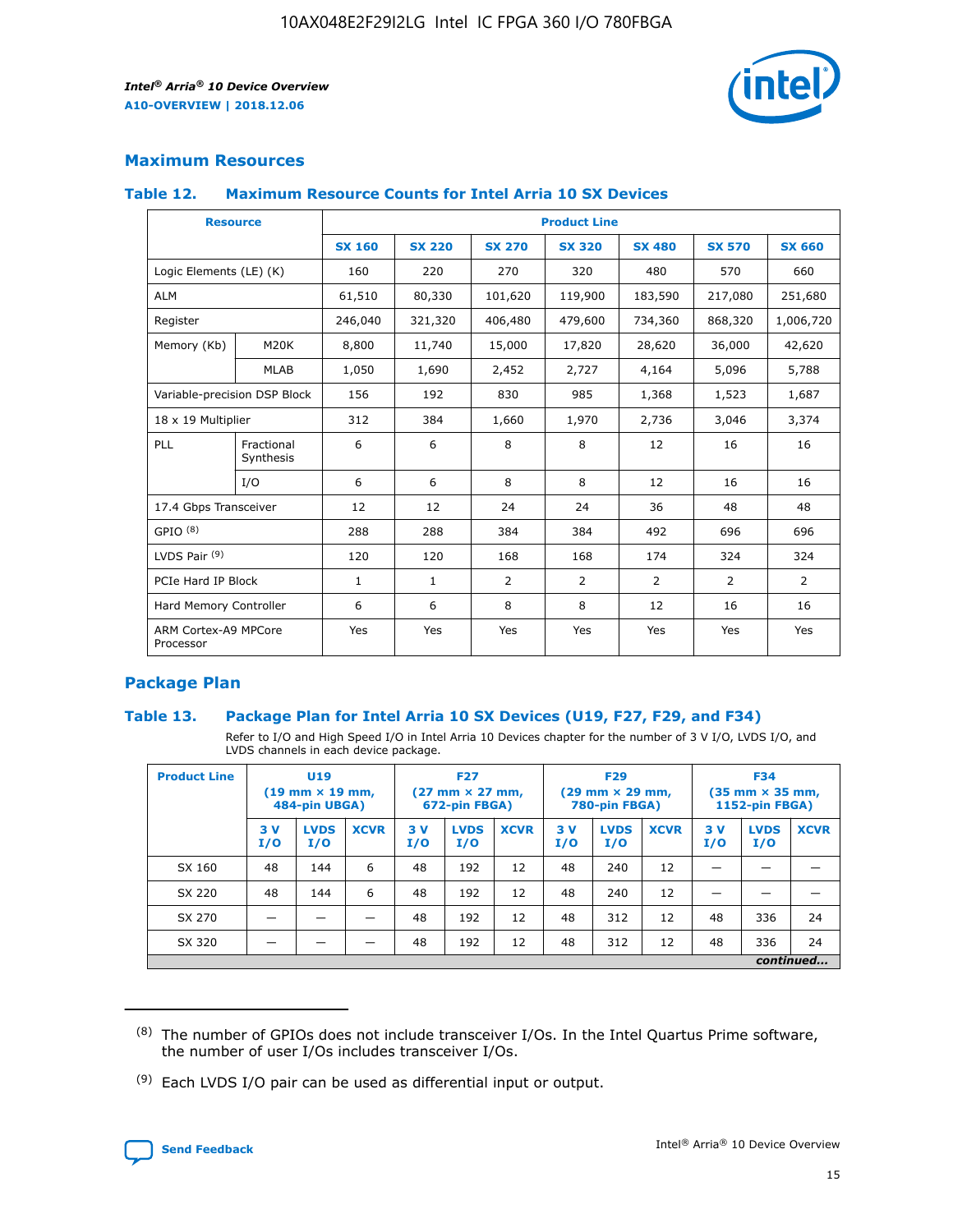## Maximum Resources

### Table 12. Maximum Resource Counts for Intel Arria 10 SX Devices

| Resource | | Product Line | | | | | | |
|---|---|---|---|---|---|---|---|---|
| | | SX 160 | SX 220 | SX 270 | SX 320 | SX 480 | SX 570 | SX 660 |
| Logic Elements (LE) (K) | | 160 | 220 | 270 | 320 | 480 | 570 | 660 |
| ALM | | 61,510 | 80,330 | 101,620 | 119,900 | 183,590 | 217,080 | 251,680 |
| Register | | 246,040 | 321,320 | 406,480 | 479,600 | 734,360 | 868,320 | 1,006,720 |
| Memory (Kb) | M20K | 8,800 | 11,740 | 15,000 | 17,820 | 28,620 | 36,000 | 42,620 |
| | MLAB | 1,050 | 1,690 | 2,452 | 2,727 | 4,164 | 5,096 | 5,788 |
| Variable-precision DSP Block | | 156 | 192 | 830 | 985 | 1,368 | 1,523 | 1,687 |
| 18 x 19 Multiplier | | 312 | 384 | 1,660 | 1,970 | 2,736 | 3,046 | 3,374 |
| PLL | Fractional Synthesis | 6 | 6 | 8 | 8 | 12 | 16 | 16 |
| | I/O | 6 | 6 | 8 | 8 | 12 | 16 | 16 |
| 17.4 Gbps Transceiver | | 12 | 12 | 24 | 24 | 36 | 48 | 48 |
| GPIO [8] | | 288 | 288 | 384 | 384 | 492 | 696 | 696 |
| LVDS Pair [9] | | 120 | 120 | 168 | 168 | 174 | 324 | 324 |
| PCIe Hard IP Block | | 1 | 1 | 2 | 2 | 2 | 2 | 2 |
| Hard Memory Controller | | 6 | 6 | 8 | 8 | 12 | 16 | 16 |
| ARM Cortex-A9 MPCore Processor | | Yes | Yes | Yes | Yes | Yes | Yes | Yes |

## Package Plan

### Table 13. Package Plan for Intel Arria 10 SX Devices (U19, F27, F29, and F34)

Refer to I/O and High Speed I/O in Intel Arria 10 Devices chapter for the number of 3 V I/O, LVDS I/O, and LVDS channels in each device package.

| Product Line | U19 (19 mm × 19 mm, 484-pin UBGA) | | | F27 (27 mm × 27 mm, 672-pin FBGA) | | | F29 (29 mm × 29 mm, 780-pin FBGA) | | | F34 (35 mm × 35 mm, 1152-pin FBGA) | | |
|---|---|---|---|---|---|---|---|---|---|---|---|---|
| | 3 V I/O | LVDS I/O | XCVR | 3 V I/O | LVDS I/O | XCVR | 3 V I/O | LVDS I/O | XCVR | 3 V I/O | LVDS I/O | XCVR |
| SX 160 | 48 | 144 | 6 | 48 | 192 | 12 | 48 | 240 | 12 | — | — | — |
| SX 220 | 48 | 144 | 6 | 48 | 192 | 12 | 48 | 240 | 12 | — | — | — |
| SX 270 | — | — | — | 48 | 192 | 12 | 48 | 312 | 12 | 48 | 336 | 24 |
| SX 320 | — | — | — | 48 | 192 | 12 | 48 | 312 | 12 | 48 | 336 | 24 |

*continued...*

(8) The number of GPIOs does not include transceiver I/Os. In the Intel Quartus Prime software, the number of user I/Os includes transceiver I/Os.

(9) Each LVDS I/O pair can be used as differential input or output.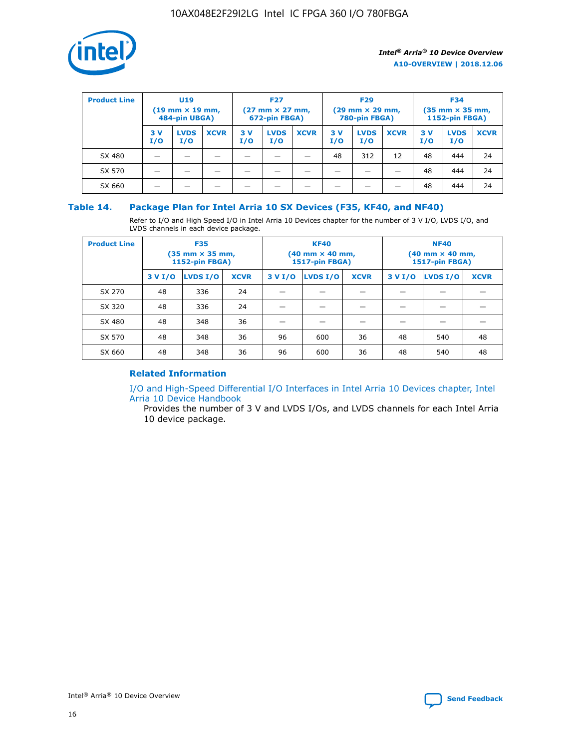| Product Line | U19 (19 mm × 19 mm, 484-pin UBGA) | | | F27 (27 mm × 27 mm, 672-pin FBGA) | | | F29 (29 mm × 29 mm, 780-pin FBGA) | | | F34 (35 mm × 35 mm, 1152-pin FBGA) | | |
|---|---|---|---|---|---|---|---|---|---|---|---|---|
| | 3 V I/O | LVDS I/O | XCVR | 3 V I/O | LVDS I/O | XCVR | 3 V I/O | LVDS I/O | XCVR | 3 V I/O | LVDS I/O | XCVR |
| SX 480 | — | — | — | — | — | — | 48 | 312 | 12 | 48 | 444 | 24 |
| SX 570 | — | — | — | — | — | — | — | — | — | 48 | 444 | 24 |
| SX 660 | — | — | — | — | — | — | — | — | — | 48 | 444 | 24 |

## Table 14. Package Plan for Intel Arria 10 SX Devices (F35, KF40, and NF40)

Refer to I/O and High Speed I/O in Intel Arria 10 Devices chapter for the number of 3 V I/O, LVDS I/O, and LVDS channels in each device package.

| Product Line | F35 (35 mm × 35 mm, 1152-pin FBGA) | | | KF40 (40 mm × 40 mm, 1517-pin FBGA) | | | NF40 (40 mm × 40 mm, 1517-pin FBGA) | | |
|---|---|---|---|---|---|---|---|---|---|
| | 3 V I/O | LVDS I/O | XCVR | 3 V I/O | LVDS I/O | XCVR | 3 V I/O | LVDS I/O | XCVR |
| SX 270 | 48 | 336 | 24 | — | — | — | — | — | — |
| SX 320 | 48 | 336 | 24 | — | — | — | — | — | — |
| SX 480 | 48 | 348 | 36 | — | — | — | — | — | — |
| SX 570 | 48 | 348 | 36 | 96 | 600 | 36 | 48 | 540 | 48 |
| SX 660 | 48 | 348 | 36 | 96 | 600 | 36 | 48 | 540 | 48 |

### Related Information

I/O and High-Speed Differential I/O Interfaces in Intel Arria 10 Devices chapter, Intel Arria 10 Device Handbook

Provides the number of 3 V and LVDS I/Os, and LVDS channels for each Intel Arria 10 device package.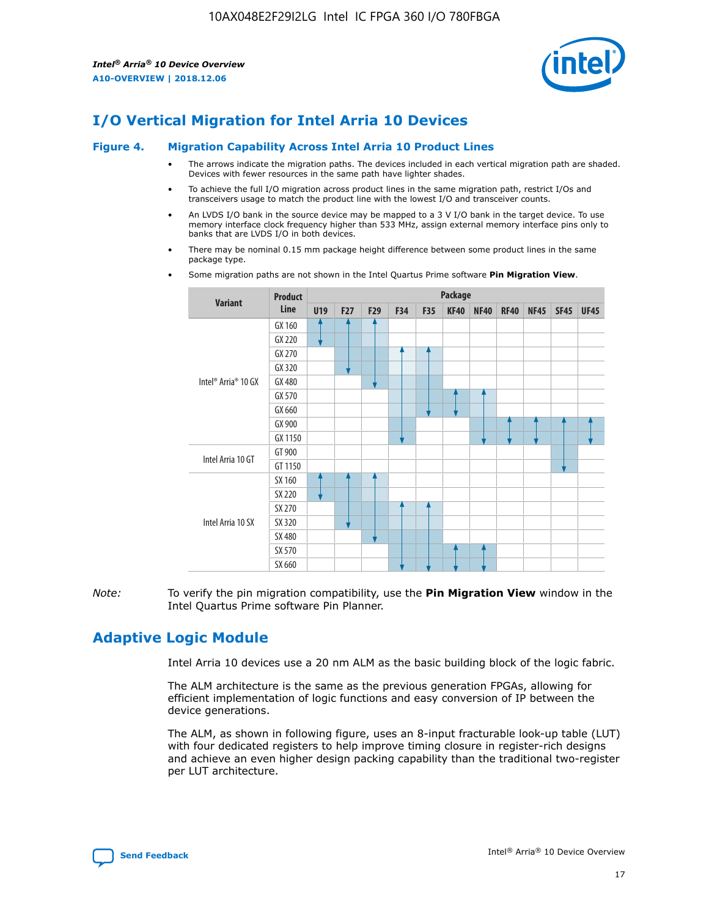# I/O Vertical Migration for Intel Arria 10 Devices

**Figure 4. Migration Capability Across Intel Arria 10 Product Lines**

- The arrows indicate the migration paths. The devices included in each vertical migration path are shaded. Devices with fewer resources in the same path have lighter shades.
- To achieve the full I/O migration across product lines in the same migration path, restrict I/Os and transceivers usage to match the product line with the lowest I/O and transceiver counts.
- An LVDS I/O bank in the source device may be mapped to a 3 V I/O bank in the target device. To use memory interface clock frequency higher than 533 MHz, assign external memory interface pins only to banks that are LVDS I/O in both devices.
- There may be nominal 0.15 mm package height difference between some product lines in the same package type.
- Some migration paths are not shown in the Intel Quartus Prime software **Pin Migration View**.

| Variant | Product Line | Package | | | | | | | | | | |
|---|---|---|---|---|---|---|---|---|---|---|---|---|
| | | U19 | F27 | F29 | F34 | F35 | KF40 | NF40 | RF40 | NF45 | SF45 | UF45 |
| Intel® Arria® 10 GX | GX 160 | | | | | | | | | | | |
| | GX 220 | | | | | | | | | | | |
| | GX 270 | | | | | | | | | | | |
| | GX 320 | | | | | | | | | | | |
| | GX 480 | | | | | | | | | | | |
| | GX 570 | | | | | | | | | | | |
| | GX 660 | | | | | | | | | | | |
| | GX 900 | | | | | | | | | | | |
| | GX 1150 | | | | | | | | | | | |
| Intel Arria 10 GT | GT 900 | | | | | | | | | | | |
| | GT 1150 | | | | | | | | | | | |
| Intel Arria 10 SX | SX 160 | | | | | | | | | | | |
| | SX 220 | | | | | | | | | | | |
| | SX 270 | | | | | | | | | | | |
| | SX 320 | | | | | | | | | | | |
| | SX 480 | | | | | | | | | | | |
| | SX 570 | | | | | | | | | | | |
| | SX 660 | | | | | | | | | | | |

*Note:* To verify the pin migration compatibility, use the **Pin Migration View** window in the Intel Quartus Prime software Pin Planner.

# Adaptive Logic Module

Intel Arria 10 devices use a 20 nm ALM as the basic building block of the logic fabric.

The ALM architecture is the same as the previous generation FPGAs, allowing for efficient implementation of logic functions and easy conversion of IP between the device generations.

The ALM, as shown in following figure, uses an 8-input fracturable look-up table (LUT) with four dedicated registers to help improve timing closure in register-rich designs and achieve an even higher design packing capability than the traditional two-register per LUT architecture.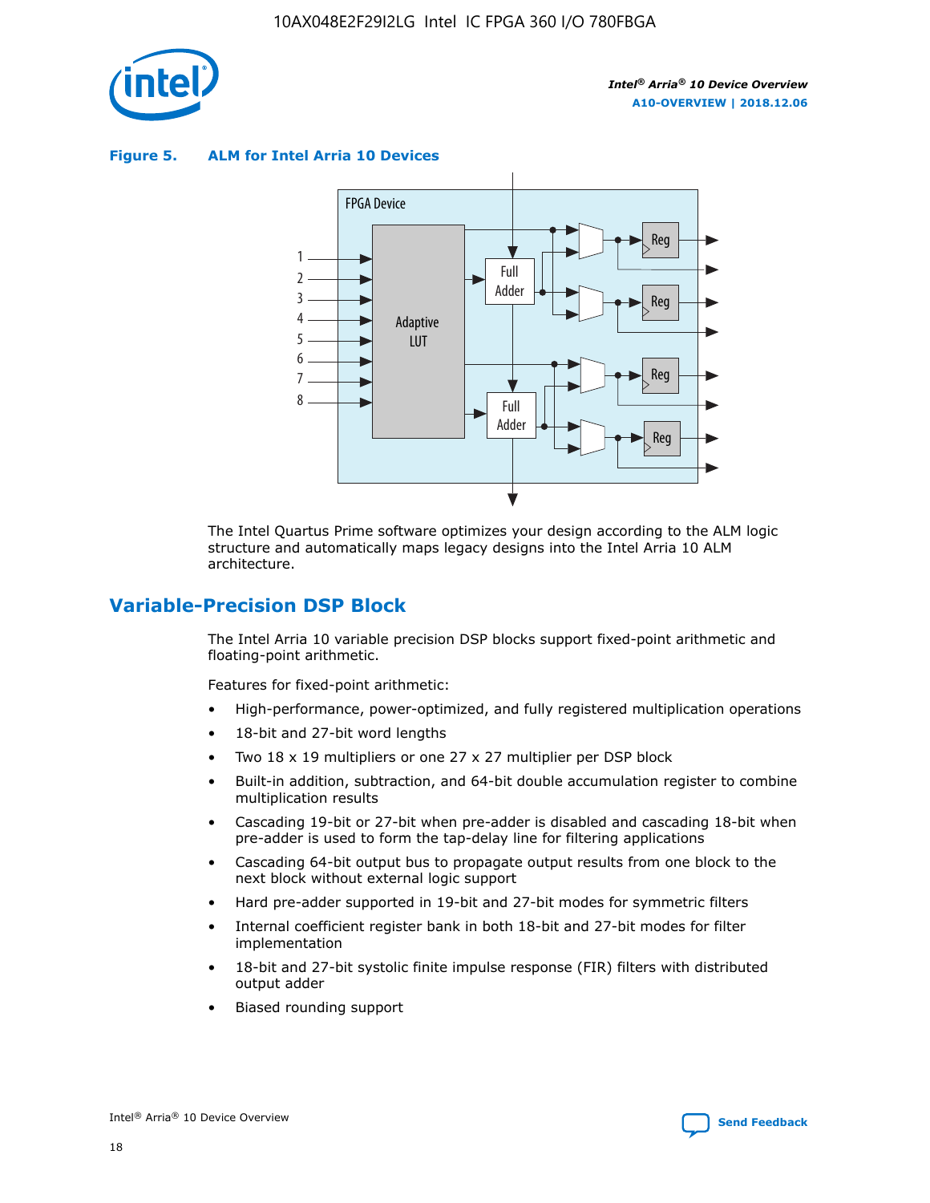**Figure 5. ALM for Intel Arria 10 Devices**

The Intel Quartus Prime software optimizes your design according to the ALM logic structure and automatically maps legacy designs into the Intel Arria 10 ALM architecture.

## Variable-Precision DSP Block

The Intel Arria 10 variable precision DSP blocks support fixed-point arithmetic and floating-point arithmetic.

Features for fixed-point arithmetic:

- High-performance, power-optimized, and fully registered multiplication operations
- 18-bit and 27-bit word lengths
- Two 18 x 19 multipliers or one 27 x 27 multiplier per DSP block
- Built-in addition, subtraction, and 64-bit double accumulation register to combine multiplication results
- Cascading 19-bit or 27-bit when pre-adder is disabled and cascading 18-bit when pre-adder is used to form the tap-delay line for filtering applications
- Cascading 64-bit output bus to propagate output results from one block to the next block without external logic support
- Hard pre-adder supported in 19-bit and 27-bit modes for symmetric filters
- Internal coefficient register bank in both 18-bit and 27-bit modes for filter implementation
- 18-bit and 27-bit systolic finite impulse response (FIR) filters with distributed output adder
- Biased rounding support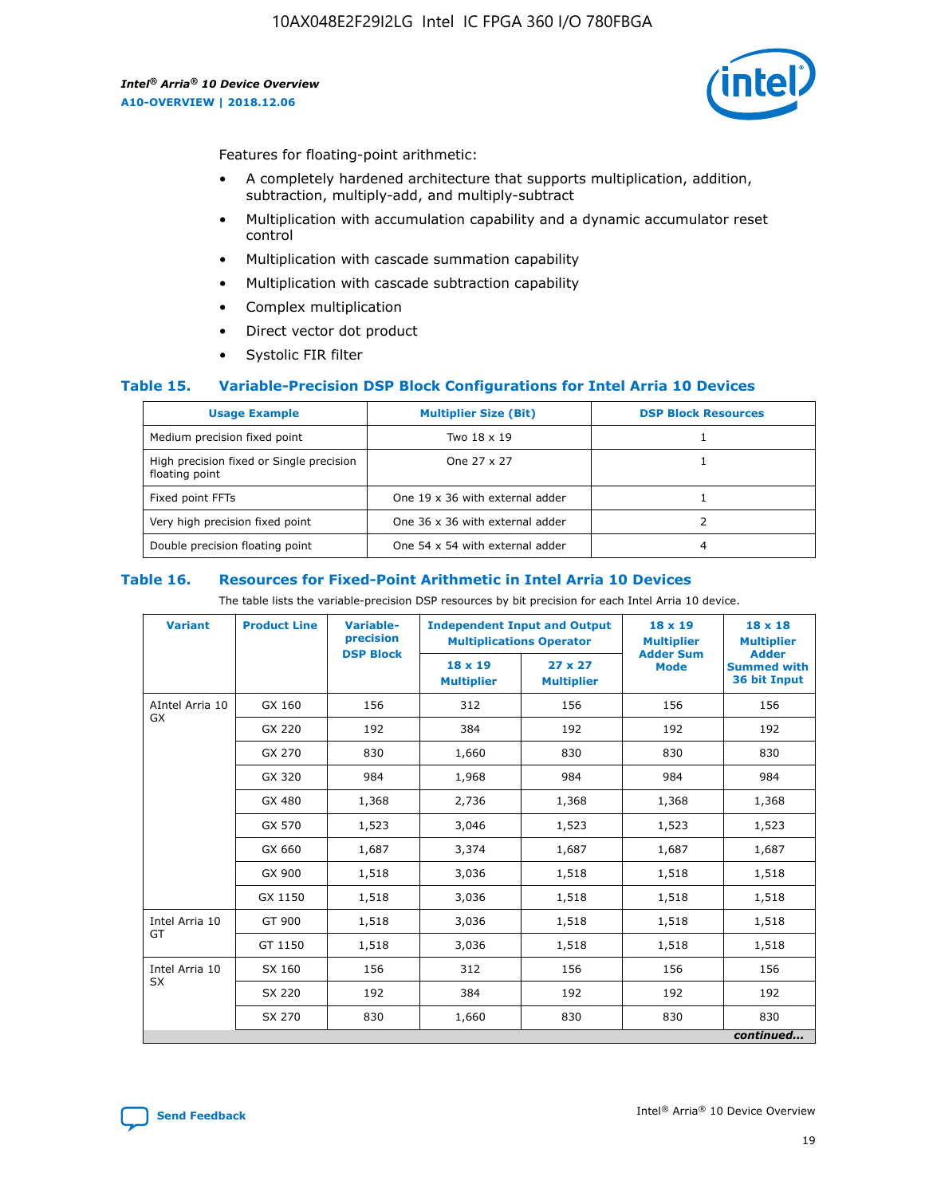Features for floating-point arithmetic:

- A completely hardened architecture that supports multiplication, addition, subtraction, multiply-add, and multiply-subtract
- Multiplication with accumulation capability and a dynamic accumulator reset control
- Multiplication with cascade summation capability
- Multiplication with cascade subtraction capability
- Complex multiplication
- Direct vector dot product
- Systolic FIR filter

## Table 15. Variable-Precision DSP Block Configurations for Intel Arria 10 Devices

| Usage Example | Multiplier Size (Bit) | DSP Block Resources |
|---|---|---|
| Medium precision fixed point | Two 18 x 19 | 1 |
| High precision fixed or Single precision floating point | One 27 x 27 | 1 |
| Fixed point FFTs | One 19 x 36 with external adder | 1 |
| Very high precision fixed point | One 36 x 36 with external adder | 2 |
| Double precision floating point | One 54 x 54 with external adder | 4 |

## Table 16. Resources for Fixed-Point Arithmetic in Intel Arria 10 Devices

The table lists the variable-precision DSP resources by bit precision for each Intel Arria 10 device.

| Variant | Product Line | Variable-precision DSP Block | Independent Input and Output Multiplications Operator | | 18 x 19 Multiplier Adder Sum Mode | 18 x 18 Multiplier Adder Summed with 36 bit Input |
|---|---|---|---|---|---|---|
| | | | 18 x 19 Multiplier | 27 x 27 Multiplier | | |
| AIntel Arria 10 GX | GX 160 | 156 | 312 | 156 | 156 | 156 |
| | GX 220 | 192 | 384 | 192 | 192 | 192 |
| | GX 270 | 830 | 1,660 | 830 | 830 | 830 |
| | GX 320 | 984 | 1,968 | 984 | 984 | 984 |
| | GX 480 | 1,368 | 2,736 | 1,368 | 1,368 | 1,368 |
| | GX 570 | 1,523 | 3,046 | 1,523 | 1,523 | 1,523 |
| | GX 660 | 1,687 | 3,374 | 1,687 | 1,687 | 1,687 |
| | GX 900 | 1,518 | 3,036 | 1,518 | 1,518 | 1,518 |
| | GX 1150 | 1,518 | 3,036 | 1,518 | 1,518 | 1,518 |
| Intel Arria 10 GT | GT 900 | 1,518 | 3,036 | 1,518 | 1,518 | 1,518 |
| | GT 1150 | 1,518 | 3,036 | 1,518 | 1,518 | 1,518 |
| Intel Arria 10 SX | SX 160 | 156 | 312 | 156 | 156 | 156 |
| | SX 220 | 192 | 384 | 192 | 192 | 192 |
| | SX 270 | 830 | 1,660 | 830 | 830 | 830 |

*continued...*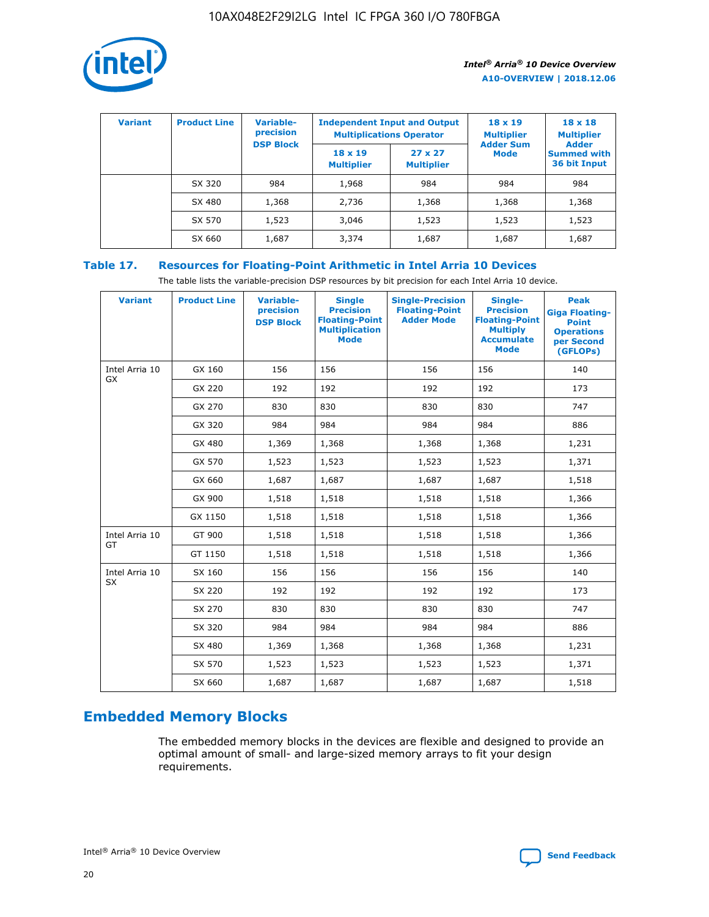| Variant | Product Line | Variable-precision DSP Block | Independent Input and Output Multiplications Operator | | 18 x 19 Multiplier Adder Sum Mode | 18 x 18 Multiplier Adder Summed with 36 bit Input |
|---|---|---|---|---|---|---|
| | | | 18 x 19 Multiplier | 27 x 27 Multiplier | | |
| | SX 320 | 984 | 1,968 | 984 | 984 | 984 |
| | SX 480 | 1,368 | 2,736 | 1,368 | 1,368 | 1,368 |
| | SX 570 | 1,523 | 3,046 | 1,523 | 1,523 | 1,523 |
| | SX 660 | 1,687 | 3,374 | 1,687 | 1,687 | 1,687 |

## Table 17. Resources for Floating-Point Arithmetic in Intel Arria 10 Devices

The table lists the variable-precision DSP resources by bit precision for each Intel Arria 10 device.

| Variant | Product Line | Variable-precision DSP Block | Single Precision Floating-Point Multiplication Mode | Single-Precision Floating-Point Adder Mode | Single-Precision Floating-Point Multiply Accumulate Mode | Peak Giga Floating-Point Operations per Second (GFLOPs) |
|---|---|---|---|---|---|---|
| Intel Arria 10 GX | GX 160 | 156 | 156 | 156 | 156 | 140 |
| | GX 220 | 192 | 192 | 192 | 192 | 173 |
| | GX 270 | 830 | 830 | 830 | 830 | 747 |
| | GX 320 | 984 | 984 | 984 | 984 | 886 |
| | GX 480 | 1,369 | 1,368 | 1,368 | 1,368 | 1,231 |
| | GX 570 | 1,523 | 1,523 | 1,523 | 1,523 | 1,371 |
| | GX 660 | 1,687 | 1,687 | 1,687 | 1,687 | 1,518 |
| | GX 900 | 1,518 | 1,518 | 1,518 | 1,518 | 1,366 |
| | GX 1150 | 1,518 | 1,518 | 1,518 | 1,518 | 1,366 |
| Intel Arria 10 GT | GT 900 | 1,518 | 1,518 | 1,518 | 1,518 | 1,366 |
| | GT 1150 | 1,518 | 1,518 | 1,518 | 1,518 | 1,366 |
| Intel Arria 10 SX | SX 160 | 156 | 156 | 156 | 156 | 140 |
| | SX 220 | 192 | 192 | 192 | 192 | 173 |
| | SX 270 | 830 | 830 | 830 | 830 | 747 |
| | SX 320 | 984 | 984 | 984 | 984 | 886 |
| | SX 480 | 1,369 | 1,368 | 1,368 | 1,368 | 1,231 |
| | SX 570 | 1,523 | 1,523 | 1,523 | 1,523 | 1,371 |
| | SX 660 | 1,687 | 1,687 | 1,687 | 1,687 | 1,518 |

## Embedded Memory Blocks

The embedded memory blocks in the devices are flexible and designed to provide an optimal amount of small- and large-sized memory arrays to fit your design requirements.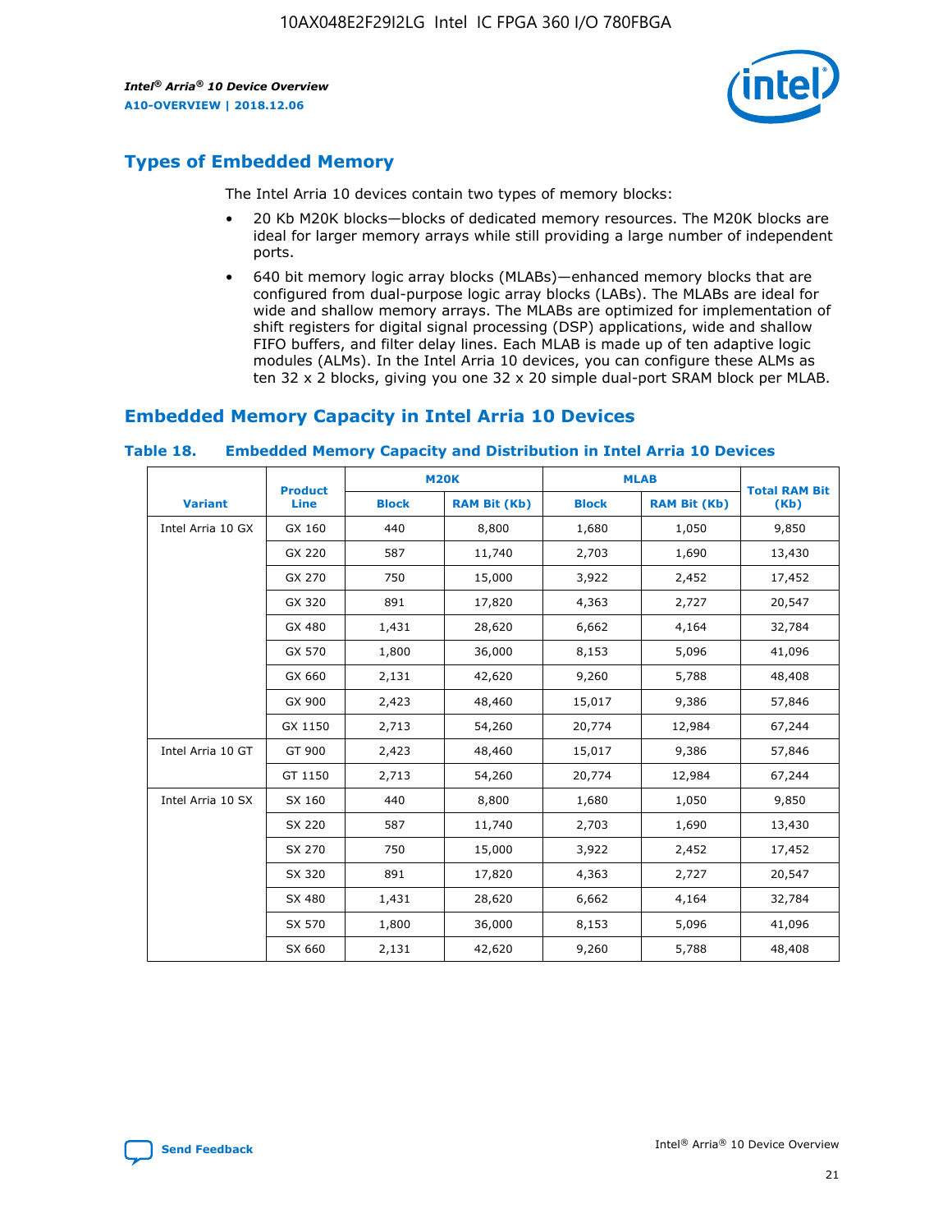## Types of Embedded Memory

The Intel Arria 10 devices contain two types of memory blocks:

- 20 Kb M20K blocks—blocks of dedicated memory resources. The M20K blocks are ideal for larger memory arrays while still providing a large number of independent ports.
- 640 bit memory logic array blocks (MLABs)—enhanced memory blocks that are configured from dual-purpose logic array blocks (LABs). The MLABs are ideal for wide and shallow memory arrays. The MLABs are optimized for implementation of shift registers for digital signal processing (DSP) applications, wide and shallow FIFO buffers, and filter delay lines. Each MLAB is made up of ten adaptive logic modules (ALMs). In the Intel Arria 10 devices, you can configure these ALMs as ten 32 x 2 blocks, giving you one 32 x 20 simple dual-port SRAM block per MLAB.

## Embedded Memory Capacity in Intel Arria 10 Devices

**Table 18. Embedded Memory Capacity and Distribution in Intel Arria 10 Devices**

| Variant | Product Line | M20K | | MLAB | | Total RAM Bit (Kb) |
|---|---|---|---|---|---|---|
| | | Block | RAM Bit (Kb) | Block | RAM Bit (Kb) | |
| Intel Arria 10 GX | GX 160 | 440 | 8,800 | 1,680 | 1,050 | 9,850 |
| | GX 220 | 587 | 11,740 | 2,703 | 1,690 | 13,430 |
| | GX 270 | 750 | 15,000 | 3,922 | 2,452 | 17,452 |
| | GX 320 | 891 | 17,820 | 4,363 | 2,727 | 20,547 |
| | GX 480 | 1,431 | 28,620 | 6,662 | 4,164 | 32,784 |
| | GX 570 | 1,800 | 36,000 | 8,153 | 5,096 | 41,096 |
| | GX 660 | 2,131 | 42,620 | 9,260 | 5,788 | 48,408 |
| | GX 900 | 2,423 | 48,460 | 15,017 | 9,386 | 57,846 |
| | GX 1150 | 2,713 | 54,260 | 20,774 | 12,984 | 67,244 |
| Intel Arria 10 GT | GT 900 | 2,423 | 48,460 | 15,017 | 9,386 | 57,846 |
| | GT 1150 | 2,713 | 54,260 | 20,774 | 12,984 | 67,244 |
| Intel Arria 10 SX | SX 160 | 440 | 8,800 | 1,680 | 1,050 | 9,850 |
| | SX 220 | 587 | 11,740 | 2,703 | 1,690 | 13,430 |
| | SX 270 | 750 | 15,000 | 3,922 | 2,452 | 17,452 |
| | SX 320 | 891 | 17,820 | 4,363 | 2,727 | 20,547 |
| | SX 480 | 1,431 | 28,620 | 6,662 | 4,164 | 32,784 |
| | SX 570 | 1,800 | 36,000 | 8,153 | 5,096 | 41,096 |
| | SX 660 | 2,131 | 42,620 | 9,260 | 5,788 | 48,408 |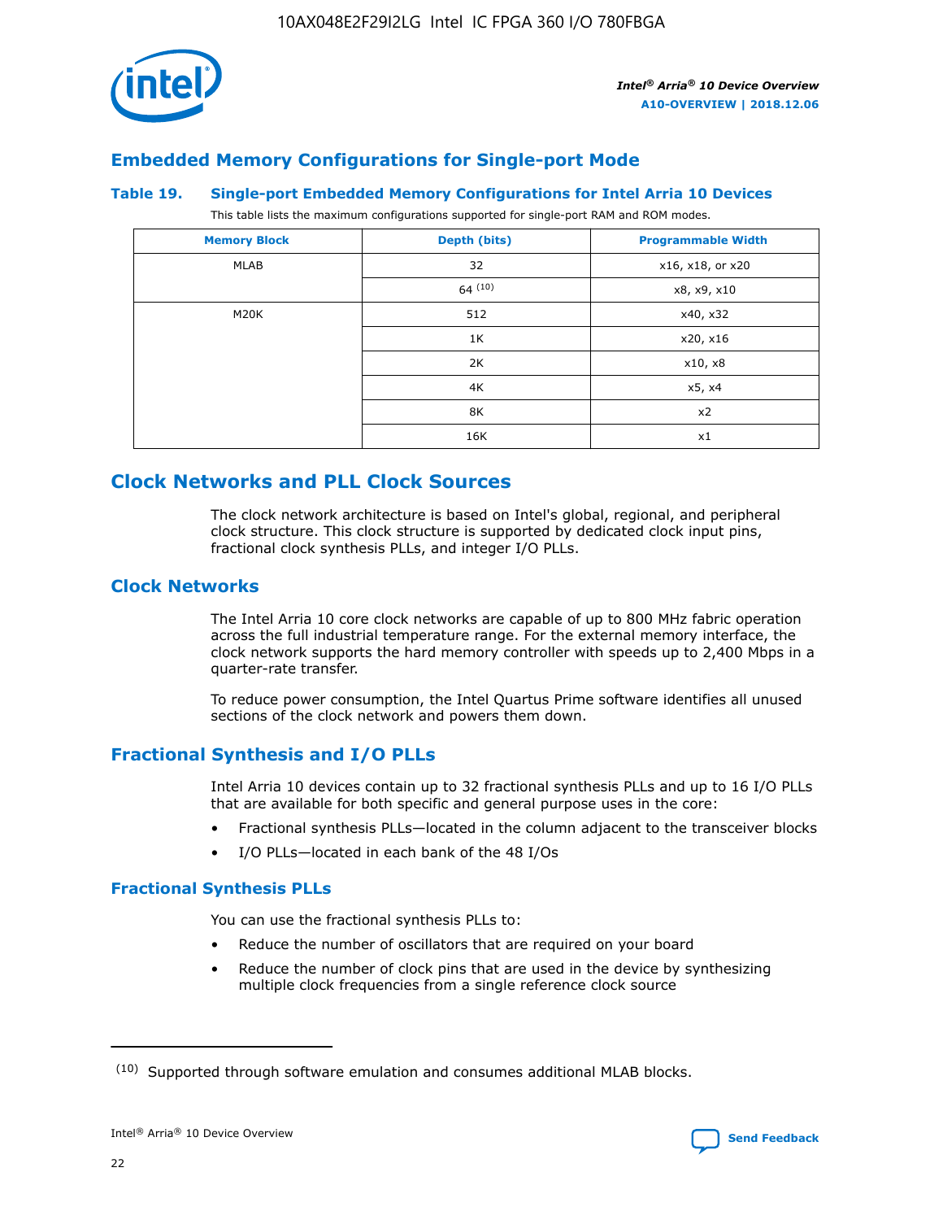## Embedded Memory Configurations for Single-port Mode

**Table 19. Single-port Embedded Memory Configurations for Intel Arria 10 Devices**

This table lists the maximum configurations supported for single-port RAM and ROM modes.

| Memory Block | Depth (bits) | Programmable Width |
|---|---|---|
| MLAB | 32 | x16, x18, or x20 |
| | 64 [10] | x8, x9, x10 |
| M20K | 512 | x40, x32 |
| | 1K | x20, x16 |
| | 2K | x10, x8 |
| | 4K | x5, x4 |
| | 8K | x2 |
| | 16K | x1 |

## Clock Networks and PLL Clock Sources

The clock network architecture is based on Intel's global, regional, and peripheral clock structure. This clock structure is supported by dedicated clock input pins, fractional clock synthesis PLLs, and integer I/O PLLs.

### Clock Networks

The Intel Arria 10 core clock networks are capable of up to 800 MHz fabric operation across the full industrial temperature range. For the external memory interface, the clock network supports the hard memory controller with speeds up to 2,400 Mbps in a quarter-rate transfer.

To reduce power consumption, the Intel Quartus Prime software identifies all unused sections of the clock network and powers them down.

### Fractional Synthesis and I/O PLLs

Intel Arria 10 devices contain up to 32 fractional synthesis PLLs and up to 16 I/O PLLs that are available for both specific and general purpose uses in the core:

- Fractional synthesis PLLs—located in the column adjacent to the transceiver blocks
- I/O PLLs—located in each bank of the 48 I/Os

#### Fractional Synthesis PLLs

You can use the fractional synthesis PLLs to:

- Reduce the number of oscillators that are required on your board
- Reduce the number of clock pins that are used in the device by synthesizing multiple clock frequencies from a single reference clock source

(10) Supported through software emulation and consumes additional MLAB blocks.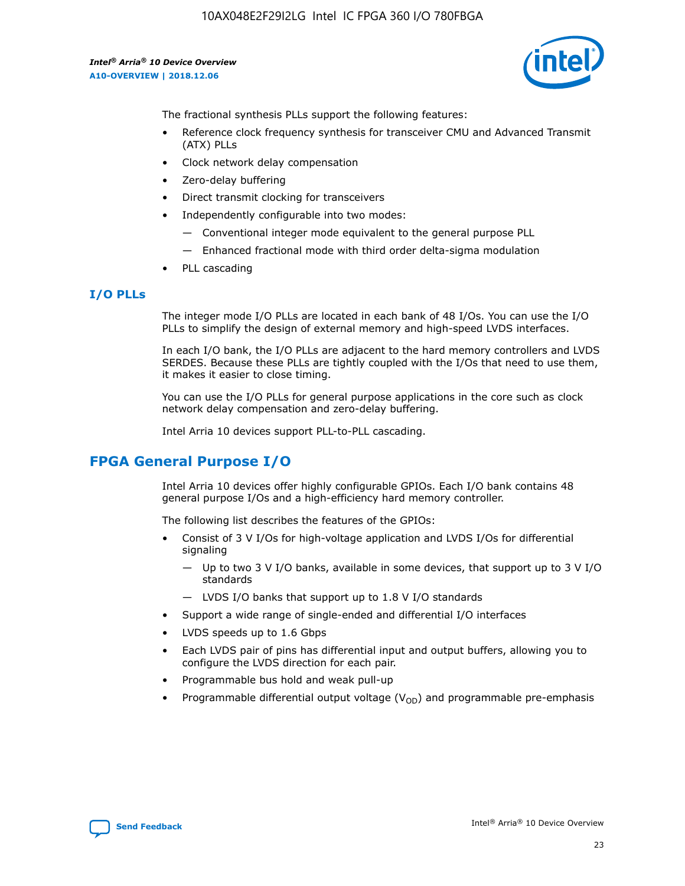The fractional synthesis PLLs support the following features:

- Reference clock frequency synthesis for transceiver CMU and Advanced Transmit (ATX) PLLs
- Clock network delay compensation
- Zero-delay buffering
- Direct transmit clocking for transceivers
- Independently configurable into two modes:
  - — Conventional integer mode equivalent to the general purpose PLL
  - — Enhanced fractional mode with third order delta-sigma modulation
- PLL cascading

### I/O PLLs

The integer mode I/O PLLs are located in each bank of 48 I/Os. You can use the I/O PLLs to simplify the design of external memory and high-speed LVDS interfaces.

In each I/O bank, the I/O PLLs are adjacent to the hard memory controllers and LVDS SERDES. Because these PLLs are tightly coupled with the I/Os that need to use them, it makes it easier to close timing.

You can use the I/O PLLs for general purpose applications in the core such as clock network delay compensation and zero-delay buffering.

Intel Arria 10 devices support PLL-to-PLL cascading.

## FPGA General Purpose I/O

Intel Arria 10 devices offer highly configurable GPIOs. Each I/O bank contains 48 general purpose I/Os and a high-efficiency hard memory controller.

The following list describes the features of the GPIOs:

- Consist of 3 V I/Os for high-voltage application and LVDS I/Os for differential signaling
  - — Up to two 3 V I/O banks, available in some devices, that support up to 3 V I/O standards
  - — LVDS I/O banks that support up to 1.8 V I/O standards
- Support a wide range of single-ended and differential I/O interfaces
- LVDS speeds up to 1.6 Gbps
- Each LVDS pair of pins has differential input and output buffers, allowing you to configure the LVDS direction for each pair.
- Programmable bus hold and weak pull-up
- Programmable differential output voltage ($V_{OD}$) and programmable pre-emphasis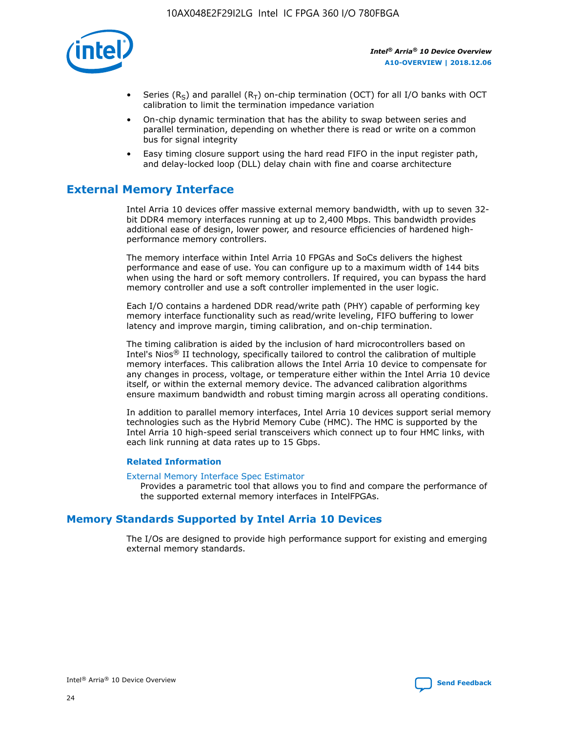- Series ($R_S$) and parallel ($R_T$) on-chip termination (OCT) for all I/O banks with OCT calibration to limit the termination impedance variation
- On-chip dynamic termination that has the ability to swap between series and parallel termination, depending on whether there is read or write on a common bus for signal integrity
- Easy timing closure support using the hard read FIFO in the input register path, and delay-locked loop (DLL) delay chain with fine and coarse architecture

## External Memory Interface

Intel Arria 10 devices offer massive external memory bandwidth, with up to seven 32-bit DDR4 memory interfaces running at up to 2,400 Mbps. This bandwidth provides additional ease of design, lower power, and resource efficiencies of hardened high-performance memory controllers.

The memory interface within Intel Arria 10 FPGAs and SoCs delivers the highest performance and ease of use. You can configure up to a maximum width of 144 bits when using the hard or soft memory controllers. If required, you can bypass the hard memory controller and use a soft controller implemented in the user logic.

Each I/O contains a hardened DDR read/write path (PHY) capable of performing key memory interface functionality such as read/write leveling, FIFO buffering to lower latency and improve margin, timing calibration, and on-chip termination.

The timing calibration is aided by the inclusion of hard microcontrollers based on Intel's Nios® II technology, specifically tailored to control the calibration of multiple memory interfaces. This calibration allows the Intel Arria 10 device to compensate for any changes in process, voltage, or temperature either within the Intel Arria 10 device itself, or within the external memory device. The advanced calibration algorithms ensure maximum bandwidth and robust timing margin across all operating conditions.

In addition to parallel memory interfaces, Intel Arria 10 devices support serial memory technologies such as the Hybrid Memory Cube (HMC). The HMC is supported by the Intel Arria 10 high-speed serial transceivers which connect up to four HMC links, with each link running at data rates up to 15 Gbps.

### Related Information

External Memory Interface Spec Estimator
Provides a parametric tool that allows you to find and compare the performance of the supported external memory interfaces in IntelFPGAs.

## Memory Standards Supported by Intel Arria 10 Devices

The I/Os are designed to provide high performance support for existing and emerging external memory standards.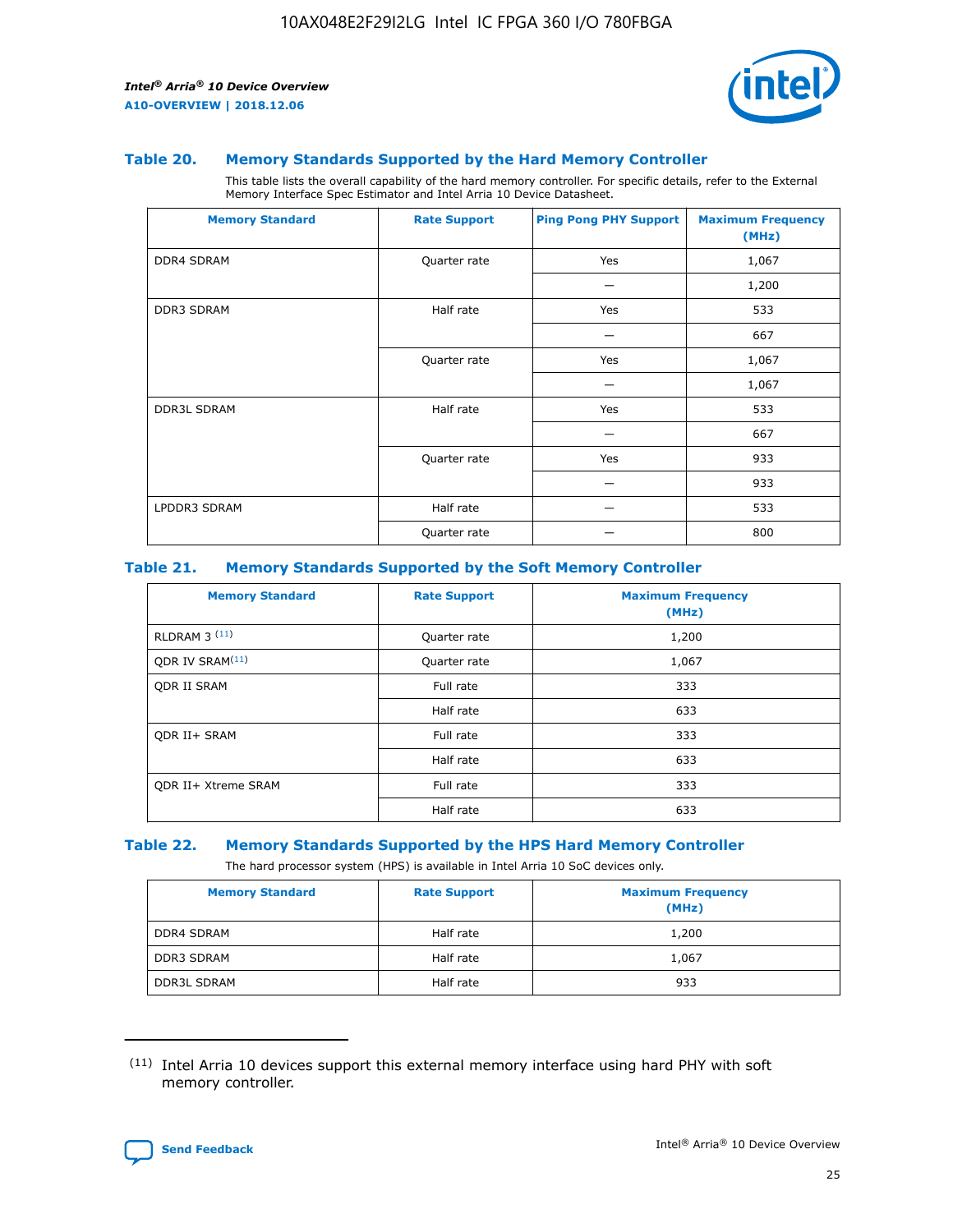### Table 20. Memory Standards Supported by the Hard Memory Controller

This table lists the overall capability of the hard memory controller. For specific details, refer to the External Memory Interface Spec Estimator and Intel Arria 10 Device Datasheet.

| Memory Standard | Rate Support | Ping Pong PHY Support | Maximum Frequency (MHz) |
|---|---|---|---|
| DDR4 SDRAM | Quarter rate | Yes | 1,067 |
| | | — | 1,200 |
| DDR3 SDRAM | Half rate | Yes | 533 |
| | | — | 667 |
| | Quarter rate | Yes | 1,067 |
| | | — | 1,067 |
| DDR3L SDRAM | Half rate | Yes | 533 |
| | | — | 667 |
| | Quarter rate | Yes | 933 |
| | | — | 933 |
| LPDDR3 SDRAM | Half rate | — | 533 |
| | Quarter rate | — | 800 |

### Table 21. Memory Standards Supported by the Soft Memory Controller

| Memory Standard | Rate Support | Maximum Frequency (MHz) |
|---|---|---|
| RLDRAM 3 [11] | Quarter rate | 1,200 |
| QDR IV SRAM[11] | Quarter rate | 1,067 |
| QDR II SRAM | Full rate | 333 |
| | Half rate | 633 |
| QDR II+ SRAM | Full rate | 333 |
| | Half rate | 633 |
| QDR II+ Xtreme SRAM | Full rate | 333 |
| | Half rate | 633 |

### Table 22. Memory Standards Supported by the HPS Hard Memory Controller

The hard processor system (HPS) is available in Intel Arria 10 SoC devices only.

| Memory Standard | Rate Support | Maximum Frequency (MHz) |
|---|---|---|
| DDR4 SDRAM | Half rate | 1,200 |
| DDR3 SDRAM | Half rate | 1,067 |
| DDR3L SDRAM | Half rate | 933 |

(11) Intel Arria 10 devices support this external memory interface using hard PHY with soft memory controller.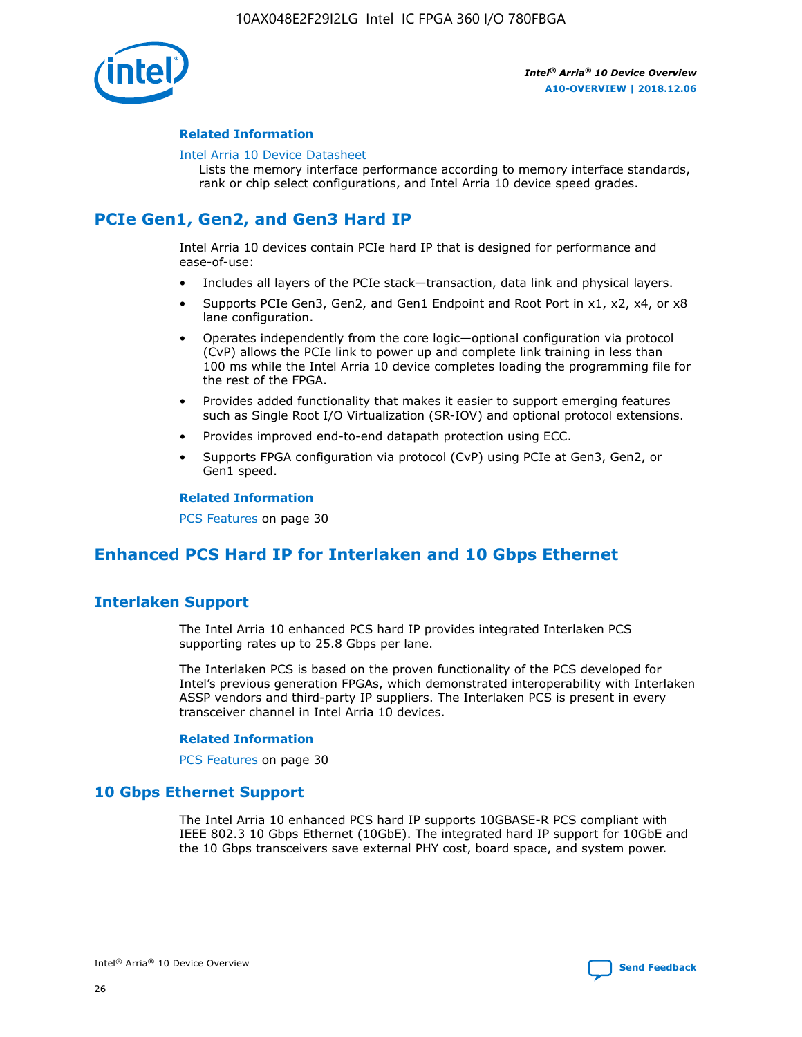### Related Information

Intel Arria 10 Device Datasheet
Lists the memory interface performance according to memory interface standards, rank or chip select configurations, and Intel Arria 10 device speed grades.

## PCIe Gen1, Gen2, and Gen3 Hard IP

Intel Arria 10 devices contain PCIe hard IP that is designed for performance and ease-of-use:

- Includes all layers of the PCIe stack—transaction, data link and physical layers.
- Supports PCIe Gen3, Gen2, and Gen1 Endpoint and Root Port in x1, x2, x4, or x8 lane configuration.
- Operates independently from the core logic—optional configuration via protocol (CvP) allows the PCIe link to power up and complete link training in less than 100 ms while the Intel Arria 10 device completes loading the programming file for the rest of the FPGA.
- Provides added functionality that makes it easier to support emerging features such as Single Root I/O Virtualization (SR-IOV) and optional protocol extensions.
- Provides improved end-to-end datapath protection using ECC.
- Supports FPGA configuration via protocol (CvP) using PCIe at Gen3, Gen2, or Gen1 speed.

### Related Information

PCS Features on page 30

## Enhanced PCS Hard IP for Interlaken and 10 Gbps Ethernet

## Interlaken Support

The Intel Arria 10 enhanced PCS hard IP provides integrated Interlaken PCS supporting rates up to 25.8 Gbps per lane.

The Interlaken PCS is based on the proven functionality of the PCS developed for Intel's previous generation FPGAs, which demonstrated interoperability with Interlaken ASSP vendors and third-party IP suppliers. The Interlaken PCS is present in every transceiver channel in Intel Arria 10 devices.

### Related Information

PCS Features on page 30

## 10 Gbps Ethernet Support

The Intel Arria 10 enhanced PCS hard IP supports 10GBASE-R PCS compliant with IEEE 802.3 10 Gbps Ethernet (10GbE). The integrated hard IP support for 10GbE and the 10 Gbps transceivers save external PHY cost, board space, and system power.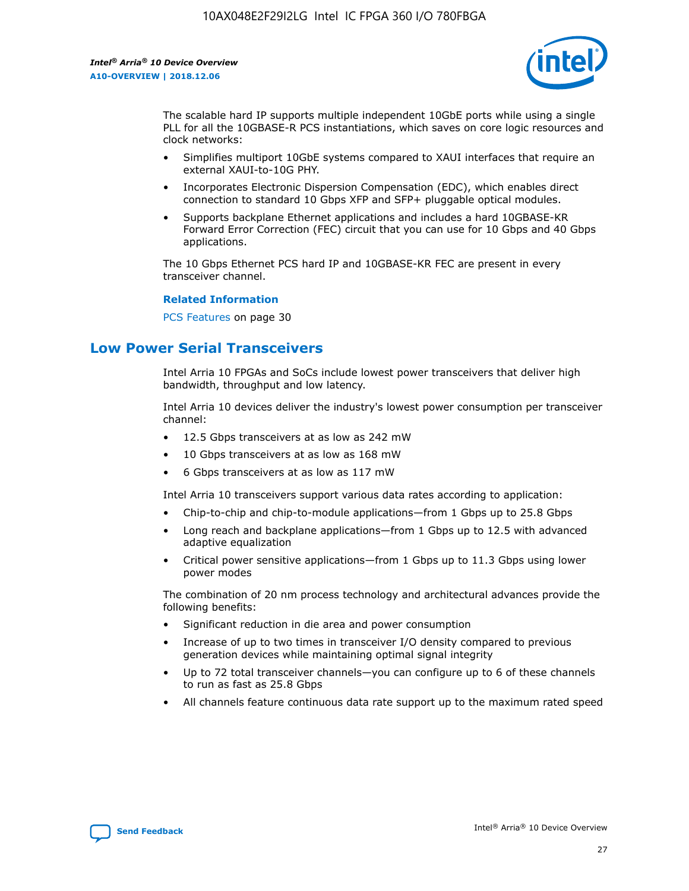The scalable hard IP supports multiple independent 10GbE ports while using a single PLL for all the 10GBASE-R PCS instantiations, which saves on core logic resources and clock networks:

- Simplifies multiport 10GbE systems compared to XAUI interfaces that require an external XAUI-to-10G PHY.
- Incorporates Electronic Dispersion Compensation (EDC), which enables direct connection to standard 10 Gbps XFP and SFP+ pluggable optical modules.
- Supports backplane Ethernet applications and includes a hard 10GBASE-KR Forward Error Correction (FEC) circuit that you can use for 10 Gbps and 40 Gbps applications.

The 10 Gbps Ethernet PCS hard IP and 10GBASE-KR FEC are present in every transceiver channel.

**Related Information**

PCS Features on page 30

## Low Power Serial Transceivers

Intel Arria 10 FPGAs and SoCs include lowest power transceivers that deliver high bandwidth, throughput and low latency.

Intel Arria 10 devices deliver the industry's lowest power consumption per transceiver channel:

- 12.5 Gbps transceivers at as low as 242 mW
- 10 Gbps transceivers at as low as 168 mW
- 6 Gbps transceivers at as low as 117 mW

Intel Arria 10 transceivers support various data rates according to application:

- Chip-to-chip and chip-to-module applications—from 1 Gbps up to 25.8 Gbps
- Long reach and backplane applications—from 1 Gbps up to 12.5 with advanced adaptive equalization
- Critical power sensitive applications—from 1 Gbps up to 11.3 Gbps using lower power modes

The combination of 20 nm process technology and architectural advances provide the following benefits:

- Significant reduction in die area and power consumption
- Increase of up to two times in transceiver I/O density compared to previous generation devices while maintaining optimal signal integrity
- Up to 72 total transceiver channels—you can configure up to 6 of these channels to run as fast as 25.8 Gbps
- All channels feature continuous data rate support up to the maximum rated speed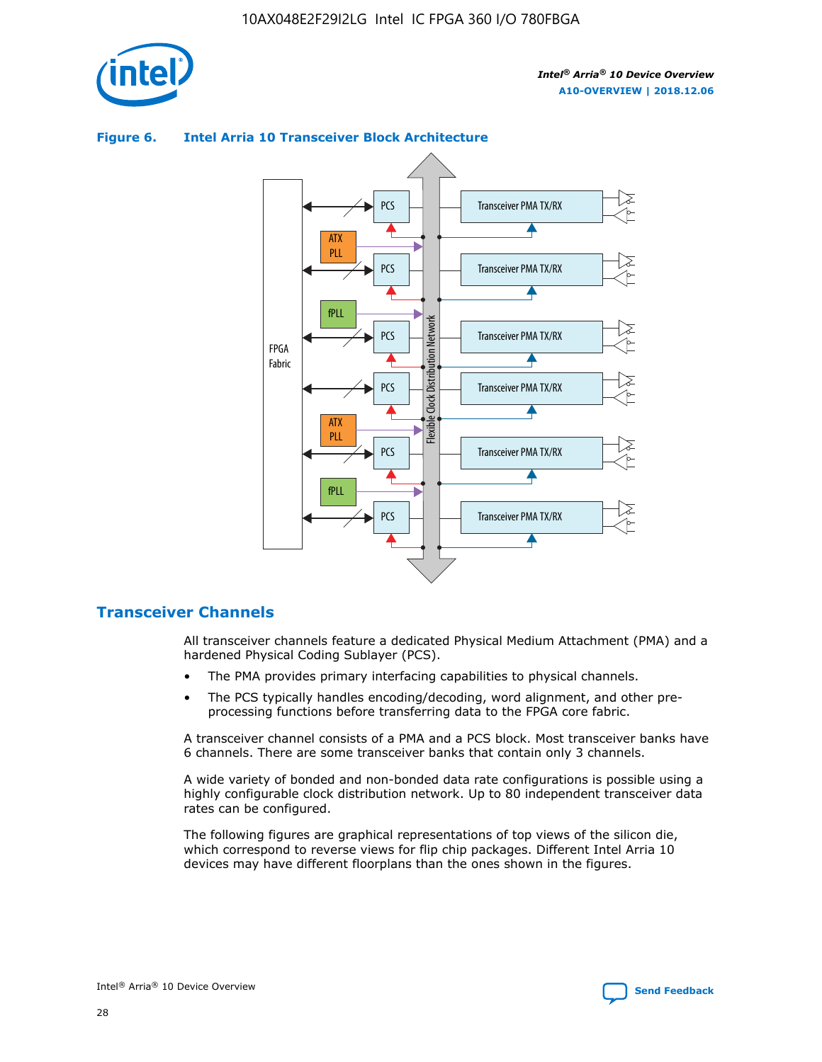**Figure 6. Intel Arria 10 Transceiver Block Architecture**

## Transceiver Channels

All transceiver channels feature a dedicated Physical Medium Attachment (PMA) and a hardened Physical Coding Sublayer (PCS).

- The PMA provides primary interfacing capabilities to physical channels.
- The PCS typically handles encoding/decoding, word alignment, and other pre-processing functions before transferring data to the FPGA core fabric.

A transceiver channel consists of a PMA and a PCS block. Most transceiver banks have 6 channels. There are some transceiver banks that contain only 3 channels.

A wide variety of bonded and non-bonded data rate configurations is possible using a highly configurable clock distribution network. Up to 80 independent transceiver data rates can be configured.

The following figures are graphical representations of top views of the silicon die, which correspond to reverse views for flip chip packages. Different Intel Arria 10 devices may have different floorplans than the ones shown in the figures.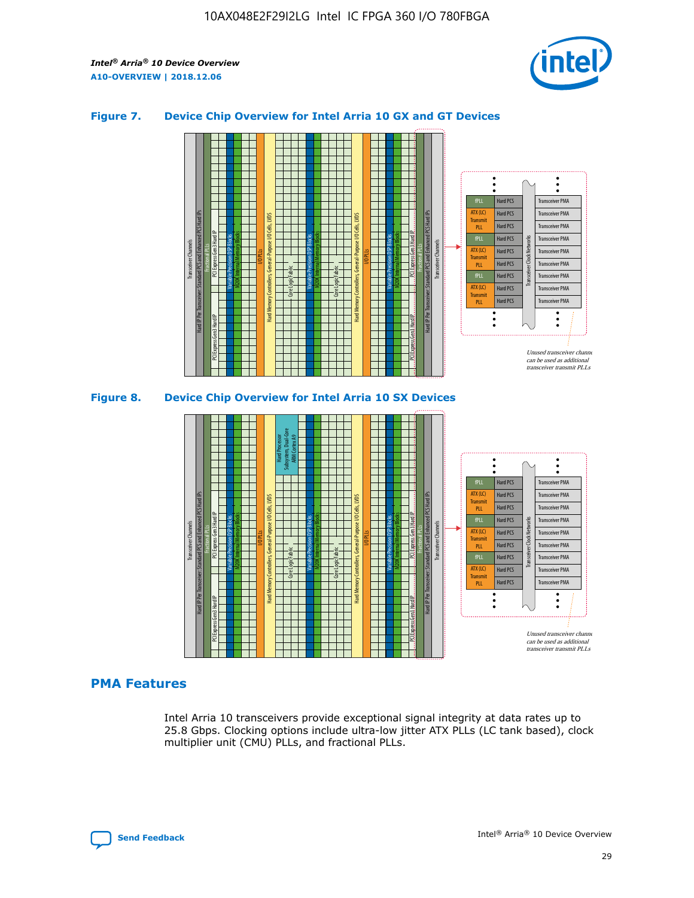**Figure 7. Device Chip Overview for Intel Arria 10 GX and GT Devices**

**Figure 8. Device Chip Overview for Intel Arria 10 SX Devices**

## PMA Features

Intel Arria 10 transceivers provide exceptional signal integrity at data rates up to 25.8 Gbps. Clocking options include ultra-low jitter ATX PLLs (LC tank based), clock multiplier unit (CMU) PLLs, and fractional PLLs.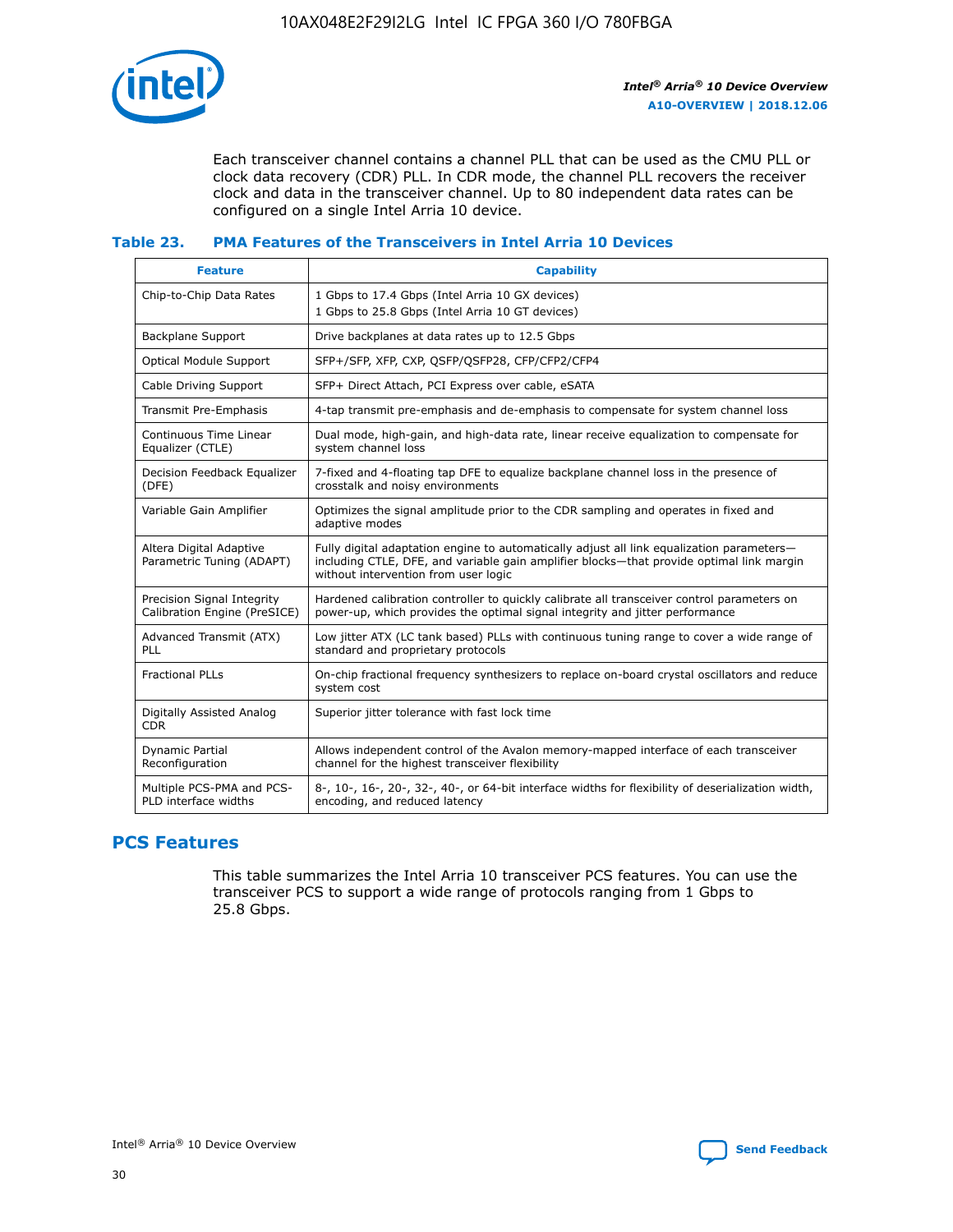Each transceiver channel contains a channel PLL that can be used as the CMU PLL or clock data recovery (CDR) PLL. In CDR mode, the channel PLL recovers the receiver clock and data in the transceiver channel. Up to 80 independent data rates can be configured on a single Intel Arria 10 device.

### Table 23. PMA Features of the Transceivers in Intel Arria 10 Devices

| Feature | Capability |
| --- | --- |
| Chip-to-Chip Data Rates | 1 Gbps to 17.4 Gbps (Intel Arria 10 GX devices)<br>1 Gbps to 25.8 Gbps (Intel Arria 10 GT devices) |
| Backplane Support | Drive backplanes at data rates up to 12.5 Gbps |
| Optical Module Support | SFP+/SFP, XFP, CXP, QSFP/QSFP28, CFP/CFP2/CFP4 |
| Cable Driving Support | SFP+ Direct Attach, PCI Express over cable, eSATA |
| Transmit Pre-Emphasis | 4-tap transmit pre-emphasis and de-emphasis to compensate for system channel loss |
| Continuous Time Linear Equalizer (CTLE) | Dual mode, high-gain, and high-data rate, linear receive equalization to compensate for system channel loss |
| Decision Feedback Equalizer (DFE) | 7-fixed and 4-floating tap DFE to equalize backplane channel loss in the presence of crosstalk and noisy environments |
| Variable Gain Amplifier | Optimizes the signal amplitude prior to the CDR sampling and operates in fixed and adaptive modes |
| Altera Digital Adaptive Parametric Tuning (ADAPT) | Fully digital adaptation engine to automatically adjust all link equalization parameters—including CTLE, DFE, and variable gain amplifier blocks—that provide optimal link margin without intervention from user logic |
| Precision Signal Integrity Calibration Engine (PreSICE) | Hardened calibration controller to quickly calibrate all transceiver control parameters on power-up, which provides the optimal signal integrity and jitter performance |
| Advanced Transmit (ATX) PLL | Low jitter ATX (LC tank based) PLLs with continuous tuning range to cover a wide range of standard and proprietary protocols |
| Fractional PLLs | On-chip fractional frequency synthesizers to replace on-board crystal oscillators and reduce system cost |
| Digitally Assisted Analog CDR | Superior jitter tolerance with fast lock time |
| Dynamic Partial Reconfiguration | Allows independent control of the Avalon memory-mapped interface of each transceiver channel for the highest transceiver flexibility |
| Multiple PCS-PMA and PCS-PLD interface widths | 8-, 10-, 16-, 20-, 32-, 40-, or 64-bit interface widths for flexibility of deserialization width, encoding, and reduced latency |

## PCS Features

This table summarizes the Intel Arria 10 transceiver PCS features. You can use the transceiver PCS to support a wide range of protocols ranging from 1 Gbps to 25.8 Gbps.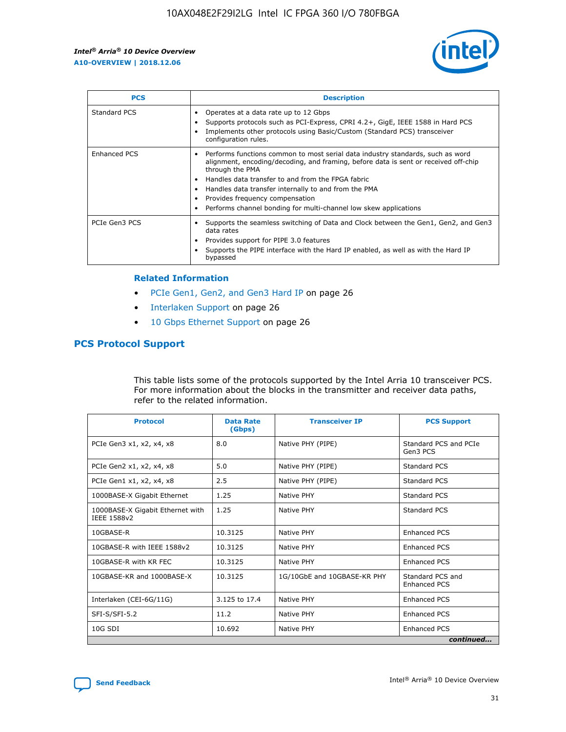| PCS | Description |
| --- | --- |
| Standard PCS | • Operates at a data rate up to 12 Gbps<br>• Supports protocols such as PCI-Express, CPRI 4.2+, GigE, IEEE 1588 in Hard PCS<br>• Implements other protocols using Basic/Custom (Standard PCS) transceiver configuration rules. |
| Enhanced PCS | • Performs functions common to most serial data industry standards, such as word alignment, encoding/decoding, and framing, before data is sent or received off-chip through the PMA<br>• Handles data transfer to and from the FPGA fabric<br>• Handles data transfer internally to and from the PMA<br>• Provides frequency compensation<br>• Performs channel bonding for multi-channel low skew applications |
| PCIe Gen3 PCS | • Supports the seamless switching of Data and Clock between the Gen1, Gen2, and Gen3 data rates<br>• Provides support for PIPE 3.0 features<br>• Supports the PIPE interface with the Hard IP enabled, as well as with the Hard IP bypassed |

**Related Information**

- PCIe Gen1, Gen2, and Gen3 Hard IP on page 26
- Interlaken Support on page 26
- 10 Gbps Ethernet Support on page 26

## PCS Protocol Support

This table lists some of the protocols supported by the Intel Arria 10 transceiver PCS. For more information about the blocks in the transmitter and receiver data paths, refer to the related information.

| Protocol | Data Rate (Gbps) | Transceiver IP | PCS Support |
| --- | --- | --- | --- |
| PCIe Gen3 x1, x2, x4, x8 | 8.0 | Native PHY (PIPE) | Standard PCS and PCIe Gen3 PCS |
| PCIe Gen2 x1, x2, x4, x8 | 5.0 | Native PHY (PIPE) | Standard PCS |
| PCIe Gen1 x1, x2, x4, x8 | 2.5 | Native PHY (PIPE) | Standard PCS |
| 1000BASE-X Gigabit Ethernet | 1.25 | Native PHY | Standard PCS |
| 1000BASE-X Gigabit Ethernet with IEEE 1588v2 | 1.25 | Native PHY | Standard PCS |
| 10GBASE-R | 10.3125 | Native PHY | Enhanced PCS |
| 10GBASE-R with IEEE 1588v2 | 10.3125 | Native PHY | Enhanced PCS |
| 10GBASE-R with KR FEC | 10.3125 | Native PHY | Enhanced PCS |
| 10GBASE-KR and 1000BASE-X | 10.3125 | 1G/10GbE and 10GBASE-KR PHY | Standard PCS and Enhanced PCS |
| Interlaken (CEI-6G/11G) | 3.125 to 17.4 | Native PHY | Enhanced PCS |
| SFI-S/SFI-5.2 | 11.2 | Native PHY | Enhanced PCS |
| 10G SDI | 10.692 | Native PHY | Enhanced PCS |

*continued...*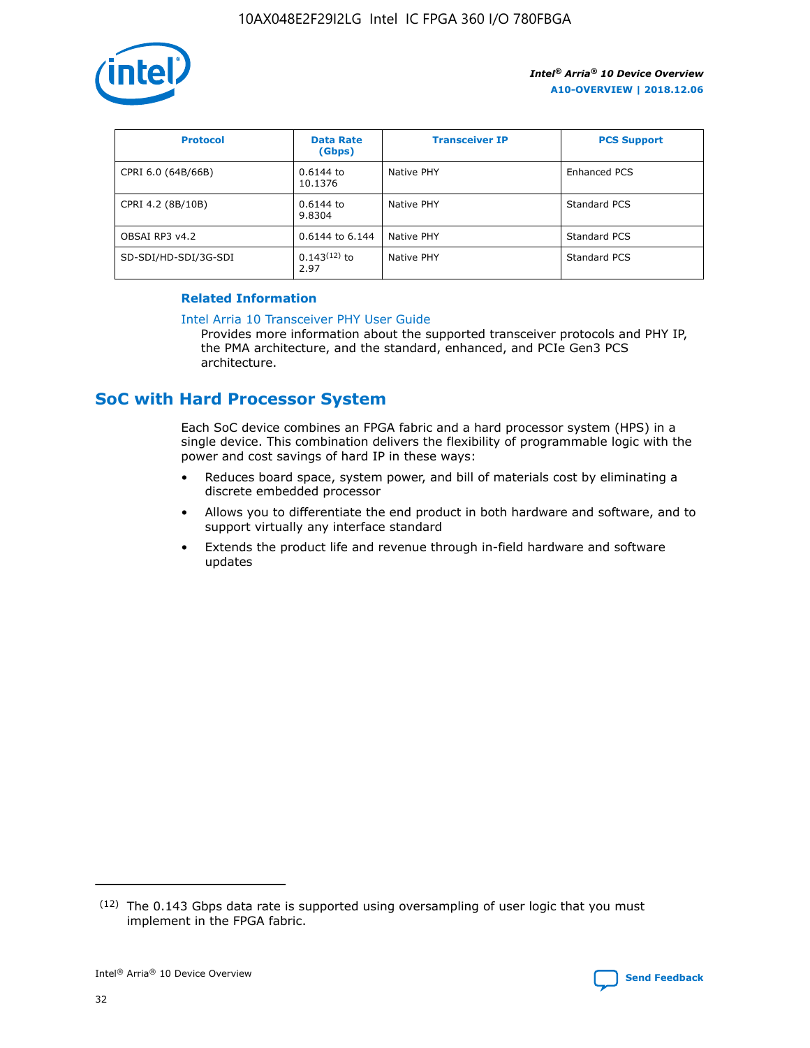| Protocol | Data Rate (Gbps) | Transceiver IP | PCS Support |
| --- | --- | --- | --- |
| CPRI 6.0 (64B/66B) | 0.6144 to 10.1376 | Native PHY | Enhanced PCS |
| CPRI 4.2 (8B/10B) | 0.6144 to 9.8304 | Native PHY | Standard PCS |
| OBSAI RP3 v4.2 | 0.6144 to 6.144 | Native PHY | Standard PCS |
| SD-SDI/HD-SDI/3G-SDI | 0.143[12] to 2.97 | Native PHY | Standard PCS |

**Related Information**

Intel Arria 10 Transceiver PHY User Guide

Provides more information about the supported transceiver protocols and PHY IP, the PMA architecture, and the standard, enhanced, and PCIe Gen3 PCS architecture.

## SoC with Hard Processor System

Each SoC device combines an FPGA fabric and a hard processor system (HPS) in a single device. This combination delivers the flexibility of programmable logic with the power and cost savings of hard IP in these ways:

- Reduces board space, system power, and bill of materials cost by eliminating a discrete embedded processor
- Allows you to differentiate the end product in both hardware and software, and to support virtually any interface standard
- Extends the product life and revenue through in-field hardware and software updates

(12) The 0.143 Gbps data rate is supported using oversampling of user logic that you must implement in the FPGA fabric.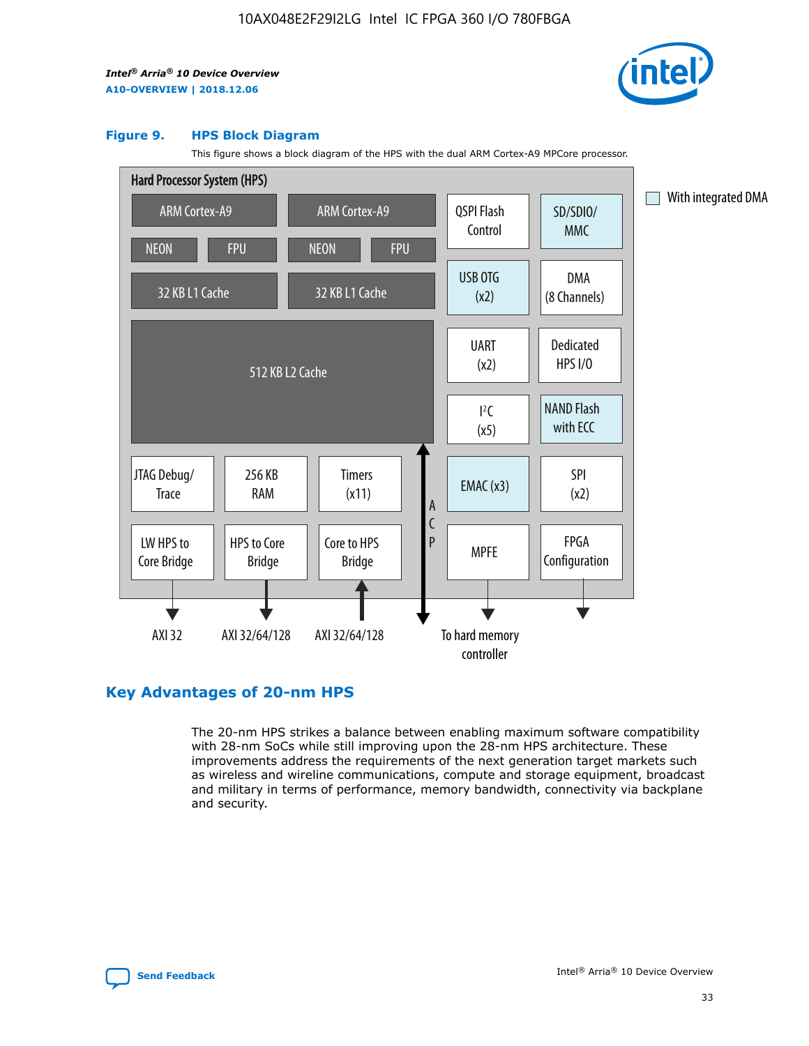**Figure 9. HPS Block Diagram**

This figure shows a block diagram of the HPS with the dual ARM Cortex-A9 MPCore processor.

Hard Processor System (HPS)

- ARM Cortex-A9 (NEON, FPU, 32 KB L1 Cache)
- ARM Cortex-A9 (NEON, FPU, 32 KB L1 Cache)
- 512 KB L2 Cache
- QSPI Flash Control
- SD/SDIO/MMC
- USB OTG (x2)
- DMA (8 Channels)
- UART (x2)
- Dedicated HPS I/O
- $I^2C$ (x5)
- NAND Flash with ECC
- JTAG Debug/Trace
- 256 KB RAM
- Timers (x11)
- EMAC (x3)
- SPI (x2)
- LW HPS to Core Bridge — AXI 32
- HPS to Core Bridge — AXI 32/64/128
- Core to HPS Bridge — AXI 32/64/128
- ACP
- MPFE — To hard memory controller
- FPGA Configuration

With integrated DMA: SD/SDIO/MMC, USB OTG (x2), NAND Flash with ECC, EMAC (x3)

## Key Advantages of 20-nm HPS

The 20-nm HPS strikes a balance between enabling maximum software compatibility with 28-nm SoCs while still improving upon the 28-nm HPS architecture. These improvements address the requirements of the next generation target markets such as wireless and wireline communications, compute and storage equipment, broadcast and military in terms of performance, memory bandwidth, connectivity via backplane and security.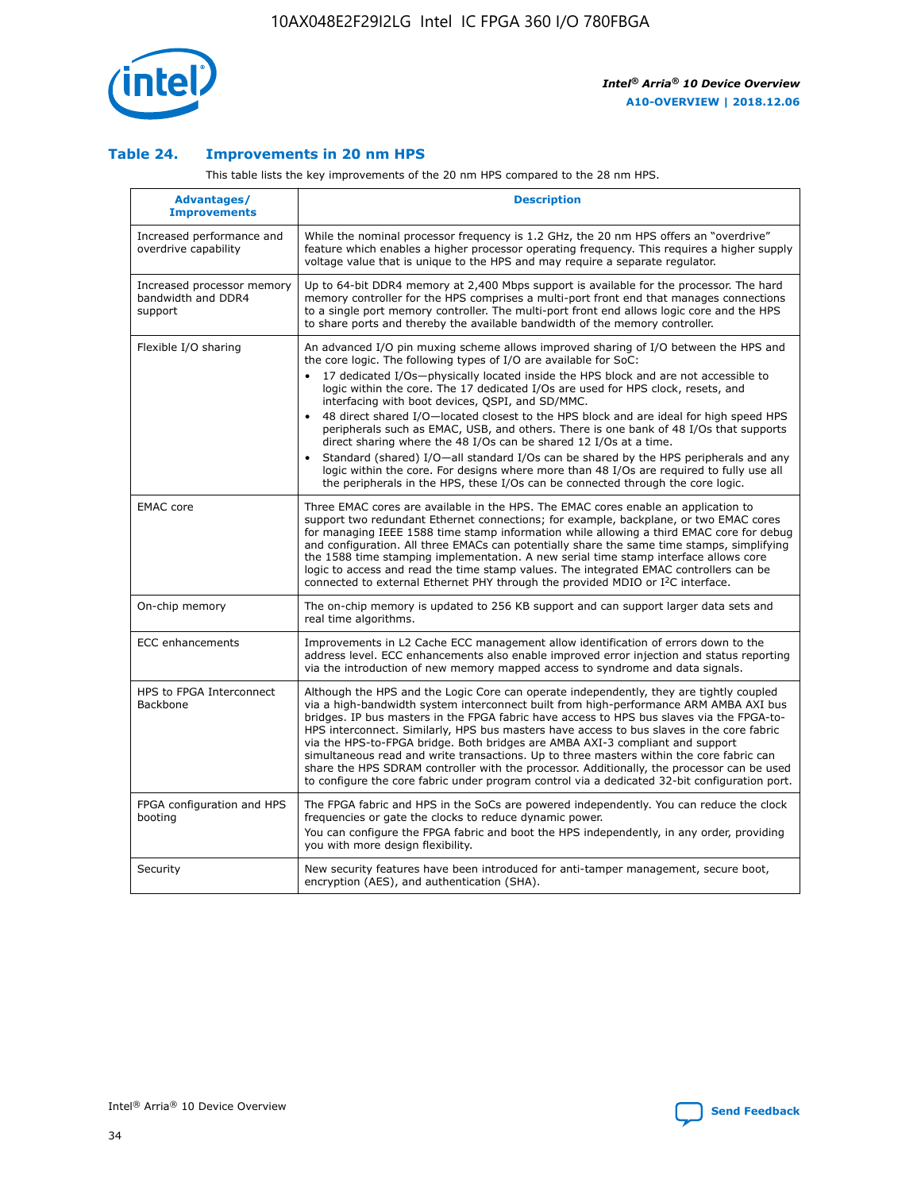### Table 24. Improvements in 20 nm HPS

This table lists the key improvements of the 20 nm HPS compared to the 28 nm HPS.

| Advantages/ Improvements | Description |
| --- | --- |
| Increased performance and overdrive capability | While the nominal processor frequency is 1.2 GHz, the 20 nm HPS offers an "overdrive" feature which enables a higher processor operating frequency. This requires a higher supply voltage value that is unique to the HPS and may require a separate regulator. |
| Increased processor memory bandwidth and DDR4 support | Up to 64-bit DDR4 memory at 2,400 Mbps support is available for the processor. The hard memory controller for the HPS comprises a multi-port front end that manages connections to a single port memory controller. The multi-port front end allows logic core and the HPS to share ports and thereby the available bandwidth of the memory controller. |
| Flexible I/O sharing | An advanced I/O pin muxing scheme allows improved sharing of I/O between the HPS and the core logic. The following types of I/O are available for SoC: • 17 dedicated I/Os—physically located inside the HPS block and are not accessible to logic within the core. The 17 dedicated I/Os are used for HPS clock, resets, and interfacing with boot devices, QSPI, and SD/MMC. • 48 direct shared I/O—located closest to the HPS block and are ideal for high speed HPS peripherals such as EMAC, USB, and others. There is one bank of 48 I/Os that supports direct sharing where the 48 I/Os can be shared 12 I/Os at a time. • Standard (shared) I/O—all standard I/Os can be shared by the HPS peripherals and any logic within the core. For designs where more than 48 I/Os are required to fully use all the peripherals in the HPS, these I/Os can be connected through the core logic. |
| EMAC core | Three EMAC cores are available in the HPS. The EMAC cores enable an application to support two redundant Ethernet connections; for example, backplane, or two EMAC cores for managing IEEE 1588 time stamp information while allowing a third EMAC core for debug and configuration. All three EMACs can potentially share the same time stamps, simplifying the 1588 time stamping implementation. A new serial time stamp interface allows core logic to access and read the time stamp values. The integrated EMAC controllers can be connected to external Ethernet PHY through the provided MDIO or I²C interface. |
| On-chip memory | The on-chip memory is updated to 256 KB support and can support larger data sets and real time algorithms. |
| ECC enhancements | Improvements in L2 Cache ECC management allow identification of errors down to the address level. ECC enhancements also enable improved error injection and status reporting via the introduction of new memory mapped access to syndrome and data signals. |
| HPS to FPGA Interconnect Backbone | Although the HPS and the Logic Core can operate independently, they are tightly coupled via a high-bandwidth system interconnect built from high-performance ARM AMBA AXI bus bridges. IP bus masters in the FPGA fabric have access to HPS bus slaves via the FPGA-to-HPS interconnect. Similarly, HPS bus masters have access to bus slaves in the core fabric via the HPS-to-FPGA bridge. Both bridges are AMBA AXI-3 compliant and support simultaneous read and write transactions. Up to three masters within the core fabric can share the HPS SDRAM controller with the processor. Additionally, the processor can be used to configure the core fabric under program control via a dedicated 32-bit configuration port. |
| FPGA configuration and HPS booting | The FPGA fabric and HPS in the SoCs are powered independently. You can reduce the clock frequencies or gate the clocks to reduce dynamic power. You can configure the FPGA fabric and boot the HPS independently, in any order, providing you with more design flexibility. |
| Security | New security features have been introduced for anti-tamper management, secure boot, encryption (AES), and authentication (SHA). |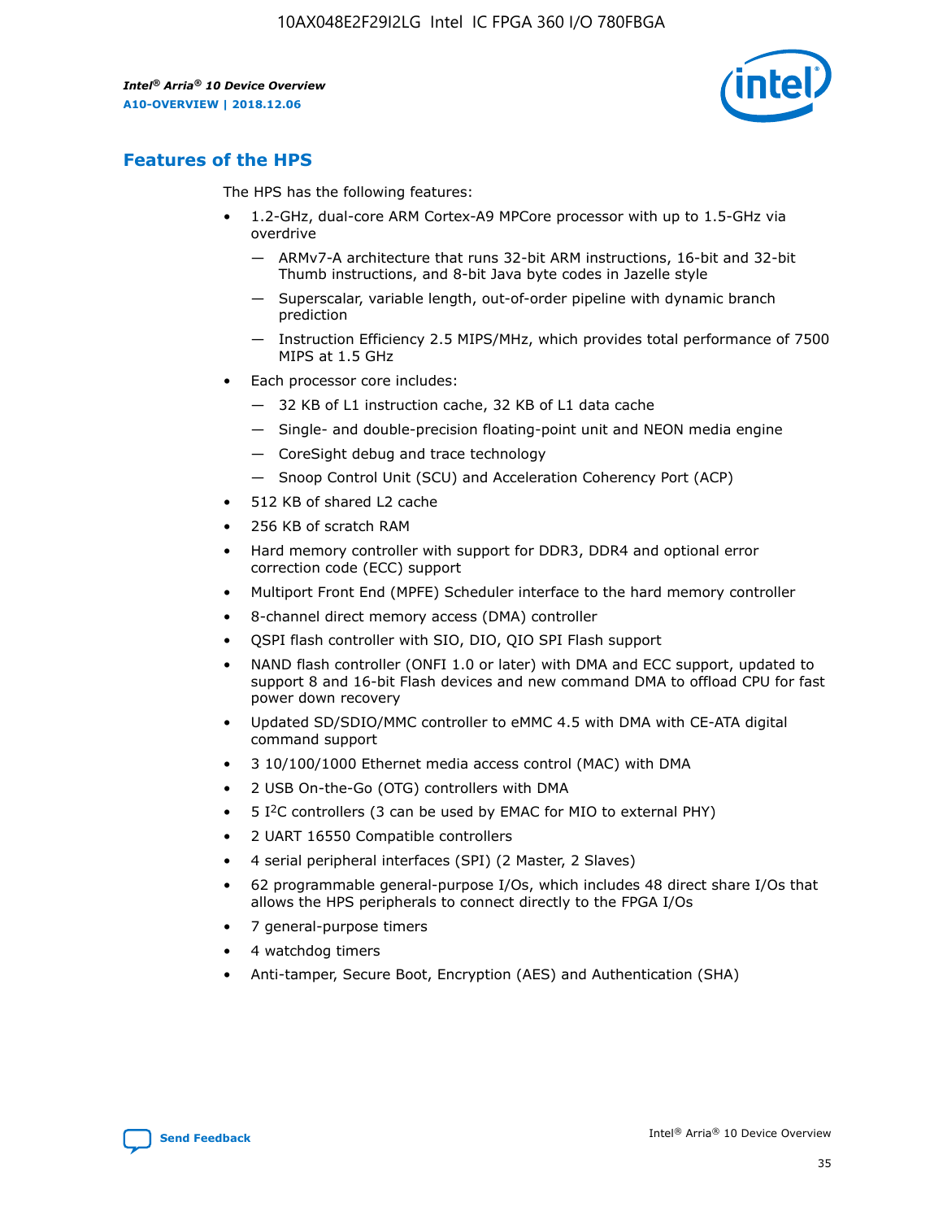## Features of the HPS

The HPS has the following features:

- 1.2-GHz, dual-core ARM Cortex-A9 MPCore processor with up to 1.5-GHz via overdrive
  - — ARMv7-A architecture that runs 32-bit ARM instructions, 16-bit and 32-bit Thumb instructions, and 8-bit Java byte codes in Jazelle style
  - — Superscalar, variable length, out-of-order pipeline with dynamic branch prediction
  - — Instruction Efficiency 2.5 MIPS/MHz, which provides total performance of 7500 MIPS at 1.5 GHz
- Each processor core includes:
  - — 32 KB of L1 instruction cache, 32 KB of L1 data cache
  - — Single- and double-precision floating-point unit and NEON media engine
  - — CoreSight debug and trace technology
  - — Snoop Control Unit (SCU) and Acceleration Coherency Port (ACP)
- 512 KB of shared L2 cache
- 256 KB of scratch RAM
- Hard memory controller with support for DDR3, DDR4 and optional error correction code (ECC) support
- Multiport Front End (MPFE) Scheduler interface to the hard memory controller
- 8-channel direct memory access (DMA) controller
- QSPI flash controller with SIO, DIO, QIO SPI Flash support
- NAND flash controller (ONFI 1.0 or later) with DMA and ECC support, updated to support 8 and 16-bit Flash devices and new command DMA to offload CPU for fast power down recovery
- Updated SD/SDIO/MMC controller to eMMC 4.5 with DMA with CE-ATA digital command support
- 3 10/100/1000 Ethernet media access control (MAC) with DMA
- 2 USB On-the-Go (OTG) controllers with DMA
- 5 I$^2$C controllers (3 can be used by EMAC for MIO to external PHY)
- 2 UART 16550 Compatible controllers
- 4 serial peripheral interfaces (SPI) (2 Master, 2 Slaves)
- 62 programmable general-purpose I/Os, which includes 48 direct share I/Os that allows the HPS peripherals to connect directly to the FPGA I/Os
- 7 general-purpose timers
- 4 watchdog timers
- Anti-tamper, Secure Boot, Encryption (AES) and Authentication (SHA)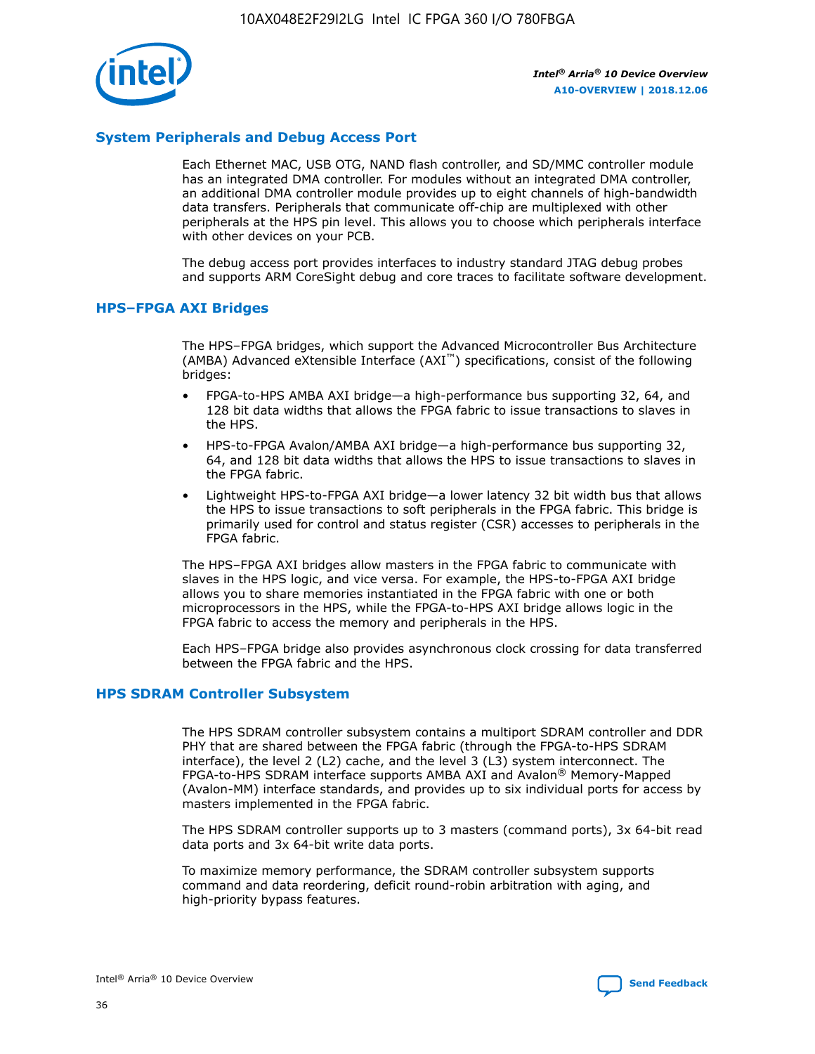## System Peripherals and Debug Access Port

Each Ethernet MAC, USB OTG, NAND flash controller, and SD/MMC controller module has an integrated DMA controller. For modules without an integrated DMA controller, an additional DMA controller module provides up to eight channels of high-bandwidth data transfers. Peripherals that communicate off-chip are multiplexed with other peripherals at the HPS pin level. This allows you to choose which peripherals interface with other devices on your PCB.

The debug access port provides interfaces to industry standard JTAG debug probes and supports ARM CoreSight debug and core traces to facilitate software development.

## HPS–FPGA AXI Bridges

The HPS–FPGA bridges, which support the Advanced Microcontroller Bus Architecture (AMBA) Advanced eXtensible Interface (AXI™) specifications, consist of the following bridges:

- FPGA-to-HPS AMBA AXI bridge—a high-performance bus supporting 32, 64, and 128 bit data widths that allows the FPGA fabric to issue transactions to slaves in the HPS.
- HPS-to-FPGA Avalon/AMBA AXI bridge—a high-performance bus supporting 32, 64, and 128 bit data widths that allows the HPS to issue transactions to slaves in the FPGA fabric.
- Lightweight HPS-to-FPGA AXI bridge—a lower latency 32 bit width bus that allows the HPS to issue transactions to soft peripherals in the FPGA fabric. This bridge is primarily used for control and status register (CSR) accesses to peripherals in the FPGA fabric.

The HPS–FPGA AXI bridges allow masters in the FPGA fabric to communicate with slaves in the HPS logic, and vice versa. For example, the HPS-to-FPGA AXI bridge allows you to share memories instantiated in the FPGA fabric with one or both microprocessors in the HPS, while the FPGA-to-HPS AXI bridge allows logic in the FPGA fabric to access the memory and peripherals in the HPS.

Each HPS–FPGA bridge also provides asynchronous clock crossing for data transferred between the FPGA fabric and the HPS.

## HPS SDRAM Controller Subsystem

The HPS SDRAM controller subsystem contains a multiport SDRAM controller and DDR PHY that are shared between the FPGA fabric (through the FPGA-to-HPS SDRAM interface), the level 2 (L2) cache, and the level 3 (L3) system interconnect. The FPGA-to-HPS SDRAM interface supports AMBA AXI and Avalon® Memory-Mapped (Avalon-MM) interface standards, and provides up to six individual ports for access by masters implemented in the FPGA fabric.

The HPS SDRAM controller supports up to 3 masters (command ports), 3x 64-bit read data ports and 3x 64-bit write data ports.

To maximize memory performance, the SDRAM controller subsystem supports command and data reordering, deficit round-robin arbitration with aging, and high-priority bypass features.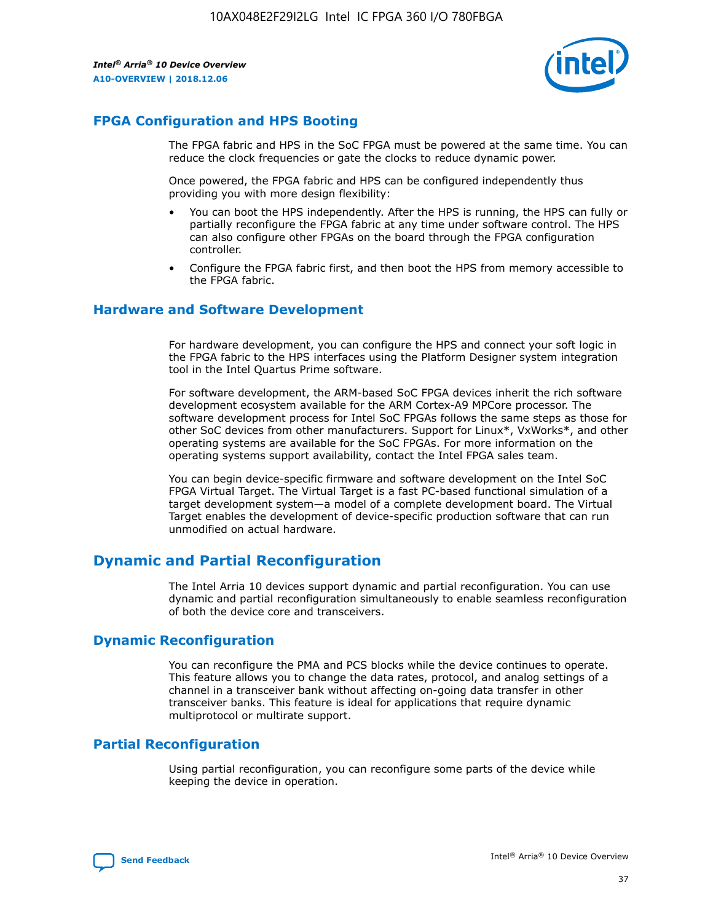## FPGA Configuration and HPS Booting

The FPGA fabric and HPS in the SoC FPGA must be powered at the same time. You can reduce the clock frequencies or gate the clocks to reduce dynamic power.

Once powered, the FPGA fabric and HPS can be configured independently thus providing you with more design flexibility:

- You can boot the HPS independently. After the HPS is running, the HPS can fully or partially reconfigure the FPGA fabric at any time under software control. The HPS can also configure other FPGAs on the board through the FPGA configuration controller.
- Configure the FPGA fabric first, and then boot the HPS from memory accessible to the FPGA fabric.

## Hardware and Software Development

For hardware development, you can configure the HPS and connect your soft logic in the FPGA fabric to the HPS interfaces using the Platform Designer system integration tool in the Intel Quartus Prime software.

For software development, the ARM-based SoC FPGA devices inherit the rich software development ecosystem available for the ARM Cortex-A9 MPCore processor. The software development process for Intel SoC FPGAs follows the same steps as those for other SoC devices from other manufacturers. Support for Linux*, VxWorks*, and other operating systems are available for the SoC FPGAs. For more information on the operating systems support availability, contact the Intel FPGA sales team.

You can begin device-specific firmware and software development on the Intel SoC FPGA Virtual Target. The Virtual Target is a fast PC-based functional simulation of a target development system—a model of a complete development board. The Virtual Target enables the development of device-specific production software that can run unmodified on actual hardware.

# Dynamic and Partial Reconfiguration

The Intel Arria 10 devices support dynamic and partial reconfiguration. You can use dynamic and partial reconfiguration simultaneously to enable seamless reconfiguration of both the device core and transceivers.

## Dynamic Reconfiguration

You can reconfigure the PMA and PCS blocks while the device continues to operate. This feature allows you to change the data rates, protocol, and analog settings of a channel in a transceiver bank without affecting on-going data transfer in other transceiver banks. This feature is ideal for applications that require dynamic multiprotocol or multirate support.

## Partial Reconfiguration

Using partial reconfiguration, you can reconfigure some parts of the device while keeping the device in operation.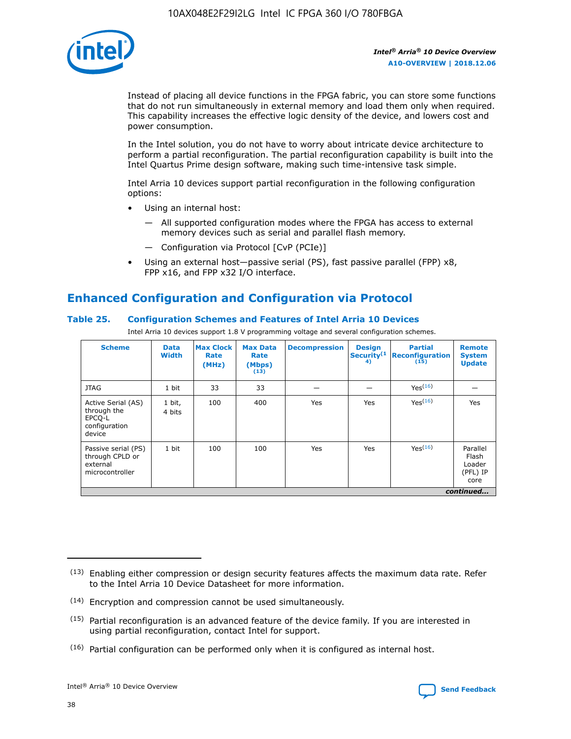Instead of placing all device functions in the FPGA fabric, you can store some functions that do not run simultaneously in external memory and load them only when required. This capability increases the effective logic density of the device, and lowers cost and power consumption.

In the Intel solution, you do not have to worry about intricate device architecture to perform a partial reconfiguration. The partial reconfiguration capability is built into the Intel Quartus Prime design software, making such time-intensive task simple.

Intel Arria 10 devices support partial reconfiguration in the following configuration options:

- Using an internal host:
  - — All supported configuration modes where the FPGA has access to external memory devices such as serial and parallel flash memory.
  - — Configuration via Protocol [CvP (PCIe)]
- Using an external host—passive serial (PS), fast passive parallel (FPP) x8, FPP x16, and FPP x32 I/O interface.

## Enhanced Configuration and Configuration via Protocol

### Table 25. Configuration Schemes and Features of Intel Arria 10 Devices

Intel Arria 10 devices support 1.8 V programming voltage and several configuration schemes.

| Scheme | Data Width | Max Clock Rate (MHz) | Max Data Rate (Mbps) (13) | Decompression | Design Security(14) | Partial Reconfiguration (15) | Remote System Update |
|---|---|---|---|---|---|---|---|
| JTAG | 1 bit | 33 | 33 | — | — | Yes(16) | — |
| Active Serial (AS) through the EPCQ-L configuration device | 1 bit, 4 bits | 100 | 400 | Yes | Yes | Yes(16) | Yes |
| Passive serial (PS) through CPLD or external microcontroller | 1 bit | 100 | 100 | Yes | Yes | Yes(16) | Parallel Flash Loader (PFL) IP core |

*continued...*

(13) Enabling either compression or design security features affects the maximum data rate. Refer to the Intel Arria 10 Device Datasheet for more information.

(14) Encryption and compression cannot be used simultaneously.

(15) Partial reconfiguration is an advanced feature of the device family. If you are interested in using partial reconfiguration, contact Intel for support.

(16) Partial configuration can be performed only when it is configured as internal host.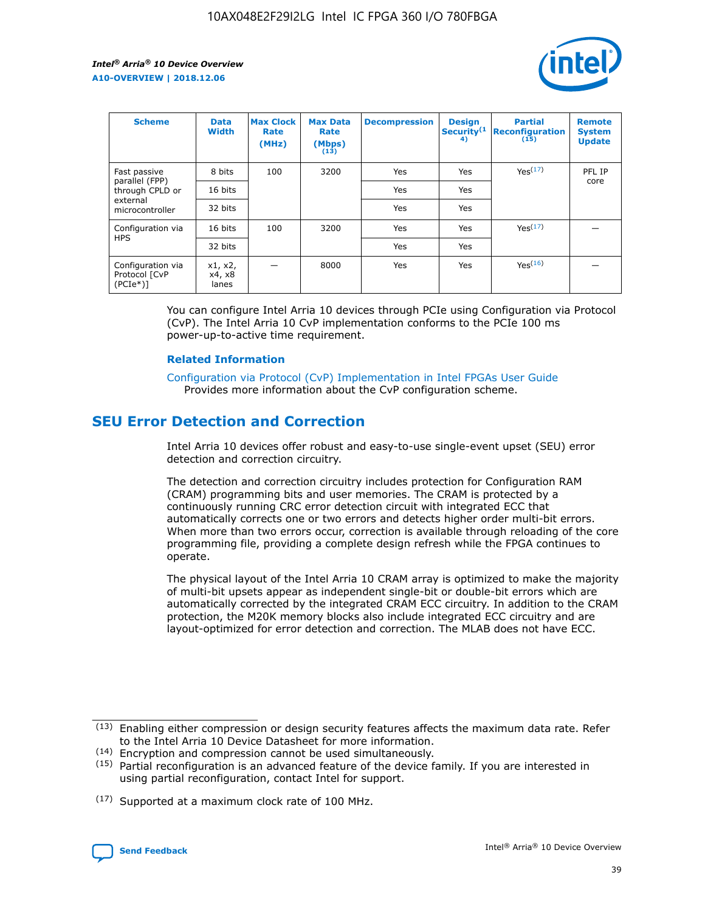| Scheme | Data Width | Max Clock Rate (MHz) | Max Data Rate (Mbps) (13) | Decompression | Design Security (14) | Partial Reconfiguration (15) | Remote System Update |
| --- | --- | --- | --- | --- | --- | --- | --- |
| Fast passive parallel (FPP) through CPLD or external microcontroller | 8 bits | 100 | 3200 | Yes | Yes | Yes[17] | PFL IP core |
| | 16 bits | | | Yes | Yes | | |
| | 32 bits | | | Yes | Yes | | |
| Configuration via HPS | 16 bits | 100 | 3200 | Yes | Yes | Yes[17] | — |
| | 32 bits | | | Yes | Yes | | |
| Configuration via Protocol [CvP (PCIe*)] | x1, x2, x4, x8 lanes | — | 8000 | Yes | Yes | Yes[16] | — |

You can configure Intel Arria 10 devices through PCIe using Configuration via Protocol (CvP). The Intel Arria 10 CvP implementation conforms to the PCIe 100 ms power-up-to-active time requirement.

**Related Information**

Configuration via Protocol (CvP) Implementation in Intel FPGAs User Guide
Provides more information about the CvP configuration scheme.

## SEU Error Detection and Correction

Intel Arria 10 devices offer robust and easy-to-use single-event upset (SEU) error detection and correction circuitry.

The detection and correction circuitry includes protection for Configuration RAM (CRAM) programming bits and user memories. The CRAM is protected by a continuously running CRC error detection circuit with integrated ECC that automatically corrects one or two errors and detects higher order multi-bit errors. When more than two errors occur, correction is available through reloading of the core programming file, providing a complete design refresh while the FPGA continues to operate.

The physical layout of the Intel Arria 10 CRAM array is optimized to make the majority of multi-bit upsets appear as independent single-bit or double-bit errors which are automatically corrected by the integrated CRAM ECC circuitry. In addition to the CRAM protection, the M20K memory blocks also include integrated ECC circuitry and are layout-optimized for error detection and correction. The MLAB does not have ECC.

(13) Enabling either compression or design security features affects the maximum data rate. Refer to the Intel Arria 10 Device Datasheet for more information.

(14) Encryption and compression cannot be used simultaneously.

(15) Partial reconfiguration is an advanced feature of the device family. If you are interested in using partial reconfiguration, contact Intel for support.

(17) Supported at a maximum clock rate of 100 MHz.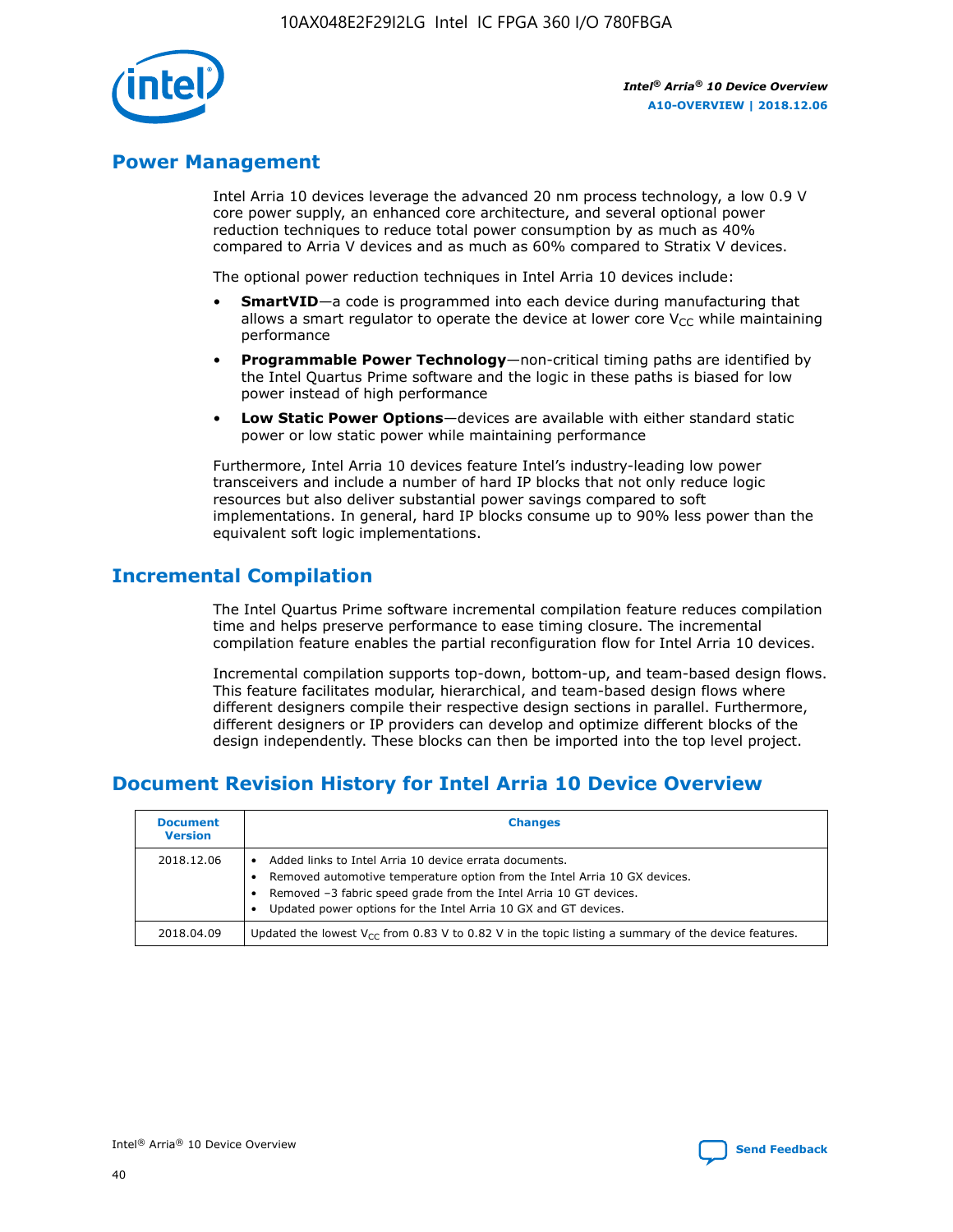## Power Management

Intel Arria 10 devices leverage the advanced 20 nm process technology, a low 0.9 V core power supply, an enhanced core architecture, and several optional power reduction techniques to reduce total power consumption by as much as 40% compared to Arria V devices and as much as 60% compared to Stratix V devices.

The optional power reduction techniques in Intel Arria 10 devices include:

- **SmartVID**—a code is programmed into each device during manufacturing that allows a smart regulator to operate the device at lower core $V_{CC}$ while maintaining performance
- **Programmable Power Technology**—non-critical timing paths are identified by the Intel Quartus Prime software and the logic in these paths is biased for low power instead of high performance
- **Low Static Power Options**—devices are available with either standard static power or low static power while maintaining performance

Furthermore, Intel Arria 10 devices feature Intel's industry-leading low power transceivers and include a number of hard IP blocks that not only reduce logic resources but also deliver substantial power savings compared to soft implementations. In general, hard IP blocks consume up to 90% less power than the equivalent soft logic implementations.

## Incremental Compilation

The Intel Quartus Prime software incremental compilation feature reduces compilation time and helps preserve performance to ease timing closure. The incremental compilation feature enables the partial reconfiguration flow for Intel Arria 10 devices.

Incremental compilation supports top-down, bottom-up, and team-based design flows. This feature facilitates modular, hierarchical, and team-based design flows where different designers compile their respective design sections in parallel. Furthermore, different designers or IP providers can develop and optimize different blocks of the design independently. These blocks can then be imported into the top level project.

## Document Revision History for Intel Arria 10 Device Overview

| Document Version | Changes |
|---|---|
| 2018.12.06 | • Added links to Intel Arria 10 device errata documents.<br>• Removed automotive temperature option from the Intel Arria 10 GX devices.<br>• Removed –3 fabric speed grade from the Intel Arria 10 GT devices.<br>• Updated power options for the Intel Arria 10 GX and GT devices. |
| 2018.04.09 | Updated the lowest $V_{CC}$ from 0.83 V to 0.82 V in the topic listing a summary of the device features. |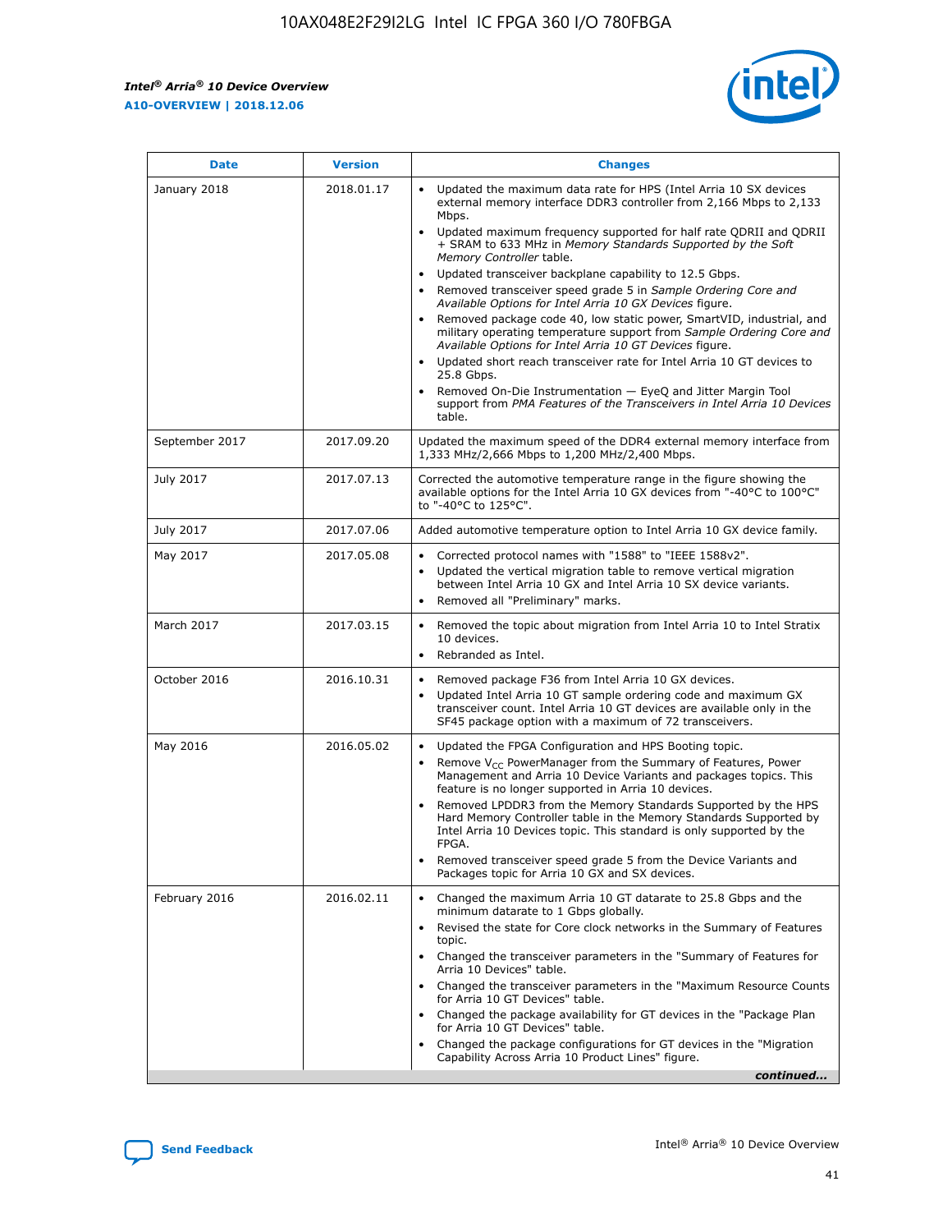| Date | Version | Changes |
| --- | --- | --- |
| January 2018 | 2018.01.17 | • Updated the maximum data rate for HPS (Intel Arria 10 SX devices external memory interface DDR3 controller from 2,166 Mbps to 2,133 Mbps.<br>• Updated maximum frequency supported for half rate QDRII and QDRII + SRAM to 633 MHz in *Memory Standards Supported by the Soft Memory Controller* table.<br>• Updated transceiver backplane capability to 12.5 Gbps.<br>• Removed transceiver speed grade 5 in *Sample Ordering Core and Available Options for Intel Arria 10 GX Devices* figure.<br>• Removed package code 40, low static power, SmartVID, industrial, and military operating temperature support from *Sample Ordering Core and Available Options for Intel Arria 10 GT Devices* figure.<br>• Updated short reach transceiver rate for Intel Arria 10 GT devices to 25.8 Gbps.<br>• Removed On-Die Instrumentation — EyeQ and Jitter Margin Tool support from *PMA Features of the Transceivers in Intel Arria 10 Devices* table. |
| September 2017 | 2017.09.20 | Updated the maximum speed of the DDR4 external memory interface from 1,333 MHz/2,666 Mbps to 1,200 MHz/2,400 Mbps. |
| July 2017 | 2017.07.13 | Corrected the automotive temperature range in the figure showing the available options for the Intel Arria 10 GX devices from "-40°C to 100°C" to "-40°C to 125°C". |
| July 2017 | 2017.07.06 | Added automotive temperature option to Intel Arria 10 GX device family. |
| May 2017 | 2017.05.08 | • Corrected protocol names with "1588" to "IEEE 1588v2".<br>• Updated the vertical migration table to remove vertical migration between Intel Arria 10 GX and Intel Arria 10 SX device variants.<br>• Removed all "Preliminary" marks. |
| March 2017 | 2017.03.15 | • Removed the topic about migration from Intel Arria 10 to Intel Stratix 10 devices.<br>• Rebranded as Intel. |
| October 2016 | 2016.10.31 | • Removed package F36 from Intel Arria 10 GX devices.<br>• Updated Intel Arria 10 GT sample ordering code and maximum GX transceiver count. Intel Arria 10 GT devices are available only in the SF45 package option with a maximum of 72 transceivers. |
| May 2016 | 2016.05.02 | • Updated the FPGA Configuration and HPS Booting topic.<br>• Remove $V_{CC}$ PowerManager from the Summary of Features, Power Management and Arria 10 Device Variants and packages topics. This feature is no longer supported in Arria 10 devices.<br>• Removed LPDDR3 from the Memory Standards Supported by the HPS Hard Memory Controller table in the Memory Standards Supported by Intel Arria 10 Devices topic. This standard is only supported by the FPGA.<br>• Removed transceiver speed grade 5 from the Device Variants and Packages topic for Arria 10 GX and SX devices. |
| February 2016 | 2016.02.11 | • Changed the maximum Arria 10 GT datarate to 25.8 Gbps and the minimum datarate to 1 Gbps globally.<br>• Revised the state for Core clock networks in the Summary of Features topic.<br>• Changed the transceiver parameters in the "Summary of Features for Arria 10 Devices" table.<br>• Changed the transceiver parameters in the "Maximum Resource Counts for Arria 10 GT Devices" table.<br>• Changed the package availability for GT devices in the "Package Plan for Arria 10 GT Devices" table.<br>• Changed the package configurations for GT devices in the "Migration Capability Across Arria 10 Product Lines" figure. |

*continued...*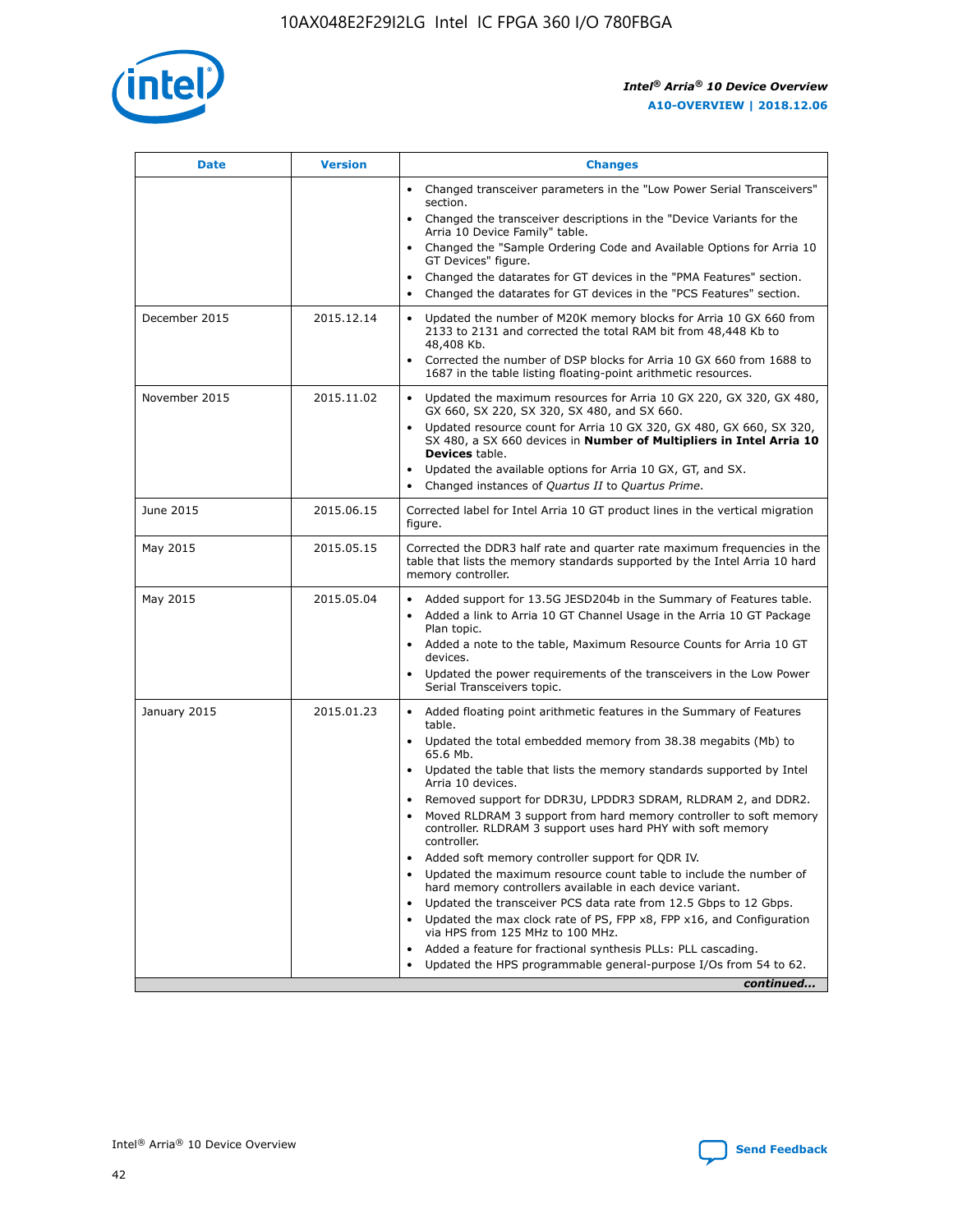| Date | Version | Changes |
| --- | --- | --- |
| | | • Changed transceiver parameters in the "Low Power Serial Transceivers" section.<br>• Changed the transceiver descriptions in the "Device Variants for the Arria 10 Device Family" table.<br>• Changed the "Sample Ordering Code and Available Options for Arria 10 GT Devices" figure.<br>• Changed the datarates for GT devices in the "PMA Features" section.<br>• Changed the datarates for GT devices in the "PCS Features" section. |
| December 2015 | 2015.12.14 | • Updated the number of M20K memory blocks for Arria 10 GX 660 from 2133 to 2131 and corrected the total RAM bit from 48,448 Kb to 48,408 Kb.<br>• Corrected the number of DSP blocks for Arria 10 GX 660 from 1688 to 1687 in the table listing floating-point arithmetic resources. |
| November 2015 | 2015.11.02 | • Updated the maximum resources for Arria 10 GX 220, GX 320, GX 480, GX 660, SX 220, SX 320, SX 480, and SX 660.<br>• Updated resource count for Arria 10 GX 320, GX 480, GX 660, SX 320, SX 480, a SX 660 devices in **Number of Multipliers in Intel Arria 10 Devices** table.<br>• Updated the available options for Arria 10 GX, GT, and SX.<br>• Changed instances of *Quartus II* to *Quartus Prime*. |
| June 2015 | 2015.06.15 | Corrected label for Intel Arria 10 GT product lines in the vertical migration figure. |
| May 2015 | 2015.05.15 | Corrected the DDR3 half rate and quarter rate maximum frequencies in the table that lists the memory standards supported by the Intel Arria 10 hard memory controller. |
| May 2015 | 2015.05.04 | • Added support for 13.5G JESD204b in the Summary of Features table.<br>• Added a link to Arria 10 GT Channel Usage in the Arria 10 GT Package Plan topic.<br>• Added a note to the table, Maximum Resource Counts for Arria 10 GT devices.<br>• Updated the power requirements of the transceivers in the Low Power Serial Transceivers topic. |
| January 2015 | 2015.01.23 | • Added floating point arithmetic features in the Summary of Features table.<br>• Updated the total embedded memory from 38.38 megabits (Mb) to 65.6 Mb.<br>• Updated the table that lists the memory standards supported by Intel Arria 10 devices.<br>• Removed support for DDR3U, LPDDR3 SDRAM, RLDRAM 2, and DDR2.<br>• Moved RLDRAM 3 support from hard memory controller to soft memory controller. RLDRAM 3 support uses hard PHY with soft memory controller.<br>• Added soft memory controller support for QDR IV.<br>• Updated the maximum resource count table to include the number of hard memory controllers available in each device variant.<br>• Updated the transceiver PCS data rate from 12.5 Gbps to 12 Gbps.<br>• Updated the max clock rate of PS, FPP x8, FPP x16, and Configuration via HPS from 125 MHz to 100 MHz.<br>• Added a feature for fractional synthesis PLLs: PLL cascading.<br>• Updated the HPS programmable general-purpose I/Os from 54 to 62. |

*continued...*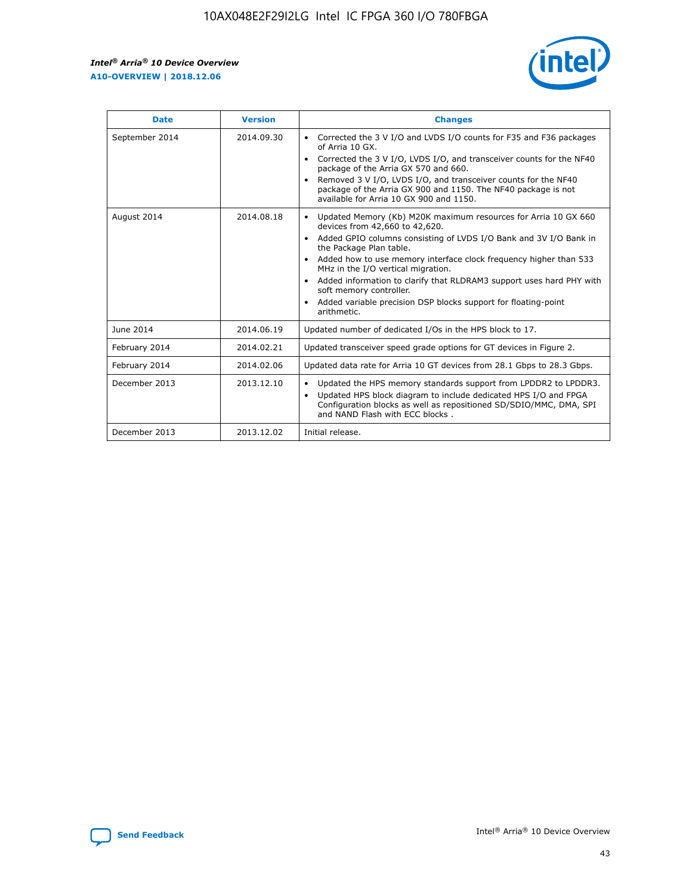| Date | Version | Changes |
| --- | --- | --- |
| September 2014 | 2014.09.30 | • Corrected the 3 V I/O and LVDS I/O counts for F35 and F36 packages of Arria 10 GX.<br>• Corrected the 3 V I/O, LVDS I/O, and transceiver counts for the NF40 package of the Arria GX 570 and 660.<br>• Removed 3 V I/O, LVDS I/O, and transceiver counts for the NF40 package of the Arria GX 900 and 1150. The NF40 package is not available for Arria 10 GX 900 and 1150. |
| August 2014 | 2014.08.18 | • Updated Memory (Kb) M20K maximum resources for Arria 10 GX 660 devices from 42,660 to 42,620.<br>• Added GPIO columns consisting of LVDS I/O Bank and 3V I/O Bank in the Package Plan table.<br>• Added how to use memory interface clock frequency higher than 533 MHz in the I/O vertical migration.<br>• Added information to clarify that RLDRAM3 support uses hard PHY with soft memory controller.<br>• Added variable precision DSP blocks support for floating-point arithmetic. |
| June 2014 | 2014.06.19 | Updated number of dedicated I/Os in the HPS block to 17. |
| February 2014 | 2014.02.21 | Updated transceiver speed grade options for GT devices in Figure 2. |
| February 2014 | 2014.02.06 | Updated data rate for Arria 10 GT devices from 28.1 Gbps to 28.3 Gbps. |
| December 2013 | 2013.12.10 | • Updated the HPS memory standards support from LPDDR2 to LPDDR3.<br>• Updated HPS block diagram to include dedicated HPS I/O and FPGA Configuration blocks as well as repositioned SD/SDIO/MMC, DMA, SPI and NAND Flash with ECC blocks . |
| December 2013 | 2013.12.02 | Initial release. |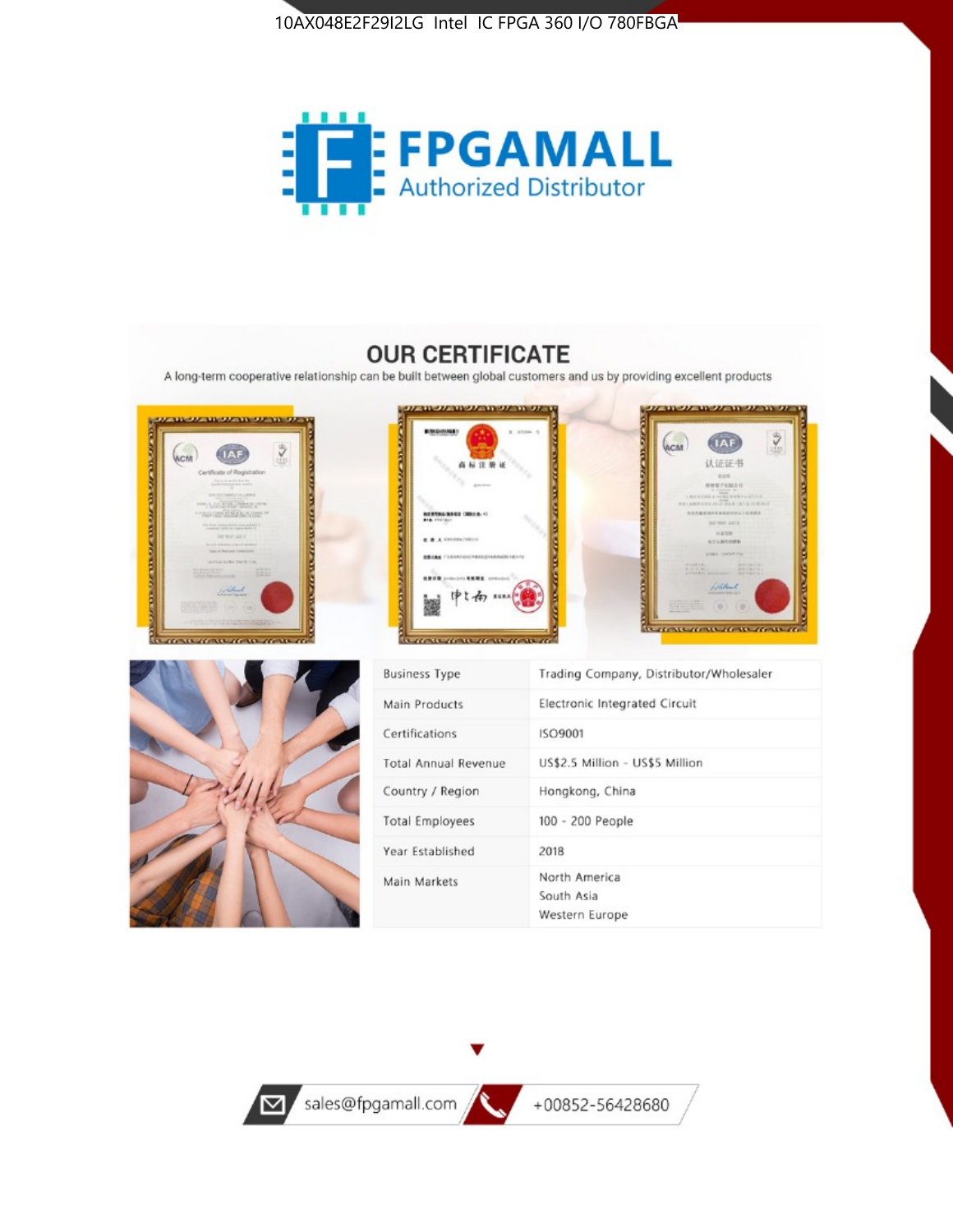FPGAMALL
Authorized Distributor

## OUR CERTIFICATE

A long-term cooperative relationship can be built between global customers and us by providing excellent products

| | |
|---|---|
| Business Type | Trading Company, Distributor/Wholesaler |
| Main Products | Electronic Integrated Circuit |
| Certifications | ISO9001 |
| Total Annual Revenue | US$2.5 Million - US$5 Million |
| Country / Region | Hongkong, China |
| Total Employees | 100 - 200 People |
| Year Established | 2018 |
| Main Markets | North America<br>South Asia<br>Western Europe |

sales@fpgamall.com

+00852-56428680